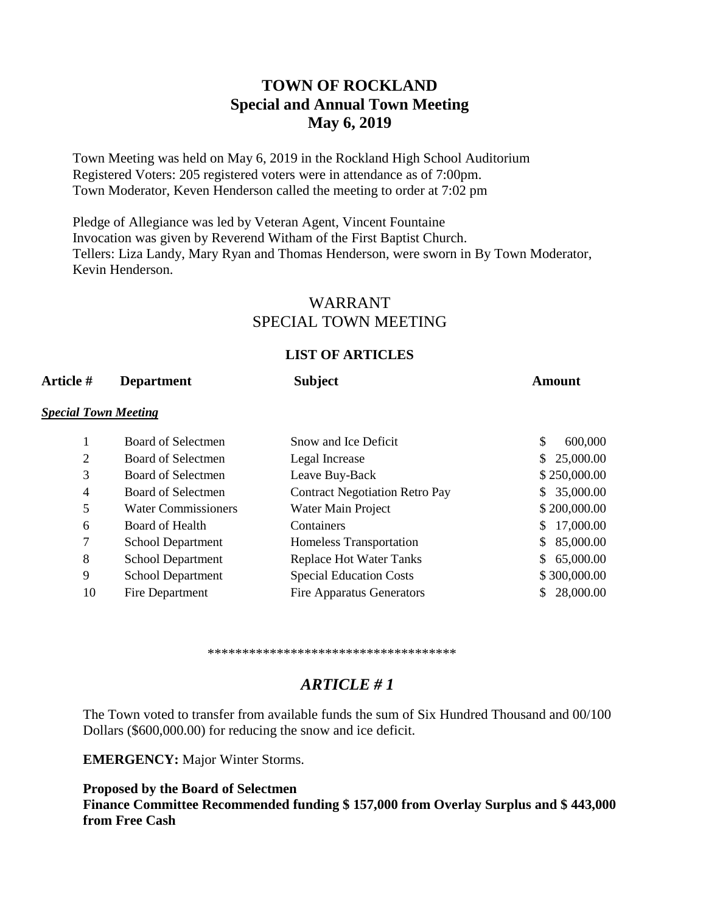# TOWN OF ROCKLAND
## Special and Annual Town Meeting
## May 6, 2019

Town Meeting was held on May 6, 2019 in the Rockland High School Auditorium
Registered Voters: 205 registered voters were in attendance as of 7:00pm.
Town Moderator, Keven Henderson called the meeting to order at 7:02 pm

Pledge of Allegiance was led by Veteran Agent, Vincent Fountaine
Invocation was given by Reverend Witham of the First Baptist Church.
Tellers: Liza Landy, Mary Ryan and Thomas Henderson, were sworn in By Town Moderator, Kevin Henderson.

## WARRANT
## SPECIAL TOWN MEETING

### LIST OF ARTICLES

| Article # | Department | Subject | Amount |
|---|---|---|---|
| ***Special Town Meeting*** | | | |
| 1 | Board of Selectmen | Snow and Ice Deficit | $ 600,000 |
| 2 | Board of Selectmen | Legal Increase | $ 25,000.00 |
| 3 | Board of Selectmen | Leave Buy-Back | $ 250,000.00 |
| 4 | Board of Selectmen | Contract Negotiation Retro Pay | $ 35,000.00 |
| 5 | Water Commissioners | Water Main Project | $ 200,000.00 |
| 6 | Board of Health | Containers | $ 17,000.00 |
| 7 | School Department | Homeless Transportation | $ 85,000.00 |
| 8 | School Department | Replace Hot Water Tanks | $ 65,000.00 |
| 9 | School Department | Special Education Costs | $ 300,000.00 |
| 10 | Fire Department | Fire Apparatus Generators | $ 28,000.00 |

\*\*\*\*\*\*\*\*\*\*\*\*\*\*\*\*\*\*\*\*\*\*\*\*\*\*\*\*\*\*\*\*\*\*\*\*

## *ARTICLE # 1*

The Town voted to transfer from available funds the sum of Six Hundred Thousand and 00/100 Dollars ($600,000.00) for reducing the snow and ice deficit.

**EMERGENCY:** Major Winter Storms.

**Proposed by the Board of Selectmen**
**Finance Committee Recommended funding $ 157,000 from Overlay Surplus and $ 443,000 from Free Cash**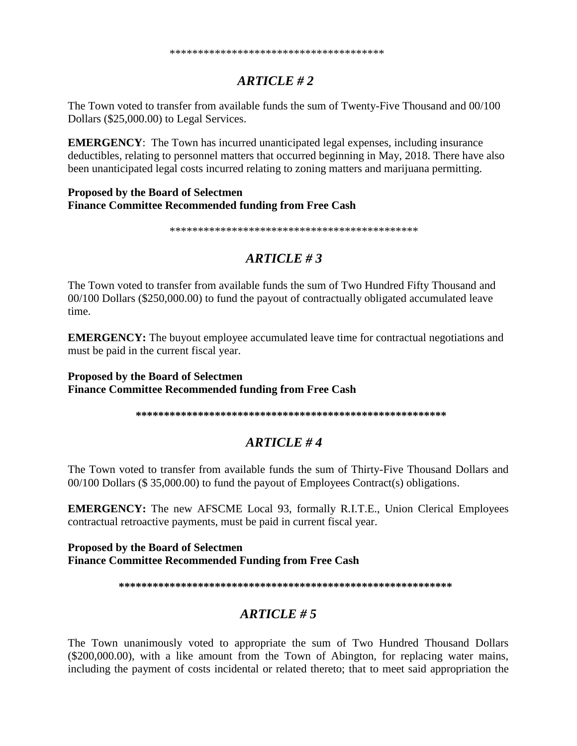**************************************

## *ARTICLE # 2*

The Town voted to transfer from available funds the sum of Twenty-Five Thousand and 00/100 Dollars ($25,000.00) to Legal Services.

**EMERGENCY**: The Town has incurred unanticipated legal expenses, including insurance deductibles, relating to personnel matters that occurred beginning in May, 2018. There have also been unanticipated legal costs incurred relating to zoning matters and marijuana permitting.

**Proposed by the Board of Selectmen**
**Finance Committee Recommended funding from Free Cash**

*********************************************

## *ARTICLE # 3*

The Town voted to transfer from available funds the sum of Two Hundred Fifty Thousand and 00/100 Dollars ($250,000.00) to fund the payout of contractually obligated accumulated leave time.

**EMERGENCY:** The buyout employee accumulated leave time for contractual negotiations and must be paid in the current fiscal year.

**Proposed by the Board of Selectmen**
**Finance Committee Recommended funding from Free Cash**

*******************************************************

## *ARTICLE # 4*

The Town voted to transfer from available funds the sum of Thirty-Five Thousand Dollars and 00/100 Dollars ($ 35,000.00) to fund the payout of Employees Contract(s) obligations.

**EMERGENCY:** The new AFSCME Local 93, formally R.I.T.E., Union Clerical Employees contractual retroactive payments, must be paid in current fiscal year.

**Proposed by the Board of Selectmen**
**Finance Committee Recommended Funding from Free Cash**

**********************************************************

## *ARTICLE # 5*

The Town unanimously voted to appropriate the sum of Two Hundred Thousand Dollars ($200,000.00), with a like amount from the Town of Abington, for replacing water mains, including the payment of costs incidental or related thereto; that to meet said appropriation the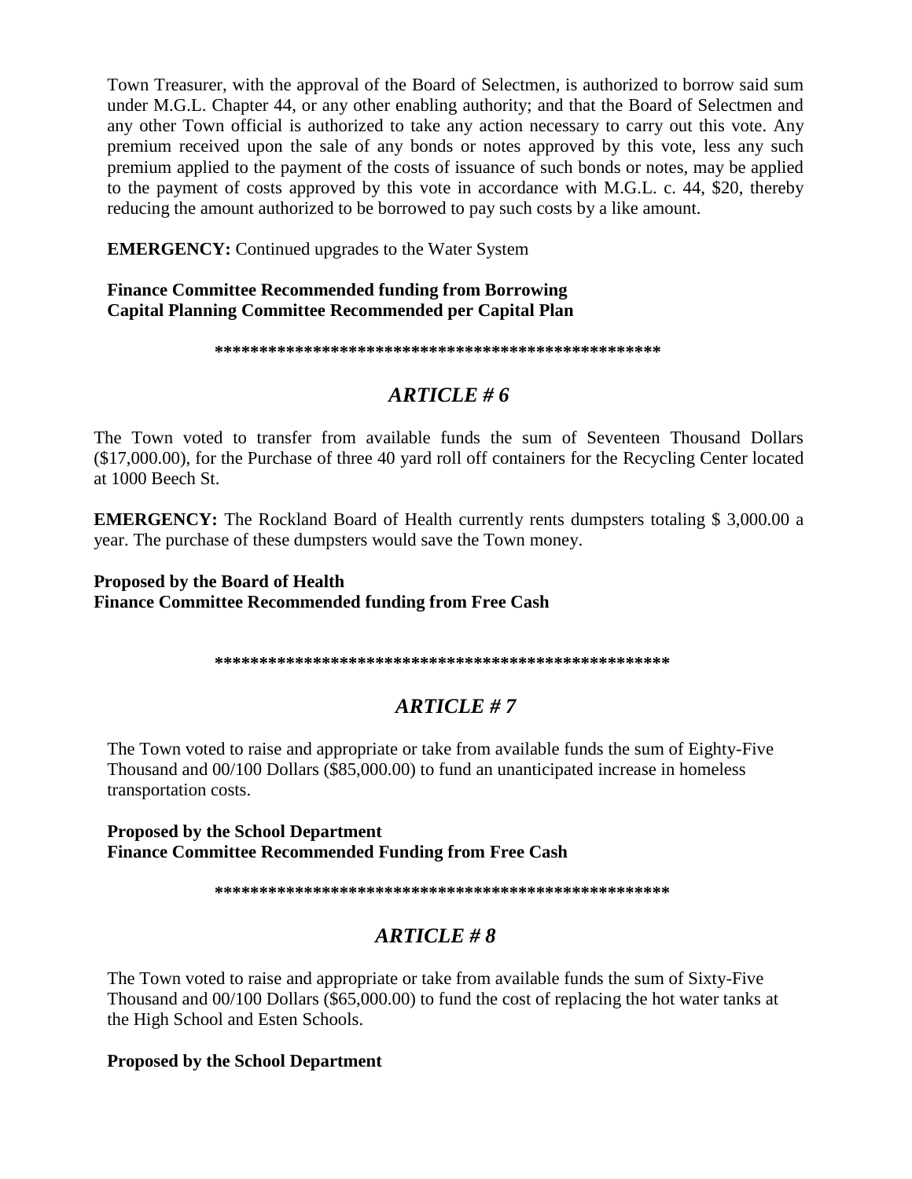Town Treasurer, with the approval of the Board of Selectmen, is authorized to borrow said sum under M.G.L. Chapter 44, or any other enabling authority; and that the Board of Selectmen and any other Town official is authorized to take any action necessary to carry out this vote. Any premium received upon the sale of any bonds or notes approved by this vote, less any such premium applied to the payment of the costs of issuance of such bonds or notes, may be applied to the payment of costs approved by this vote in accordance with M.G.L. c. 44, $20, thereby reducing the amount authorized to be borrowed to pay such costs by a like amount.

**EMERGENCY:** Continued upgrades to the Water System

**Finance Committee Recommended funding from Borrowing**
**Capital Planning Committee Recommended per Capital Plan**

**\*\*\*\*\*\*\*\*\*\*\*\*\*\*\*\*\*\*\*\*\*\*\*\*\*\*\*\*\*\*\*\*\*\*\*\*\*\*\*\*\*\*\*\*\*\*\*\*\*\***

## *ARTICLE # 6*

The Town voted to transfer from available funds the sum of Seventeen Thousand Dollars ($17,000.00), for the Purchase of three 40 yard roll off containers for the Recycling Center located at 1000 Beech St.

**EMERGENCY:** The Rockland Board of Health currently rents dumpsters totaling $ 3,000.00 a year. The purchase of these dumpsters would save the Town money.

**Proposed by the Board of Health**
**Finance Committee Recommended funding from Free Cash**

**\*\*\*\*\*\*\*\*\*\*\*\*\*\*\*\*\*\*\*\*\*\*\*\*\*\*\*\*\*\*\*\*\*\*\*\*\*\*\*\*\*\*\*\*\*\*\*\*\*\***

## *ARTICLE # 7*

The Town voted to raise and appropriate or take from available funds the sum of Eighty-Five Thousand and 00/100 Dollars ($85,000.00) to fund an unanticipated increase in homeless transportation costs.

**Proposed by the School Department**
**Finance Committee Recommended Funding from Free Cash**

**\*\*\*\*\*\*\*\*\*\*\*\*\*\*\*\*\*\*\*\*\*\*\*\*\*\*\*\*\*\*\*\*\*\*\*\*\*\*\*\*\*\*\*\*\*\*\*\*\*\***

## *ARTICLE # 8*

The Town voted to raise and appropriate or take from available funds the sum of Sixty-Five Thousand and 00/100 Dollars ($65,000.00) to fund the cost of replacing the hot water tanks at the High School and Esten Schools.

**Proposed by the School Department**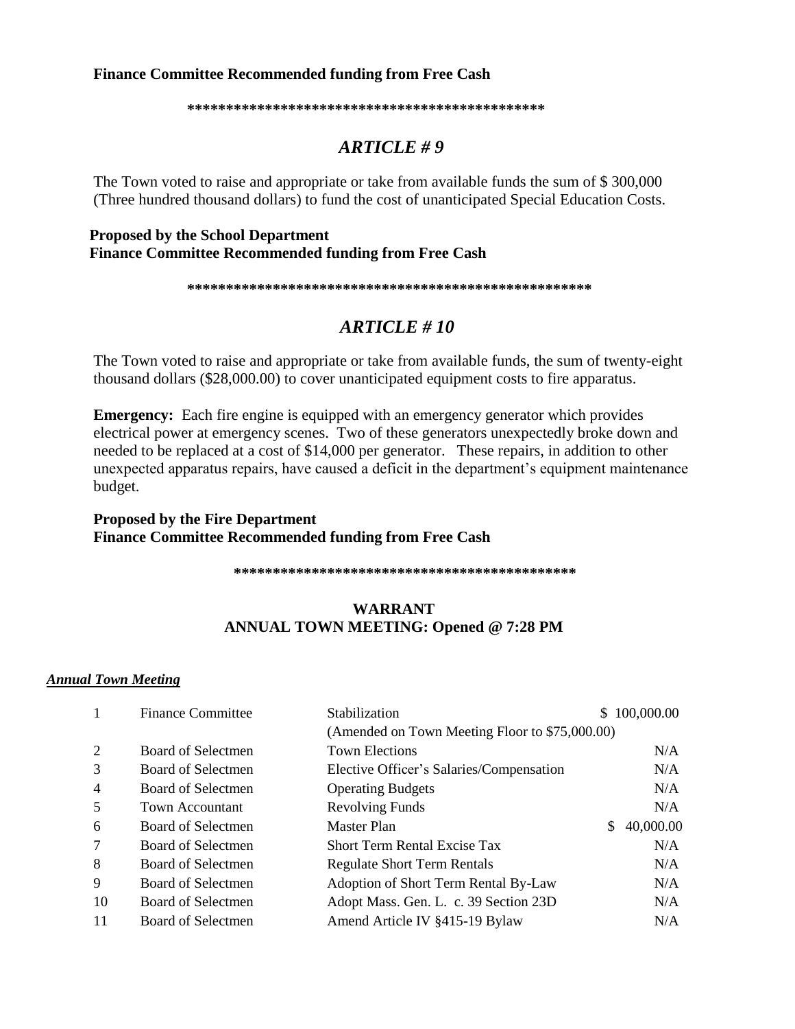**Finance Committee Recommended funding from Free Cash**

\*\*\*\*\*\*\*\*\*\*\*\*\*\*\*\*\*\*\*\*\*\*\*\*\*\*\*\*\*\*\*\*\*\*\*\*\*\*\*\*\*\*\*\*\*\*

## *ARTICLE # 9*

The Town voted to raise and appropriate or take from available funds the sum of $ 300,000 (Three hundred thousand dollars) to fund the cost of unanticipated Special Education Costs.

**Proposed by the School Department**
**Finance Committee Recommended funding from Free Cash**

\*\*\*\*\*\*\*\*\*\*\*\*\*\*\*\*\*\*\*\*\*\*\*\*\*\*\*\*\*\*\*\*\*\*\*\*\*\*\*\*\*\*\*\*\*\*\*\*\*\*\*\*\*

## *ARTICLE # 10*

The Town voted to raise and appropriate or take from available funds, the sum of twenty-eight thousand dollars ($28,000.00) to cover unanticipated equipment costs to fire apparatus.

**Emergency:** Each fire engine is equipped with an emergency generator which provides electrical power at emergency scenes. Two of these generators unexpectedly broke down and needed to be replaced at a cost of $14,000 per generator. These repairs, in addition to other unexpected apparatus repairs, have caused a deficit in the department's equipment maintenance budget.

**Proposed by the Fire Department**
**Finance Committee Recommended funding from Free Cash**

\*\*\*\*\*\*\*\*\*\*\*\*\*\*\*\*\*\*\*\*\*\*\*\*\*\*\*\*\*\*\*\*\*\*\*\*\*\*\*\*\*\*\*\*\*\*

**WARRANT**
**ANNUAL TOWN MEETING: Opened @ 7:28 PM**

***Annual Town Meeting***

| | | | |
|---|---|---|---|
| 1 | Finance Committee | Stabilization | $ 100,000.00 |
| | | (Amended on Town Meeting Floor to $75,000.00) | |
| 2 | Board of Selectmen | Town Elections | N/A |
| 3 | Board of Selectmen | Elective Officer's Salaries/Compensation | N/A |
| 4 | Board of Selectmen | Operating Budgets | N/A |
| 5 | Town Accountant | Revolving Funds | N/A |
| 6 | Board of Selectmen | Master Plan | $ 40,000.00 |
| 7 | Board of Selectmen | Short Term Rental Excise Tax | N/A |
| 8 | Board of Selectmen | Regulate Short Term Rentals | N/A |
| 9 | Board of Selectmen | Adoption of Short Term Rental By-Law | N/A |
| 10 | Board of Selectmen | Adopt Mass. Gen. L. c. 39 Section 23D | N/A |
| 11 | Board of Selectmen | Amend Article IV §415-19 Bylaw | N/A |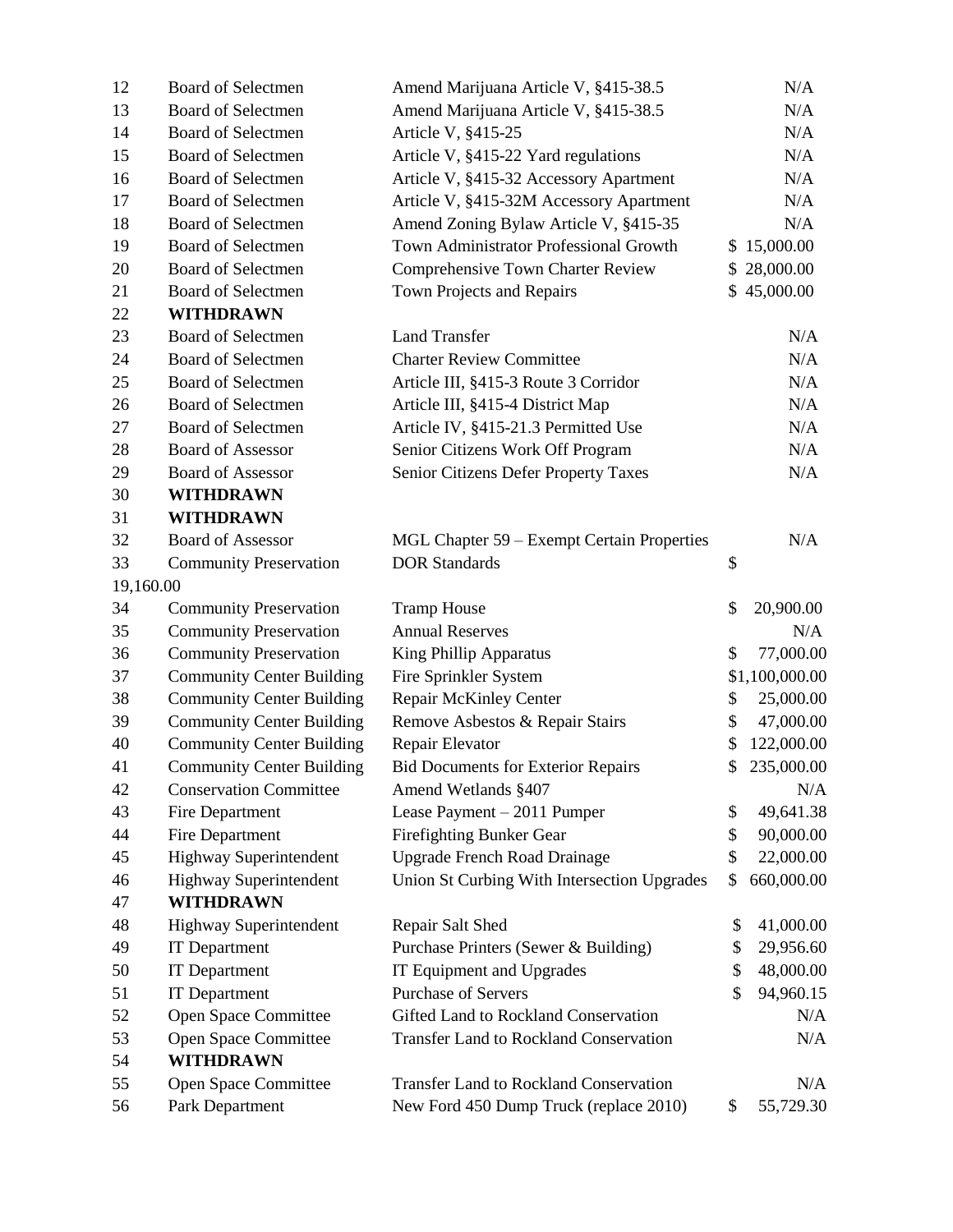| | | | |
|---|---|---|---|
| 12 | Board of Selectmen | Amend Marijuana Article V, §415-38.5 | N/A |
| 13 | Board of Selectmen | Amend Marijuana Article V, §415-38.5 | N/A |
| 14 | Board of Selectmen | Article V, §415-25 | N/A |
| 15 | Board of Selectmen | Article V, §415-22 Yard regulations | N/A |
| 16 | Board of Selectmen | Article V, §415-32 Accessory Apartment | N/A |
| 17 | Board of Selectmen | Article V, §415-32M Accessory Apartment | N/A |
| 18 | Board of Selectmen | Amend Zoning Bylaw Article V, §415-35 | N/A |
| 19 | Board of Selectmen | Town Administrator Professional Growth | $ 15,000.00 |
| 20 | Board of Selectmen | Comprehensive Town Charter Review | $ 28,000.00 |
| 21 | Board of Selectmen | Town Projects and Repairs | $ 45,000.00 |
| 22 | **WITHDRAWN** | | |
| 23 | Board of Selectmen | Land Transfer | N/A |
| 24 | Board of Selectmen | Charter Review Committee | N/A |
| 25 | Board of Selectmen | Article III, §415-3 Route 3 Corridor | N/A |
| 26 | Board of Selectmen | Article III, §415-4 District Map | N/A |
| 27 | Board of Selectmen | Article IV, §415-21.3 Permitted Use | N/A |
| 28 | Board of Assessor | Senior Citizens Work Off Program | N/A |
| 29 | Board of Assessor | Senior Citizens Defer Property Taxes | N/A |
| 30 | **WITHDRAWN** | | |
| 31 | **WITHDRAWN** | | |
| 32 | Board of Assessor | MGL Chapter 59 – Exempt Certain Properties | N/A |
| 33 | Community Preservation | DOR Standards | $ 19,160.00 |
| 34 | Community Preservation | Tramp House | $ 20,900.00 |
| 35 | Community Preservation | Annual Reserves | N/A |
| 36 | Community Preservation | King Phillip Apparatus | $ 77,000.00 |
| 37 | Community Center Building | Fire Sprinkler System | $1,100,000.00 |
| 38 | Community Center Building | Repair McKinley Center | $ 25,000.00 |
| 39 | Community Center Building | Remove Asbestos & Repair Stairs | $ 47,000.00 |
| 40 | Community Center Building | Repair Elevator | $ 122,000.00 |
| 41 | Community Center Building | Bid Documents for Exterior Repairs | $ 235,000.00 |
| 42 | Conservation Committee | Amend Wetlands §407 | N/A |
| 43 | Fire Department | Lease Payment – 2011 Pumper | $ 49,641.38 |
| 44 | Fire Department | Firefighting Bunker Gear | $ 90,000.00 |
| 45 | Highway Superintendent | Upgrade French Road Drainage | $ 22,000.00 |
| 46 | Highway Superintendent | Union St Curbing With Intersection Upgrades | $ 660,000.00 |
| 47 | **WITHDRAWN** | | |
| 48 | Highway Superintendent | Repair Salt Shed | $ 41,000.00 |
| 49 | IT Department | Purchase Printers (Sewer & Building) | $ 29,956.60 |
| 50 | IT Department | IT Equipment and Upgrades | $ 48,000.00 |
| 51 | IT Department | Purchase of Servers | $ 94,960.15 |
| 52 | Open Space Committee | Gifted Land to Rockland Conservation | N/A |
| 53 | Open Space Committee | Transfer Land to Rockland Conservation | N/A |
| 54 | **WITHDRAWN** | | |
| 55 | Open Space Committee | Transfer Land to Rockland Conservation | N/A |
| 56 | Park Department | New Ford 450 Dump Truck (replace 2010) | $ 55,729.30 |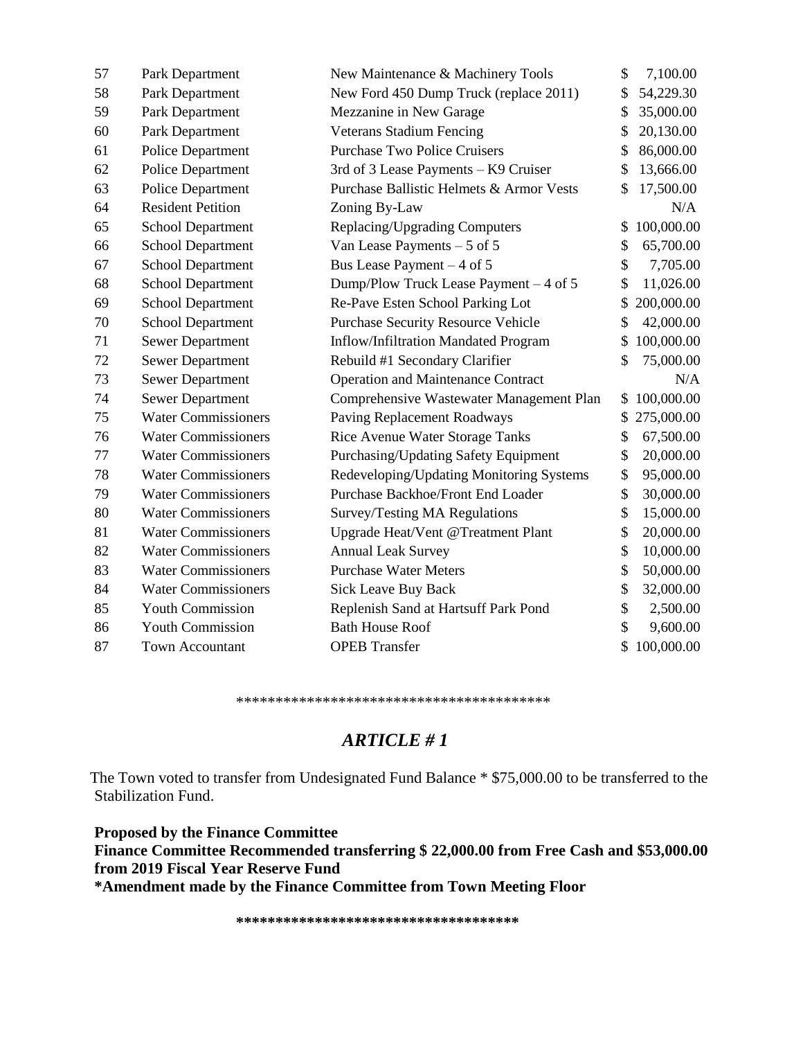| | | | |
|---|---|---|---|
| 57 | Park Department | New Maintenance & Machinery Tools | $ 7,100.00 |
| 58 | Park Department | New Ford 450 Dump Truck (replace 2011) | $ 54,229.30 |
| 59 | Park Department | Mezzanine in New Garage | $ 35,000.00 |
| 60 | Park Department | Veterans Stadium Fencing | $ 20,130.00 |
| 61 | Police Department | Purchase Two Police Cruisers | $ 86,000.00 |
| 62 | Police Department | 3rd of 3 Lease Payments – K9 Cruiser | $ 13,666.00 |
| 63 | Police Department | Purchase Ballistic Helmets & Armor Vests | $ 17,500.00 |
| 64 | Resident Petition | Zoning By-Law | N/A |
| 65 | School Department | Replacing/Upgrading Computers | $ 100,000.00 |
| 66 | School Department | Van Lease Payments – 5 of 5 | $ 65,700.00 |
| 67 | School Department | Bus Lease Payment – 4 of 5 | $ 7,705.00 |
| 68 | School Department | Dump/Plow Truck Lease Payment – 4 of 5 | $ 11,026.00 |
| 69 | School Department | Re-Pave Esten School Parking Lot | $ 200,000.00 |
| 70 | School Department | Purchase Security Resource Vehicle | $ 42,000.00 |
| 71 | Sewer Department | Inflow/Infiltration Mandated Program | $ 100,000.00 |
| 72 | Sewer Department | Rebuild #1 Secondary Clarifier | $ 75,000.00 |
| 73 | Sewer Department | Operation and Maintenance Contract | N/A |
| 74 | Sewer Department | Comprehensive Wastewater Management Plan | $ 100,000.00 |
| 75 | Water Commissioners | Paving Replacement Roadways | $ 275,000.00 |
| 76 | Water Commissioners | Rice Avenue Water Storage Tanks | $ 67,500.00 |
| 77 | Water Commissioners | Purchasing/Updating Safety Equipment | $ 20,000.00 |
| 78 | Water Commissioners | Redeveloping/Updating Monitoring Systems | $ 95,000.00 |
| 79 | Water Commissioners | Purchase Backhoe/Front End Loader | $ 30,000.00 |
| 80 | Water Commissioners | Survey/Testing MA Regulations | $ 15,000.00 |
| 81 | Water Commissioners | Upgrade Heat/Vent @Treatment Plant | $ 20,000.00 |
| 82 | Water Commissioners | Annual Leak Survey | $ 10,000.00 |
| 83 | Water Commissioners | Purchase Water Meters | $ 50,000.00 |
| 84 | Water Commissioners | Sick Leave Buy Back | $ 32,000.00 |
| 85 | Youth Commission | Replenish Sand at Hartsuff Park Pond | $ 2,500.00 |
| 86 | Youth Commission | Bath House Roof | $ 9,600.00 |
| 87 | Town Accountant | OPEB Transfer | $ 100,000.00 |

****************************************

## *ARTICLE # 1*

The Town voted to transfer from Undesignated Fund Balance * $75,000.00 to be transferred to the Stabilization Fund.

**Proposed by the Finance Committee**
**Finance Committee Recommended transferring $ 22,000.00 from Free Cash and $53,000.00 from 2019 Fiscal Year Reserve Fund**
***Amendment made by the Finance Committee from Town Meeting Floor**

************************************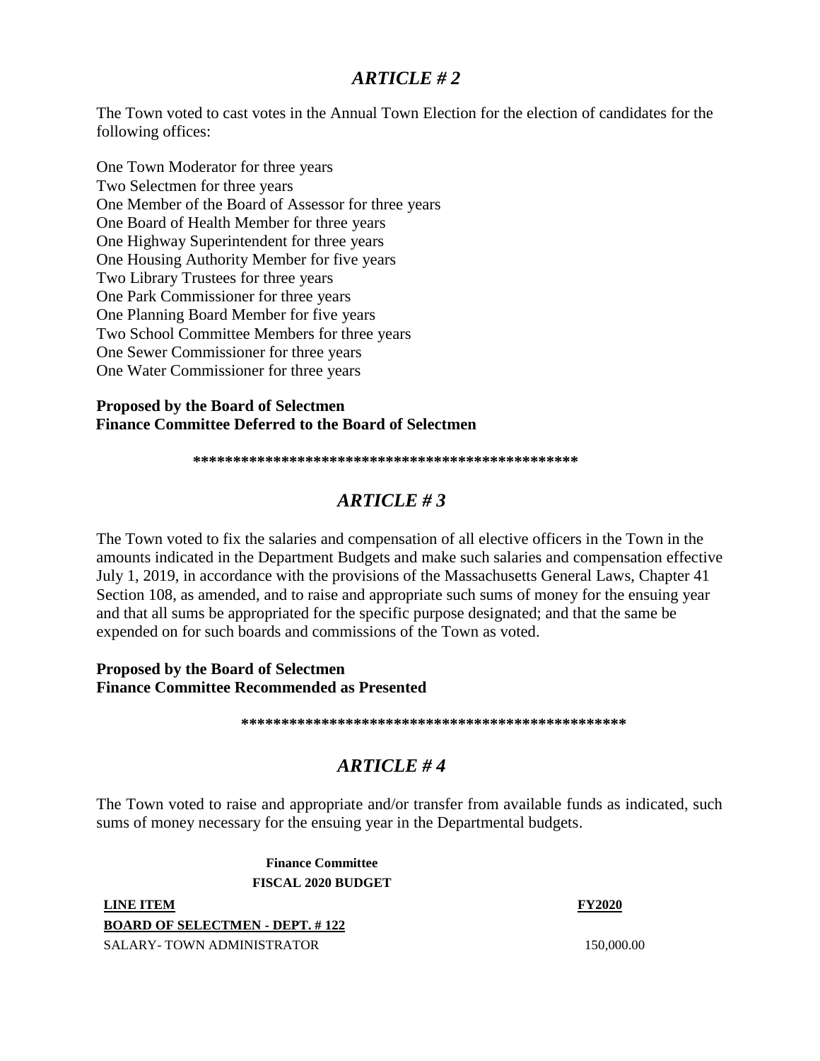## *ARTICLE # 2*

The Town voted to cast votes in the Annual Town Election for the election of candidates for the following offices:

One Town Moderator for three years
Two Selectmen for three years
One Member of the Board of Assessor for three years
One Board of Health Member for three years
One Highway Superintendent for three years
One Housing Authority Member for five years
Two Library Trustees for three years
One Park Commissioner for three years
One Planning Board Member for five years
Two School Committee Members for three years
One Sewer Commissioner for three years
One Water Commissioner for three years

**Proposed by the Board of Selectmen**
**Finance Committee Deferred to the Board of Selectmen**

\*\*\*\*\*\*\*\*\*\*\*\*\*\*\*\*\*\*\*\*\*\*\*\*\*\*\*\*\*\*\*\*\*\*\*\*\*\*\*\*\*\*\*\*\*\*\*\*

## *ARTICLE # 3*

The Town voted to fix the salaries and compensation of all elective officers in the Town in the amounts indicated in the Department Budgets and make such salaries and compensation effective July 1, 2019, in accordance with the provisions of the Massachusetts General Laws, Chapter 41 Section 108, as amended, and to raise and appropriate such sums of money for the ensuing year and that all sums be appropriated for the specific purpose designated; and that the same be expended on for such boards and commissions of the Town as voted.

**Proposed by the Board of Selectmen**
**Finance Committee Recommended as Presented**

\*\*\*\*\*\*\*\*\*\*\*\*\*\*\*\*\*\*\*\*\*\*\*\*\*\*\*\*\*\*\*\*\*\*\*\*\*\*\*\*\*\*\*\*\*\*\*\*

## *ARTICLE # 4*

The Town voted to raise and appropriate and/or transfer from available funds as indicated, such sums of money necessary for the ensuing year in the Departmental budgets.

**Finance Committee**
**FISCAL 2020 BUDGET**

| LINE ITEM | FY2020 |
|---|---|
| **BOARD OF SELECTMEN - DEPT. # 122** | |
| SALARY- TOWN ADMINISTRATOR | 150,000.00 |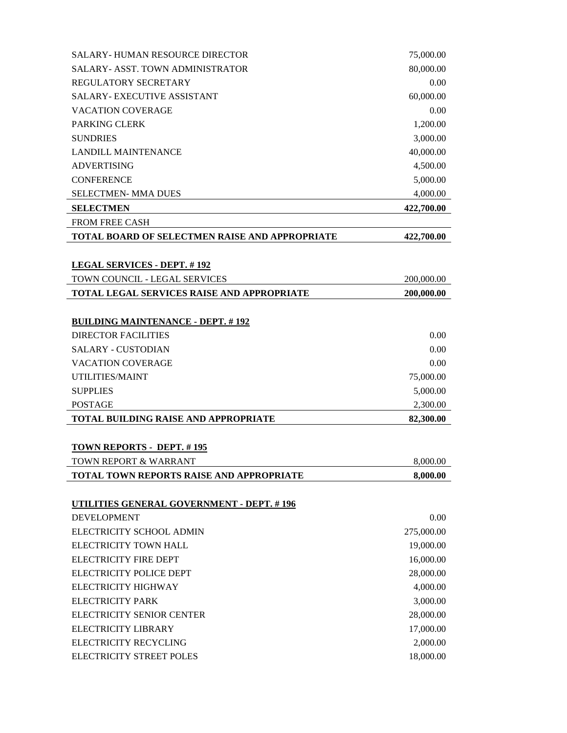| | |
|---|---|
| SALARY- HUMAN RESOURCE DIRECTOR | 75,000.00 |
| SALARY- ASST. TOWN ADMINISTRATOR | 80,000.00 |
| REGULATORY SECRETARY | 0.00 |
| SALARY- EXECUTIVE ASSISTANT | 60,000.00 |
| VACATION COVERAGE | 0.00 |
| PARKING CLERK | 1,200.00 |
| SUNDRIES | 3,000.00 |
| LANDILL MAINTENANCE | 40,000.00 |
| ADVERTISING | 4,500.00 |
| CONFERENCE | 5,000.00 |
| SELECTMEN- MMA DUES | 4,000.00 |
| **SELECTMEN** | **422,700.00** |
| FROM FREE CASH | |
| **TOTAL BOARD OF SELECTMEN RAISE AND APPROPRIATE** | **422,700.00** |

**LEGAL SERVICES - DEPT. # 192**

| | |
|---|---|
| TOWN COUNCIL - LEGAL SERVICES | 200,000.00 |
| **TOTAL LEGAL SERVICES RAISE AND APPROPRIATE** | **200,000.00** |

**BUILDING MAINTENANCE - DEPT. # 192**

| | |
|---|---|
| DIRECTOR FACILITIES | 0.00 |
| SALARY - CUSTODIAN | 0.00 |
| VACATION COVERAGE | 0.00 |
| UTILITIES/MAINT | 75,000.00 |
| SUPPLIES | 5,000.00 |
| POSTAGE | 2,300.00 |
| **TOTAL BUILDING RAISE AND APPROPRIATE** | **82,300.00** |

**TOWN REPORTS - DEPT. # 195**

| | |
|---|---|
| TOWN REPORT & WARRANT | 8,000.00 |
| **TOTAL TOWN REPORTS RAISE AND APPROPRIATE** | **8,000.00** |

**UTILITIES GENERAL GOVERNMENT - DEPT. # 196**

| | |
|---|---|
| DEVELOPMENT | 0.00 |
| ELECTRICITY SCHOOL ADMIN | 275,000.00 |
| ELECTRICITY TOWN HALL | 19,000.00 |
| ELECTRICITY FIRE DEPT | 16,000.00 |
| ELECTRICITY POLICE DEPT | 28,000.00 |
| ELECTRICITY HIGHWAY | 4,000.00 |
| ELECTRICITY PARK | 3,000.00 |
| ELECTRICITY SENIOR CENTER | 28,000.00 |
| ELECTRICITY LIBRARY | 17,000.00 |
| ELECTRICITY RECYCLING | 2,000.00 |
| ELECTRICITY STREET POLES | 18,000.00 |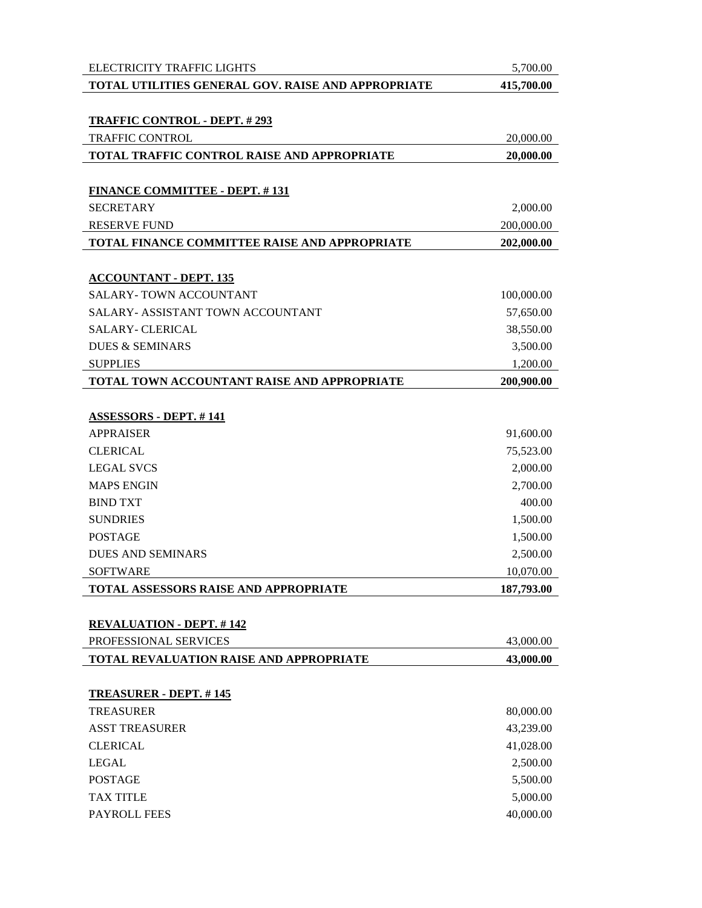| | |
|---|---|
| ELECTRICITY TRAFFIC LIGHTS | 5,700.00 |
| **TOTAL UTILITIES GENERAL GOV. RAISE AND APPROPRIATE** | **415,700.00** |

**TRAFFIC CONTROL - DEPT. # 293**

| | |
|---|---|
| TRAFFIC CONTROL | 20,000.00 |
| **TOTAL TRAFFIC CONTROL RAISE AND APPROPRIATE** | **20,000.00** |

**FINANCE COMMITTEE - DEPT. # 131**

| | |
|---|---|
| SECRETARY | 2,000.00 |
| RESERVE FUND | 200,000.00 |
| **TOTAL FINANCE COMMITTEE RAISE AND APPROPRIATE** | **202,000.00** |

**ACCOUNTANT - DEPT. 135**

| | |
|---|---|
| SALARY- TOWN ACCOUNTANT | 100,000.00 |
| SALARY- ASSISTANT TOWN ACCOUNTANT | 57,650.00 |
| SALARY- CLERICAL | 38,550.00 |
| DUES & SEMINARS | 3,500.00 |
| SUPPLIES | 1,200.00 |
| **TOTAL TOWN ACCOUNTANT RAISE AND APPROPRIATE** | **200,900.00** |

**ASSESSORS - DEPT. # 141**

| | |
|---|---|
| APPRAISER | 91,600.00 |
| CLERICAL | 75,523.00 |
| LEGAL SVCS | 2,000.00 |
| MAPS ENGIN | 2,700.00 |
| BIND TXT | 400.00 |
| SUNDRIES | 1,500.00 |
| POSTAGE | 1,500.00 |
| DUES AND SEMINARS | 2,500.00 |
| SOFTWARE | 10,070.00 |
| **TOTAL ASSESSORS RAISE AND APPROPRIATE** | **187,793.00** |

**REVALUATION - DEPT. # 142**

| | |
|---|---|
| PROFESSIONAL SERVICES | 43,000.00 |
| **TOTAL REVALUATION RAISE AND APPROPRIATE** | **43,000.00** |

**TREASURER - DEPT. # 145**

| | |
|---|---|
| TREASURER | 80,000.00 |
| ASST TREASURER | 43,239.00 |
| CLERICAL | 41,028.00 |
| LEGAL | 2,500.00 |
| POSTAGE | 5,500.00 |
| TAX TITLE | 5,000.00 |
| PAYROLL FEES | 40,000.00 |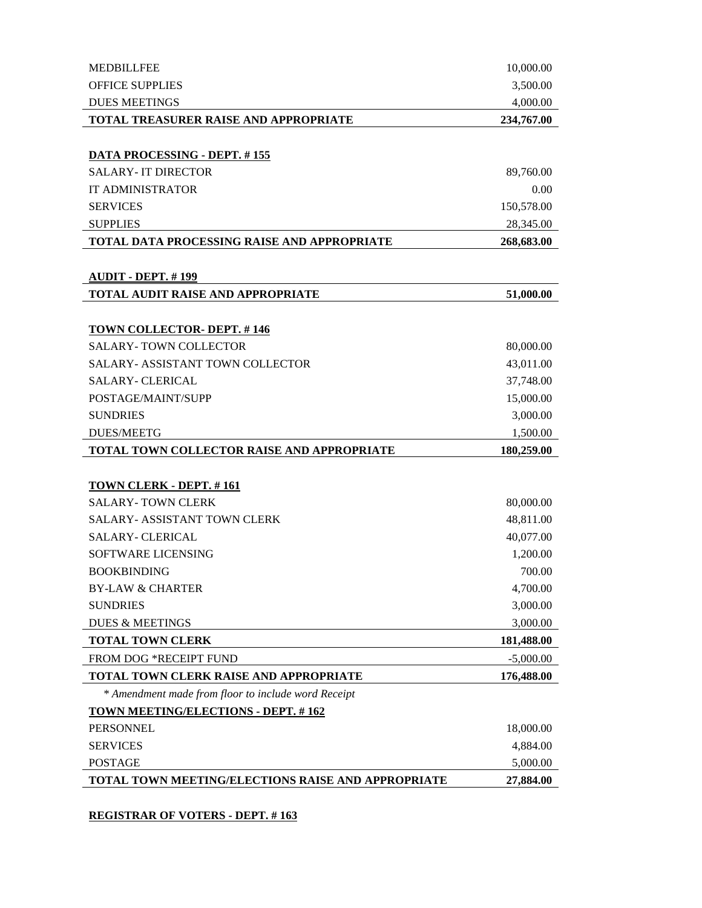| | |
|---|---|
| MEDBILLFEE | 10,000.00 |
| OFFICE SUPPLIES | 3,500.00 |
| DUES MEETINGS | 4,000.00 |
| **TOTAL TREASURER RAISE AND APPROPRIATE** | **234,767.00** |

**DATA PROCESSING - DEPT. # 155**

| | |
|---|---|
| SALARY- IT DIRECTOR | 89,760.00 |
| IT ADMINISTRATOR | 0.00 |
| SERVICES | 150,578.00 |
| SUPPLIES | 28,345.00 |
| **TOTAL DATA PROCESSING RAISE AND APPROPRIATE** | **268,683.00** |

**AUDIT - DEPT. # 199**

| | |
|---|---|
| **TOTAL AUDIT RAISE AND APPROPRIATE** | **51,000.00** |

**TOWN COLLECTOR- DEPT. # 146**

| | |
|---|---|
| SALARY- TOWN COLLECTOR | 80,000.00 |
| SALARY- ASSISTANT TOWN COLLECTOR | 43,011.00 |
| SALARY- CLERICAL | 37,748.00 |
| POSTAGE/MAINT/SUPP | 15,000.00 |
| SUNDRIES | 3,000.00 |
| DUES/MEETG | 1,500.00 |
| **TOTAL TOWN COLLECTOR RAISE AND APPROPRIATE** | **180,259.00** |

**TOWN CLERK - DEPT. # 161**

| | |
|---|---|
| SALARY- TOWN CLERK | 80,000.00 |
| SALARY- ASSISTANT TOWN CLERK | 48,811.00 |
| SALARY- CLERICAL | 40,077.00 |
| SOFTWARE LICENSING | 1,200.00 |
| BOOKBINDING | 700.00 |
| BY-LAW & CHARTER | 4,700.00 |
| SUNDRIES | 3,000.00 |
| DUES & MEETINGS | 3,000.00 |
| **TOTAL TOWN CLERK** | **181,488.00** |
| FROM DOG *RECEIPT FUND | -5,000.00 |
| **TOTAL TOWN CLERK RAISE AND APPROPRIATE** | **176,488.00** |

*\* Amendment made from floor to include word Receipt*

**TOWN MEETING/ELECTIONS - DEPT. # 162**

| | |
|---|---|
| PERSONNEL | 18,000.00 |
| SERVICES | 4,884.00 |
| POSTAGE | 5,000.00 |
| **TOTAL TOWN MEETING/ELECTIONS RAISE AND APPROPRIATE** | **27,884.00** |

**REGISTRAR OF VOTERS - DEPT. # 163**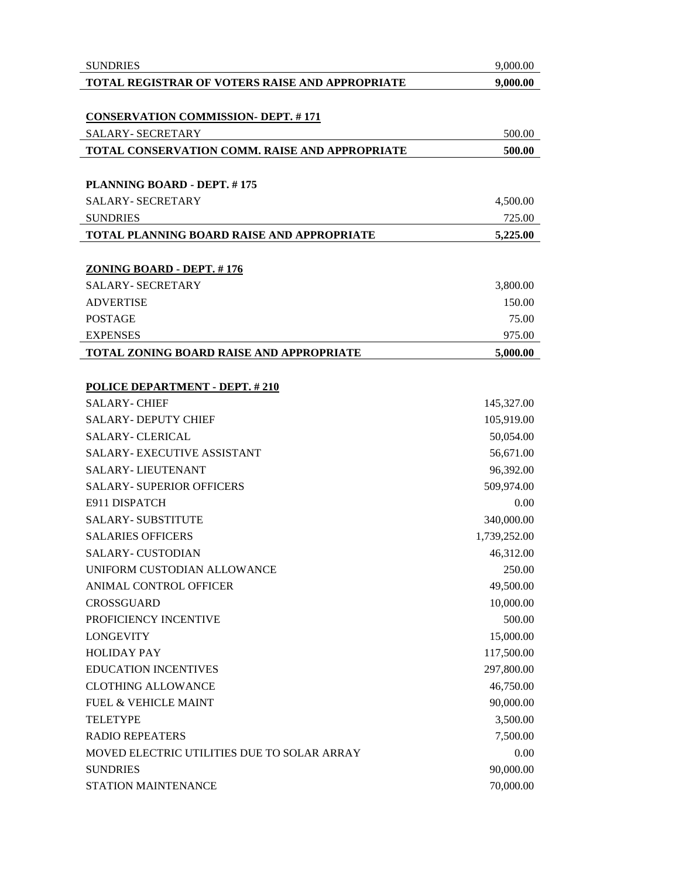| | |
|---|---|
| SUNDRIES | 9,000.00 |
| **TOTAL REGISTRAR OF VOTERS RAISE AND APPROPRIATE** | **9,000.00** |

**CONSERVATION COMMISSION- DEPT. # 171**

| | |
|---|---|
| SALARY- SECRETARY | 500.00 |
| **TOTAL CONSERVATION COMM. RAISE AND APPROPRIATE** | **500.00** |

**PLANNING BOARD - DEPT. # 175**

| | |
|---|---|
| SALARY- SECRETARY | 4,500.00 |
| SUNDRIES | 725.00 |
| **TOTAL PLANNING BOARD RAISE AND APPROPRIATE** | **5,225.00** |

**ZONING BOARD - DEPT. # 176**

| | |
|---|---|
| SALARY- SECRETARY | 3,800.00 |
| ADVERTISE | 150.00 |
| POSTAGE | 75.00 |
| EXPENSES | 975.00 |
| **TOTAL ZONING BOARD RAISE AND APPROPRIATE** | **5,000.00** |

**POLICE DEPARTMENT - DEPT. # 210**

| | |
|---|---|
| SALARY- CHIEF | 145,327.00 |
| SALARY- DEPUTY CHIEF | 105,919.00 |
| SALARY- CLERICAL | 50,054.00 |
| SALARY- EXECUTIVE ASSISTANT | 56,671.00 |
| SALARY- LIEUTENANT | 96,392.00 |
| SALARY- SUPERIOR OFFICERS | 509,974.00 |
| E911 DISPATCH | 0.00 |
| SALARY- SUBSTITUTE | 340,000.00 |
| SALARIES OFFICERS | 1,739,252.00 |
| SALARY- CUSTODIAN | 46,312.00 |
| UNIFORM CUSTODIAN ALLOWANCE | 250.00 |
| ANIMAL CONTROL OFFICER | 49,500.00 |
| CROSSGUARD | 10,000.00 |
| PROFICIENCY INCENTIVE | 500.00 |
| LONGEVITY | 15,000.00 |
| HOLIDAY PAY | 117,500.00 |
| EDUCATION INCENTIVES | 297,800.00 |
| CLOTHING ALLOWANCE | 46,750.00 |
| FUEL & VEHICLE MAINT | 90,000.00 |
| TELETYPE | 3,500.00 |
| RADIO REPEATERS | 7,500.00 |
| MOVED ELECTRIC UTILITIES DUE TO SOLAR ARRAY | 0.00 |
| SUNDRIES | 90,000.00 |
| STATION MAINTENANCE | 70,000.00 |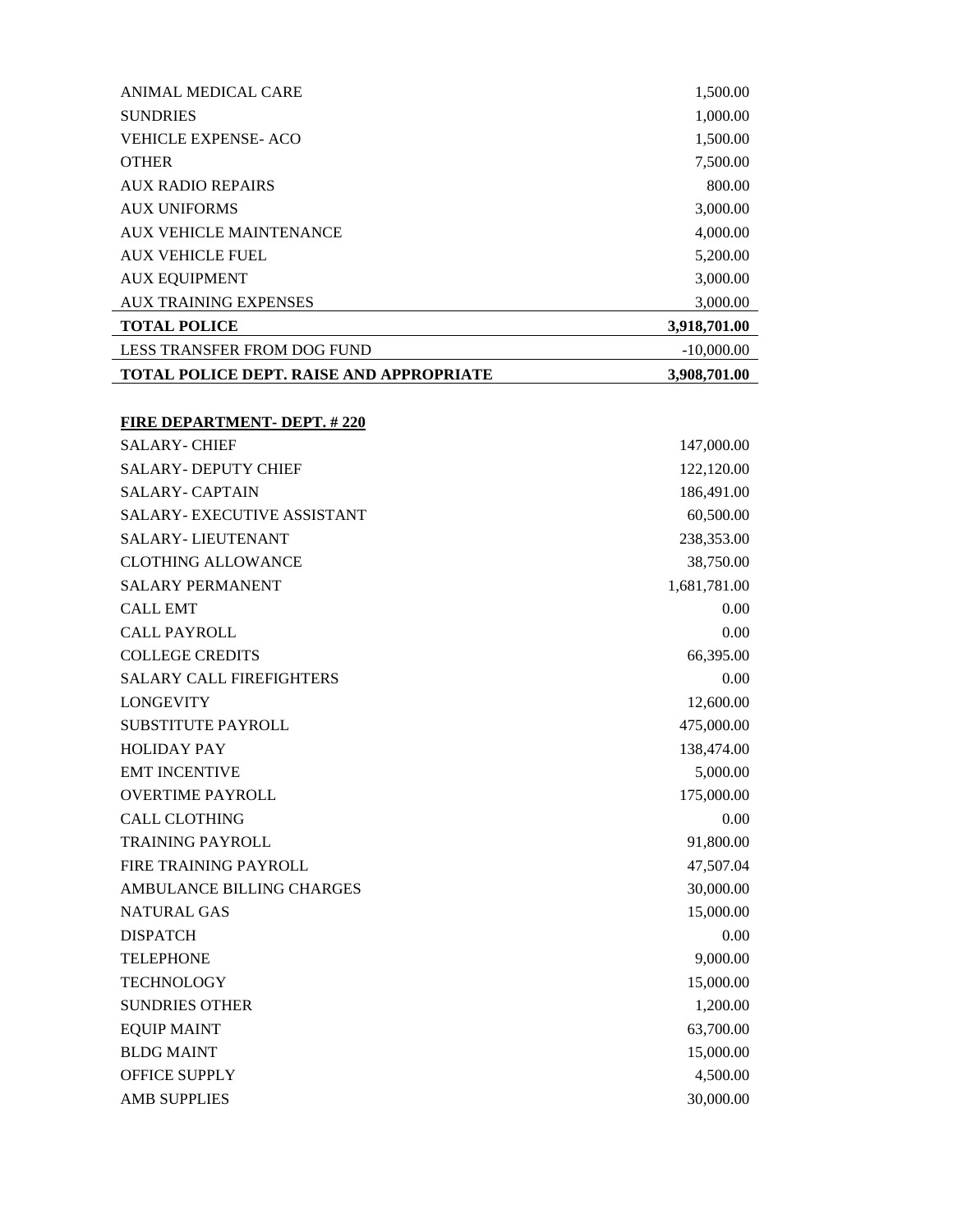| | |
|---|---|
| ANIMAL MEDICAL CARE | 1,500.00 |
| SUNDRIES | 1,000.00 |
| VEHICLE EXPENSE- ACO | 1,500.00 |
| OTHER | 7,500.00 |
| AUX RADIO REPAIRS | 800.00 |
| AUX UNIFORMS | 3,000.00 |
| AUX VEHICLE MAINTENANCE | 4,000.00 |
| AUX VEHICLE FUEL | 5,200.00 |
| AUX EQUIPMENT | 3,000.00 |
| AUX TRAINING EXPENSES | 3,000.00 |
| **TOTAL POLICE** | **3,918,701.00** |
| LESS TRANSFER FROM DOG FUND | -10,000.00 |
| **TOTAL POLICE DEPT. RAISE AND APPROPRIATE** | **3,908,701.00** |

**FIRE DEPARTMENT- DEPT. # 220**

| | |
|---|---|
| SALARY- CHIEF | 147,000.00 |
| SALARY- DEPUTY CHIEF | 122,120.00 |
| SALARY- CAPTAIN | 186,491.00 |
| SALARY- EXECUTIVE ASSISTANT | 60,500.00 |
| SALARY- LIEUTENANT | 238,353.00 |
| CLOTHING ALLOWANCE | 38,750.00 |
| SALARY PERMANENT | 1,681,781.00 |
| CALL EMT | 0.00 |
| CALL PAYROLL | 0.00 |
| COLLEGE CREDITS | 66,395.00 |
| SALARY CALL FIREFIGHTERS | 0.00 |
| LONGEVITY | 12,600.00 |
| SUBSTITUTE PAYROLL | 475,000.00 |
| HOLIDAY PAY | 138,474.00 |
| EMT INCENTIVE | 5,000.00 |
| OVERTIME PAYROLL | 175,000.00 |
| CALL CLOTHING | 0.00 |
| TRAINING PAYROLL | 91,800.00 |
| FIRE TRAINING PAYROLL | 47,507.04 |
| AMBULANCE BILLING CHARGES | 30,000.00 |
| NATURAL GAS | 15,000.00 |
| DISPATCH | 0.00 |
| TELEPHONE | 9,000.00 |
| TECHNOLOGY | 15,000.00 |
| SUNDRIES OTHER | 1,200.00 |
| EQUIP MAINT | 63,700.00 |
| BLDG MAINT | 15,000.00 |
| OFFICE SUPPLY | 4,500.00 |
| AMB SUPPLIES | 30,000.00 |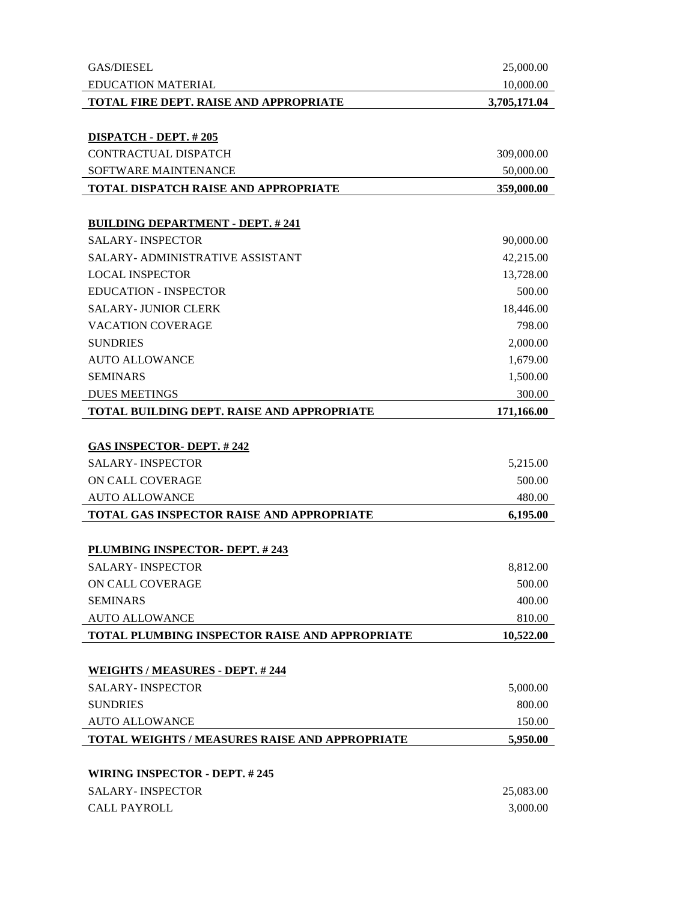| | |
|---|---:|
| GAS/DIESEL | 25,000.00 |
| EDUCATION MATERIAL | 10,000.00 |
| **TOTAL FIRE DEPT. RAISE AND APPROPRIATE** | **3,705,171.04** |

**DISPATCH - DEPT. # 205**

| | |
|---|---:|
| CONTRACTUAL DISPATCH | 309,000.00 |
| SOFTWARE MAINTENANCE | 50,000.00 |
| **TOTAL DISPATCH RAISE AND APPROPRIATE** | **359,000.00** |

**BUILDING DEPARTMENT - DEPT. # 241**

| | |
|---|---:|
| SALARY- INSPECTOR | 90,000.00 |
| SALARY- ADMINISTRATIVE ASSISTANT | 42,215.00 |
| LOCAL INSPECTOR | 13,728.00 |
| EDUCATION - INSPECTOR | 500.00 |
| SALARY- JUNIOR CLERK | 18,446.00 |
| VACATION COVERAGE | 798.00 |
| SUNDRIES | 2,000.00 |
| AUTO ALLOWANCE | 1,679.00 |
| SEMINARS | 1,500.00 |
| DUES MEETINGS | 300.00 |
| **TOTAL BUILDING DEPT. RAISE AND APPROPRIATE** | **171,166.00** |

**GAS INSPECTOR- DEPT. # 242**

| | |
|---|---:|
| SALARY- INSPECTOR | 5,215.00 |
| ON CALL COVERAGE | 500.00 |
| AUTO ALLOWANCE | 480.00 |
| **TOTAL GAS INSPECTOR RAISE AND APPROPRIATE** | **6,195.00** |

**PLUMBING INSPECTOR- DEPT. # 243**

| | |
|---|---:|
| SALARY- INSPECTOR | 8,812.00 |
| ON CALL COVERAGE | 500.00 |
| SEMINARS | 400.00 |
| AUTO ALLOWANCE | 810.00 |
| **TOTAL PLUMBING INSPECTOR RAISE AND APPROPRIATE** | **10,522.00** |

**WEIGHTS / MEASURES - DEPT. # 244**

| | |
|---|---:|
| SALARY- INSPECTOR | 5,000.00 |
| SUNDRIES | 800.00 |
| AUTO ALLOWANCE | 150.00 |
| **TOTAL WEIGHTS / MEASURES RAISE AND APPROPRIATE** | **5,950.00** |

**WIRING INSPECTOR - DEPT. # 245**

| | |
|---|---:|
| SALARY- INSPECTOR | 25,083.00 |
| CALL PAYROLL | 3,000.00 |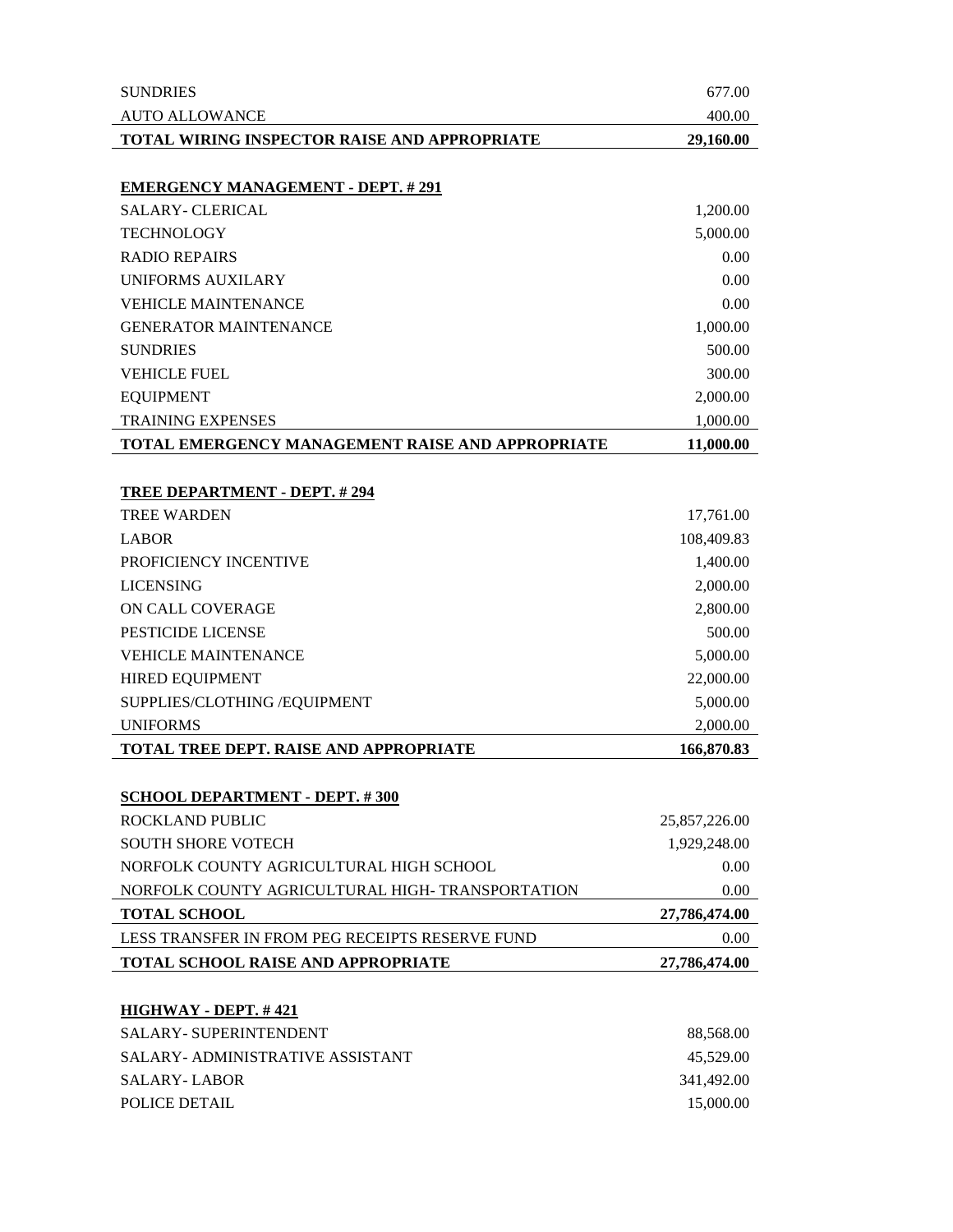| | |
|---|---|
| SUNDRIES | 677.00 |
| AUTO ALLOWANCE | 400.00 |
| **TOTAL WIRING INSPECTOR RAISE AND APPROPRIATE** | **29,160.00** |

**EMERGENCY MANAGEMENT - DEPT. # 291**

| | |
|---|---|
| SALARY- CLERICAL | 1,200.00 |
| TECHNOLOGY | 5,000.00 |
| RADIO REPAIRS | 0.00 |
| UNIFORMS AUXILARY | 0.00 |
| VEHICLE MAINTENANCE | 0.00 |
| GENERATOR MAINTENANCE | 1,000.00 |
| SUNDRIES | 500.00 |
| VEHICLE FUEL | 300.00 |
| EQUIPMENT | 2,000.00 |
| TRAINING EXPENSES | 1,000.00 |
| **TOTAL EMERGENCY MANAGEMENT RAISE AND APPROPRIATE** | **11,000.00** |

**TREE DEPARTMENT - DEPT. # 294**

| | |
|---|---|
| TREE WARDEN | 17,761.00 |
| LABOR | 108,409.83 |
| PROFICIENCY INCENTIVE | 1,400.00 |
| LICENSING | 2,000.00 |
| ON CALL COVERAGE | 2,800.00 |
| PESTICIDE LICENSE | 500.00 |
| VEHICLE MAINTENANCE | 5,000.00 |
| HIRED EQUIPMENT | 22,000.00 |
| SUPPLIES/CLOTHING /EQUIPMENT | 5,000.00 |
| UNIFORMS | 2,000.00 |
| **TOTAL TREE DEPT. RAISE AND APPROPRIATE** | **166,870.83** |

**SCHOOL DEPARTMENT - DEPT. # 300**

| | |
|---|---|
| ROCKLAND PUBLIC | 25,857,226.00 |
| SOUTH SHORE VOTECH | 1,929,248.00 |
| NORFOLK COUNTY AGRICULTURAL HIGH SCHOOL | 0.00 |
| NORFOLK COUNTY AGRICULTURAL HIGH- TRANSPORTATION | 0.00 |
| **TOTAL SCHOOL** | **27,786,474.00** |
| LESS TRANSFER IN FROM PEG RECEIPTS RESERVE FUND | 0.00 |
| **TOTAL SCHOOL RAISE AND APPROPRIATE** | **27,786,474.00** |

**HIGHWAY - DEPT. # 421**

| | |
|---|---|
| SALARY- SUPERINTENDENT | 88,568.00 |
| SALARY- ADMINISTRATIVE ASSISTANT | 45,529.00 |
| SALARY- LABOR | 341,492.00 |
| POLICE DETAIL | 15,000.00 |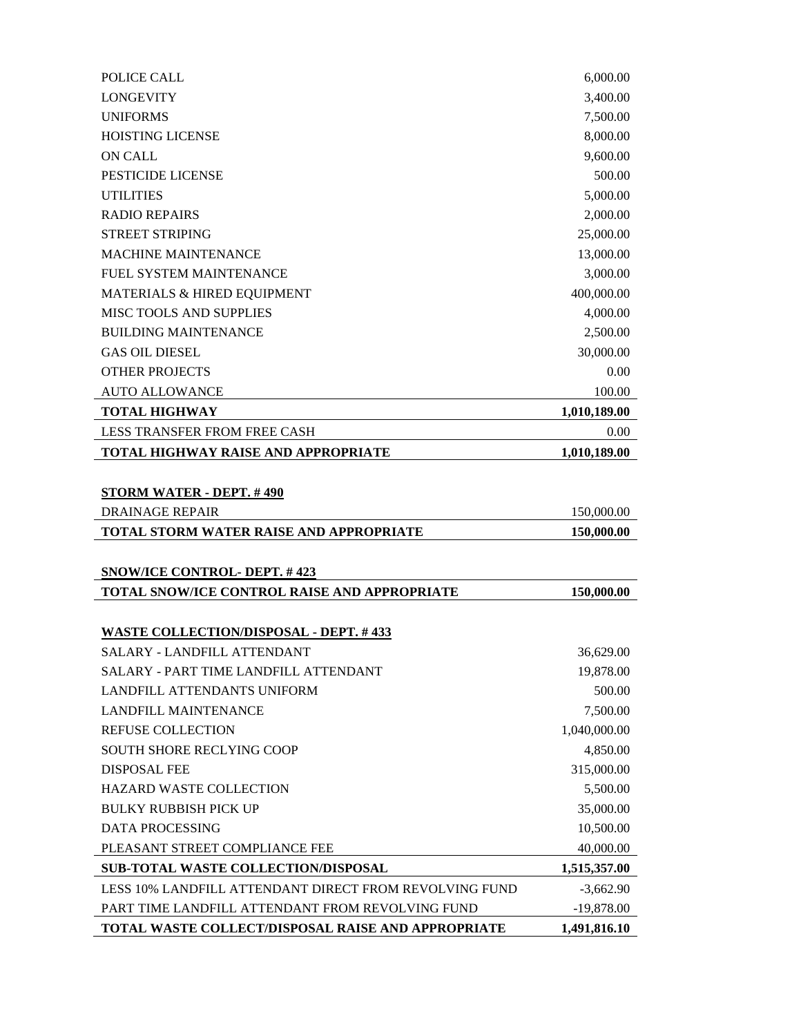| | |
|---|---|
| POLICE CALL | 6,000.00 |
| LONGEVITY | 3,400.00 |
| UNIFORMS | 7,500.00 |
| HOISTING LICENSE | 8,000.00 |
| ON CALL | 9,600.00 |
| PESTICIDE LICENSE | 500.00 |
| UTILITIES | 5,000.00 |
| RADIO REPAIRS | 2,000.00 |
| STREET STRIPING | 25,000.00 |
| MACHINE MAINTENANCE | 13,000.00 |
| FUEL SYSTEM MAINTENANCE | 3,000.00 |
| MATERIALS & HIRED EQUIPMENT | 400,000.00 |
| MISC TOOLS AND SUPPLIES | 4,000.00 |
| BUILDING MAINTENANCE | 2,500.00 |
| GAS OIL DIESEL | 30,000.00 |
| OTHER PROJECTS | 0.00 |
| AUTO ALLOWANCE | 100.00 |
| **TOTAL HIGHWAY** | **1,010,189.00** |
| LESS TRANSFER FROM FREE CASH | 0.00 |
| **TOTAL HIGHWAY RAISE AND APPROPRIATE** | **1,010,189.00** |

**STORM WATER - DEPT. # 490**

| | |
|---|---|
| DRAINAGE REPAIR | 150,000.00 |
| **TOTAL STORM WATER RAISE AND APPROPRIATE** | **150,000.00** |

**SNOW/ICE CONTROL- DEPT. # 423**

| | |
|---|---|
| **TOTAL SNOW/ICE CONTROL RAISE AND APPROPRIATE** | **150,000.00** |

**WASTE COLLECTION/DISPOSAL - DEPT. # 433**

| | |
|---|---|
| SALARY - LANDFILL ATTENDANT | 36,629.00 |
| SALARY - PART TIME LANDFILL ATTENDANT | 19,878.00 |
| LANDFILL ATTENDANTS UNIFORM | 500.00 |
| LANDFILL MAINTENANCE | 7,500.00 |
| REFUSE COLLECTION | 1,040,000.00 |
| SOUTH SHORE RECLYING COOP | 4,850.00 |
| DISPOSAL FEE | 315,000.00 |
| HAZARD WASTE COLLECTION | 5,500.00 |
| BULKY RUBBISH PICK UP | 35,000.00 |
| DATA PROCESSING | 10,500.00 |
| PLEASANT STREET COMPLIANCE FEE | 40,000.00 |
| **SUB-TOTAL WASTE COLLECTION/DISPOSAL** | **1,515,357.00** |
| LESS 10% LANDFILL ATTENDANT DIRECT FROM REVOLVING FUND | -3,662.90 |
| PART TIME LANDFILL ATTENDANT FROM REVOLVING FUND | -19,878.00 |
| **TOTAL WASTE COLLECT/DISPOSAL RAISE AND APPROPRIATE** | **1,491,816.10** |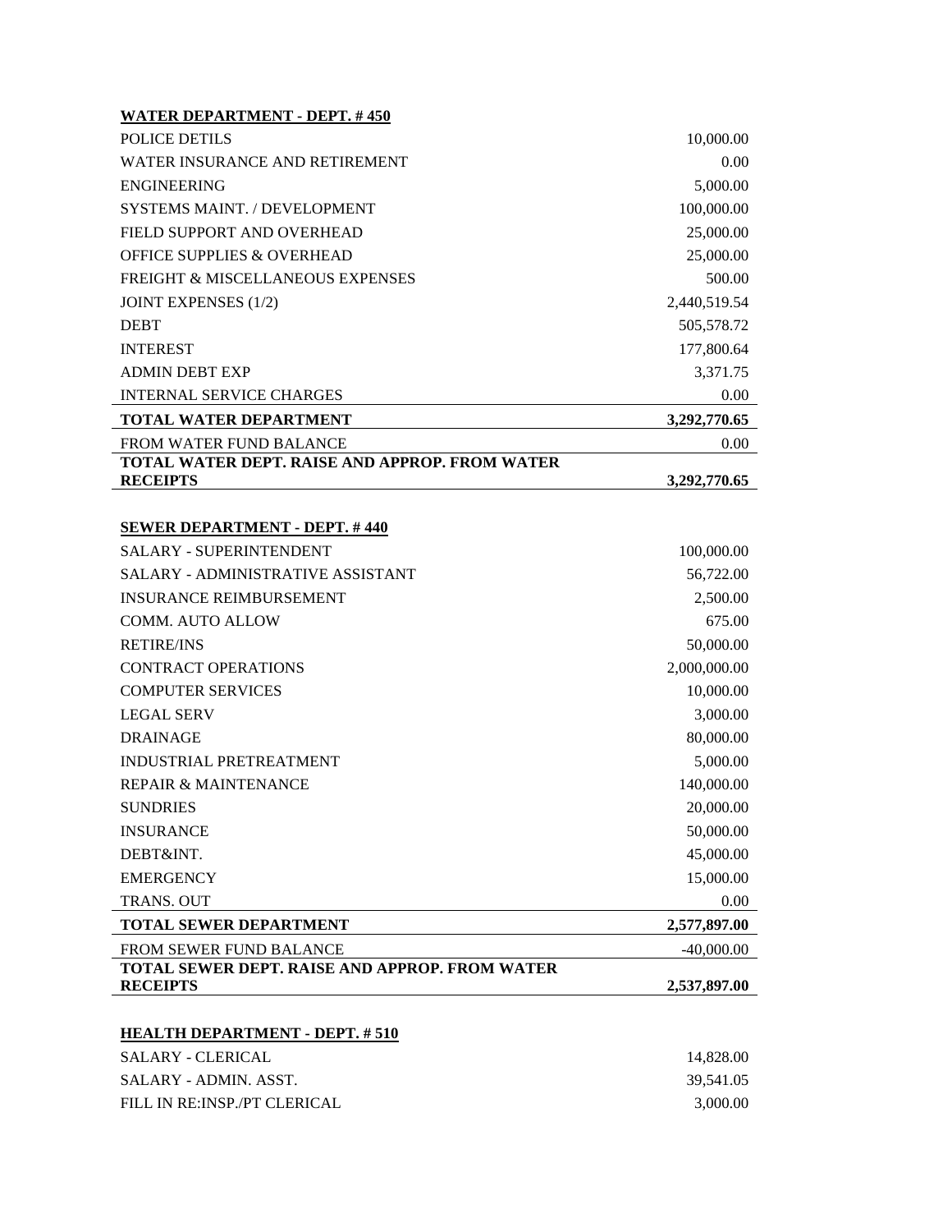**WATER DEPARTMENT - DEPT. # 450**

| | |
|---|---|
| POLICE DETILS | 10,000.00 |
| WATER INSURANCE AND RETIREMENT | 0.00 |
| ENGINEERING | 5,000.00 |
| SYSTEMS MAINT. / DEVELOPMENT | 100,000.00 |
| FIELD SUPPORT AND OVERHEAD | 25,000.00 |
| OFFICE SUPPLIES & OVERHEAD | 25,000.00 |
| FREIGHT & MISCELLANEOUS EXPENSES | 500.00 |
| JOINT EXPENSES (1/2) | 2,440,519.54 |
| DEBT | 505,578.72 |
| INTEREST | 177,800.64 |
| ADMIN DEBT EXP | 3,371.75 |
| INTERNAL SERVICE CHARGES | 0.00 |
| **TOTAL WATER DEPARTMENT** | **3,292,770.65** |
| FROM WATER FUND BALANCE | 0.00 |
| **TOTAL WATER DEPT. RAISE AND APPROP. FROM WATER RECEIPTS** | **3,292,770.65** |

**SEWER DEPARTMENT - DEPT. # 440**

| | |
|---|---|
| SALARY - SUPERINTENDENT | 100,000.00 |
| SALARY - ADMINISTRATIVE ASSISTANT | 56,722.00 |
| INSURANCE REIMBURSEMENT | 2,500.00 |
| COMM. AUTO ALLOW | 675.00 |
| RETIRE/INS | 50,000.00 |
| CONTRACT OPERATIONS | 2,000,000.00 |
| COMPUTER SERVICES | 10,000.00 |
| LEGAL SERV | 3,000.00 |
| DRAINAGE | 80,000.00 |
| INDUSTRIAL PRETREATMENT | 5,000.00 |
| REPAIR & MAINTENANCE | 140,000.00 |
| SUNDRIES | 20,000.00 |
| INSURANCE | 50,000.00 |
| DEBT&INT. | 45,000.00 |
| EMERGENCY | 15,000.00 |
| TRANS. OUT | 0.00 |
| **TOTAL SEWER DEPARTMENT** | **2,577,897.00** |
| FROM SEWER FUND BALANCE | -40,000.00 |
| **TOTAL SEWER DEPT. RAISE AND APPROP. FROM WATER RECEIPTS** | **2,537,897.00** |

**HEALTH DEPARTMENT - DEPT. # 510**

| | |
|---|---|
| SALARY - CLERICAL | 14,828.00 |
| SALARY - ADMIN. ASST. | 39,541.05 |
| FILL IN RE:INSP./PT CLERICAL | 3,000.00 |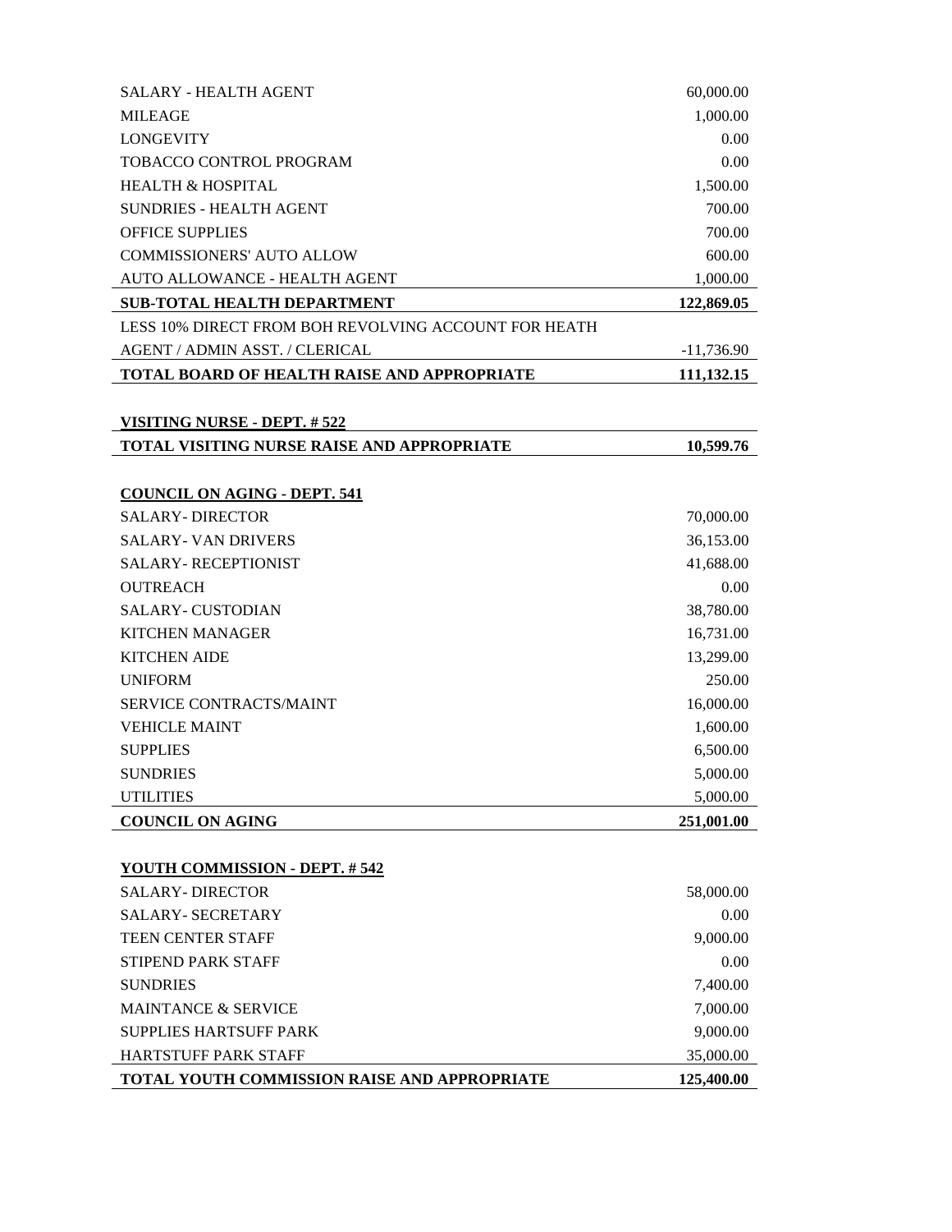| | |
|---|---|
| SALARY - HEALTH AGENT | 60,000.00 |
| MILEAGE | 1,000.00 |
| LONGEVITY | 0.00 |
| TOBACCO CONTROL PROGRAM | 0.00 |
| HEALTH & HOSPITAL | 1,500.00 |
| SUNDRIES - HEALTH AGENT | 700.00 |
| OFFICE SUPPLIES | 700.00 |
| COMMISSIONERS' AUTO ALLOW | 600.00 |
| AUTO ALLOWANCE - HEALTH AGENT | 1,000.00 |
| **SUB-TOTAL HEALTH DEPARTMENT** | **122,869.05** |
| LESS 10% DIRECT FROM BOH REVOLVING ACCOUNT FOR HEATH AGENT / ADMIN ASST. / CLERICAL | -11,736.90 |
| **TOTAL BOARD OF HEALTH RAISE AND APPROPRIATE** | **111,132.15** |

**VISITING NURSE - DEPT. # 522**

| | |
|---|---|
| **TOTAL VISITING NURSE RAISE AND APPROPRIATE** | **10,599.76** |

**COUNCIL ON AGING - DEPT. 541**

| | |
|---|---|
| SALARY- DIRECTOR | 70,000.00 |
| SALARY- VAN DRIVERS | 36,153.00 |
| SALARY- RECEPTIONIST | 41,688.00 |
| OUTREACH | 0.00 |
| SALARY- CUSTODIAN | 38,780.00 |
| KITCHEN MANAGER | 16,731.00 |
| KITCHEN AIDE | 13,299.00 |
| UNIFORM | 250.00 |
| SERVICE CONTRACTS/MAINT | 16,000.00 |
| VEHICLE MAINT | 1,600.00 |
| SUPPLIES | 6,500.00 |
| SUNDRIES | 5,000.00 |
| UTILITIES | 5,000.00 |
| **COUNCIL ON AGING** | **251,001.00** |

**YOUTH COMMISSION - DEPT. # 542**

| | |
|---|---|
| SALARY- DIRECTOR | 58,000.00 |
| SALARY- SECRETARY | 0.00 |
| TEEN CENTER STAFF | 9,000.00 |
| STIPEND PARK STAFF | 0.00 |
| SUNDRIES | 7,400.00 |
| MAINTANCE & SERVICE | 7,000.00 |
| SUPPLIES HARTSUFF PARK | 9,000.00 |
| HARTSTUFF PARK STAFF | 35,000.00 |
| **TOTAL YOUTH COMMISSION RAISE AND APPROPRIATE** | **125,400.00** |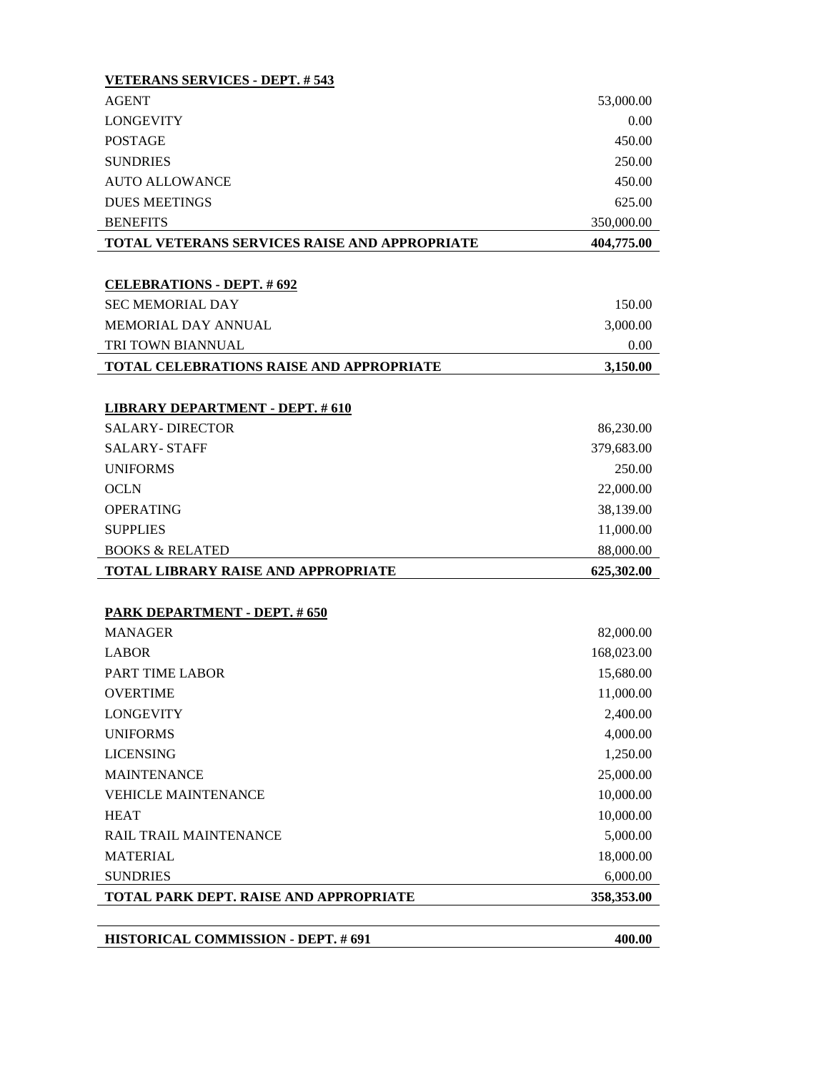**VETERANS SERVICES - DEPT. # 543**

| | |
|---|---|
| AGENT | 53,000.00 |
| LONGEVITY | 0.00 |
| POSTAGE | 450.00 |
| SUNDRIES | 250.00 |
| AUTO ALLOWANCE | 450.00 |
| DUES MEETINGS | 625.00 |
| BENEFITS | 350,000.00 |
| **TOTAL VETERANS SERVICES RAISE AND APPROPRIATE** | **404,775.00** |

**CELEBRATIONS - DEPT. # 692**

| | |
|---|---|
| SEC MEMORIAL DAY | 150.00 |
| MEMORIAL DAY ANNUAL | 3,000.00 |
| TRI TOWN BIANNUAL | 0.00 |
| **TOTAL CELEBRATIONS RAISE AND APPROPRIATE** | **3,150.00** |

**LIBRARY DEPARTMENT - DEPT. # 610**

| | |
|---|---|
| SALARY- DIRECTOR | 86,230.00 |
| SALARY- STAFF | 379,683.00 |
| UNIFORMS | 250.00 |
| OCLN | 22,000.00 |
| OPERATING | 38,139.00 |
| SUPPLIES | 11,000.00 |
| BOOKS & RELATED | 88,000.00 |
| **TOTAL LIBRARY RAISE AND APPROPRIATE** | **625,302.00** |

**PARK DEPARTMENT - DEPT. # 650**

| | |
|---|---|
| MANAGER | 82,000.00 |
| LABOR | 168,023.00 |
| PART TIME LABOR | 15,680.00 |
| OVERTIME | 11,000.00 |
| LONGEVITY | 2,400.00 |
| UNIFORMS | 4,000.00 |
| LICENSING | 1,250.00 |
| MAINTENANCE | 25,000.00 |
| VEHICLE MAINTENANCE | 10,000.00 |
| HEAT | 10,000.00 |
| RAIL TRAIL MAINTENANCE | 5,000.00 |
| MATERIAL | 18,000.00 |
| SUNDRIES | 6,000.00 |
| **TOTAL PARK DEPT. RAISE AND APPROPRIATE** | **358,353.00** |

| | |
|---|---|
| **HISTORICAL COMMISSION - DEPT. # 691** | **400.00** |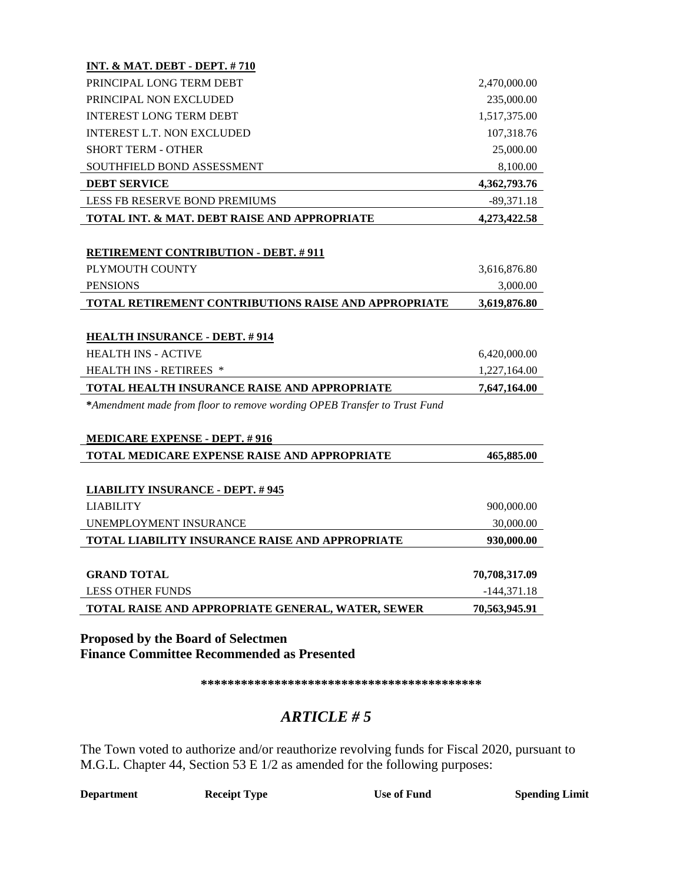| **INT. & MAT. DEBT - DEPT. # 710** | |
|---|---|
| PRINCIPAL LONG TERM DEBT | 2,470,000.00 |
| PRINCIPAL NON EXCLUDED | 235,000.00 |
| INTEREST LONG TERM DEBT | 1,517,375.00 |
| INTEREST L.T. NON EXCLUDED | 107,318.76 |
| SHORT TERM - OTHER | 25,000.00 |
| SOUTHFIELD BOND ASSESSMENT | 8,100.00 |
| **DEBT SERVICE** | **4,362,793.76** |
| LESS FB RESERVE BOND PREMIUMS | -89,371.18 |
| **TOTAL INT. & MAT. DEBT RAISE AND APPROPRIATE** | **4,273,422.58** |

| **RETIREMENT CONTRIBUTION - DEBT. # 911** | |
|---|---|
| PLYMOUTH COUNTY | 3,616,876.80 |
| PENSIONS | 3,000.00 |
| **TOTAL RETIREMENT CONTRIBUTIONS RAISE AND APPROPRIATE** | **3,619,876.80** |

| **HEALTH INSURANCE - DEBT. # 914** | |
|---|---|
| HEALTH INS - ACTIVE | 6,420,000.00 |
| HEALTH INS - RETIREES * | 1,227,164.00 |
| **TOTAL HEALTH INSURANCE RAISE AND APPROPRIATE** | **7,647,164.00** |

***Amendment made from floor to remove wording OPEB Transfer to Trust Fund*

| **MEDICARE EXPENSE - DEPT. # 916** | |
|---|---|
| **TOTAL MEDICARE EXPENSE RAISE AND APPROPRIATE** | **465,885.00** |

| **LIABILITY INSURANCE - DEPT. # 945** | |
|---|---|
| LIABILITY | 900,000.00 |
| UNEMPLOYMENT INSURANCE | 30,000.00 |
| **TOTAL LIABILITY INSURANCE RAISE AND APPROPRIATE** | **930,000.00** |

| **GRAND TOTAL** | **70,708,317.09** |
|---|---|
| LESS OTHER FUNDS | -144,371.18 |
| **TOTAL RAISE AND APPROPRIATE GENERAL, WATER, SEWER** | **70,563,945.91** |

**Proposed by the Board of Selectmen**
**Finance Committee Recommended as Presented**

**\*\*\*\*\*\*\*\*\*\*\*\*\*\*\*\*\*\*\*\*\*\*\*\*\*\*\*\*\*\*\*\*\*\*\*\*\*\*\*\*\*\***

## *ARTICLE # 5*

The Town voted to authorize and/or reauthorize revolving funds for Fiscal 2020, pursuant to M.G.L. Chapter 44, Section 53 E 1/2 as amended for the following purposes:

| **Department** | **Receipt Type** | **Use of Fund** | **Spending Limit** |
|---|---|---|---|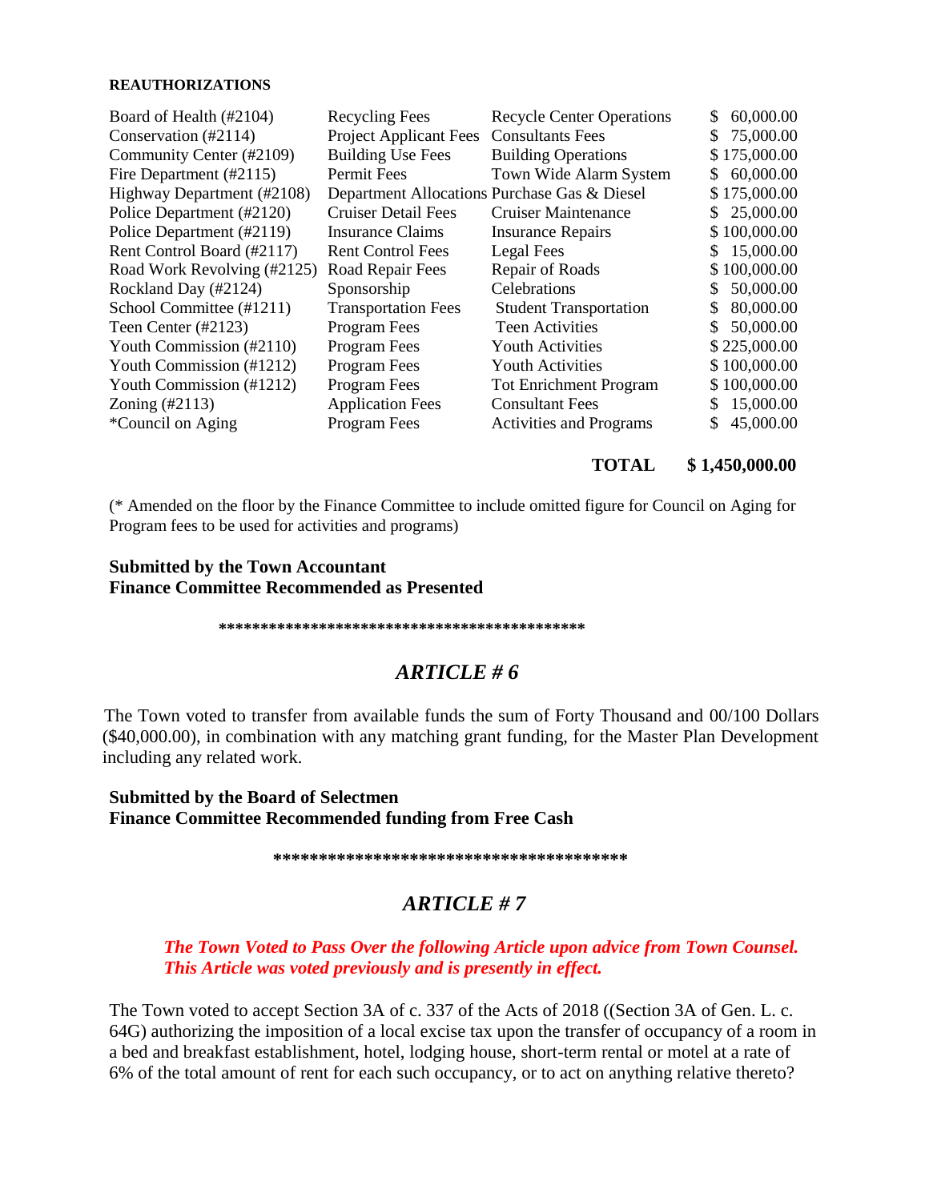**REAUTHORIZATIONS**

| | | | |
|---|---|---|---|
| Board of Health (#2104) | Recycling Fees | Recycle Center Operations | $ 60,000.00 |
| Conservation (#2114) | Project Applicant Fees | Consultants Fees | $ 75,000.00 |
| Community Center (#2109) | Building Use Fees | Building Operations | $ 175,000.00 |
| Fire Department (#2115) | Permit Fees | Town Wide Alarm System | $ 60,000.00 |
| Highway Department (#2108) | Department Allocations | Purchase Gas & Diesel | $ 175,000.00 |
| Police Department (#2120) | Cruiser Detail Fees | Cruiser Maintenance | $ 25,000.00 |
| Police Department (#2119) | Insurance Claims | Insurance Repairs | $ 100,000.00 |
| Rent Control Board (#2117) | Rent Control Fees | Legal Fees | $ 15,000.00 |
| Road Work Revolving (#2125) | Road Repair Fees | Repair of Roads | $ 100,000.00 |
| Rockland Day (#2124) | Sponsorship | Celebrations | $ 50,000.00 |
| School Committee (#1211) | Transportation Fees | Student Transportation | $ 80,000.00 |
| Teen Center (#2123) | Program Fees | Teen Activities | $ 50,000.00 |
| Youth Commission (#2110) | Program Fees | Youth Activities | $ 225,000.00 |
| Youth Commission (#1212) | Program Fees | Youth Activities | $ 100,000.00 |
| Youth Commission (#1212) | Program Fees | Tot Enrichment Program | $ 100,000.00 |
| Zoning (#2113) | Application Fees | Consultant Fees | $ 15,000.00 |
| *Council on Aging | Program Fees | Activities and Programs | $ 45,000.00 |
| | | **TOTAL** | **$ 1,450,000.00** |

(* Amended on the floor by the Finance Committee to include omitted figure for Council on Aging for Program fees to be used for activities and programs)

**Submitted by the Town Accountant**
**Finance Committee Recommended as Presented**

**********************************************

## *ARTICLE # 6*

The Town voted to transfer from available funds the sum of Forty Thousand and 00/100 Dollars ($40,000.00), in combination with any matching grant funding, for the Master Plan Development including any related work.

**Submitted by the Board of Selectmen**
**Finance Committee Recommended funding from Free Cash**

****************************************

## *ARTICLE # 7*

***The Town Voted to Pass Over the following Article upon advice from Town Counsel. This Article was voted previously and is presently in effect.***

The Town voted to accept Section 3A of c. 337 of the Acts of 2018 ((Section 3A of Gen. L. c. 64G) authorizing the imposition of a local excise tax upon the transfer of occupancy of a room in a bed and breakfast establishment, hotel, lodging house, short-term rental or motel at a rate of 6% of the total amount of rent for each such occupancy, or to act on anything relative thereto?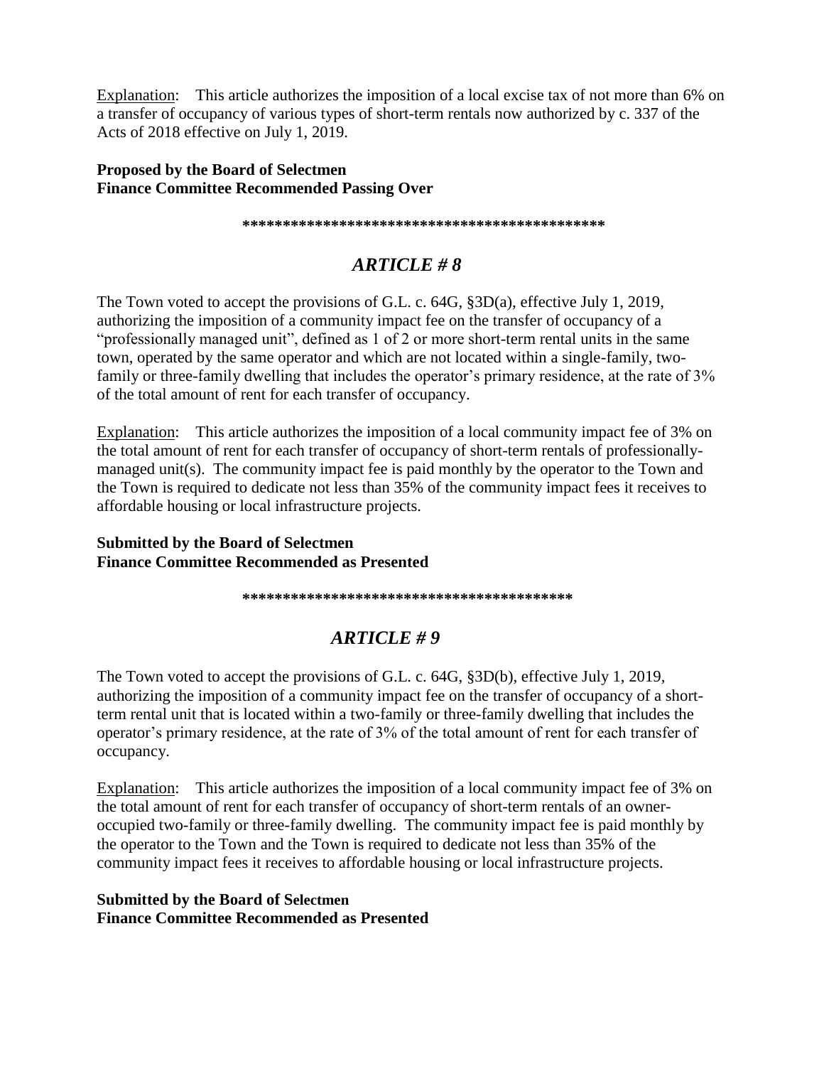<u>Explanation</u>: This article authorizes the imposition of a local excise tax of not more than 6% on a transfer of occupancy of various types of short-term rentals now authorized by c. 337 of the Acts of 2018 effective on July 1, 2019.

**Proposed by the Board of Selectmen**
**Finance Committee Recommended Passing Over**

**********************************************

## *ARTICLE # 8*

The Town voted to accept the provisions of G.L. c. 64G, §3D(a), effective July 1, 2019, authorizing the imposition of a community impact fee on the transfer of occupancy of a "professionally managed unit", defined as 1 of 2 or more short-term rental units in the same town, operated by the same operator and which are not located within a single-family, two-family or three-family dwelling that includes the operator's primary residence, at the rate of 3% of the total amount of rent for each transfer of occupancy.

<u>Explanation</u>: This article authorizes the imposition of a local community impact fee of 3% on the total amount of rent for each transfer of occupancy of short-term rentals of professionally-managed unit(s). The community impact fee is paid monthly by the operator to the Town and the Town is required to dedicate not less than 35% of the community impact fees it receives to affordable housing or local infrastructure projects.

**Submitted by the Board of Selectmen**
**Finance Committee Recommended as Presented**

*****************************************

## *ARTICLE # 9*

The Town voted to accept the provisions of G.L. c. 64G, §3D(b), effective July 1, 2019, authorizing the imposition of a community impact fee on the transfer of occupancy of a short-term rental unit that is located within a two-family or three-family dwelling that includes the operator's primary residence, at the rate of 3% of the total amount of rent for each transfer of occupancy.

<u>Explanation</u>: This article authorizes the imposition of a local community impact fee of 3% on the total amount of rent for each transfer of occupancy of short-term rentals of an owner-occupied two-family or three-family dwelling. The community impact fee is paid monthly by the operator to the Town and the Town is required to dedicate not less than 35% of the community impact fees it receives to affordable housing or local infrastructure projects.

**Submitted by the Board of Selectmen**
**Finance Committee Recommended as Presented**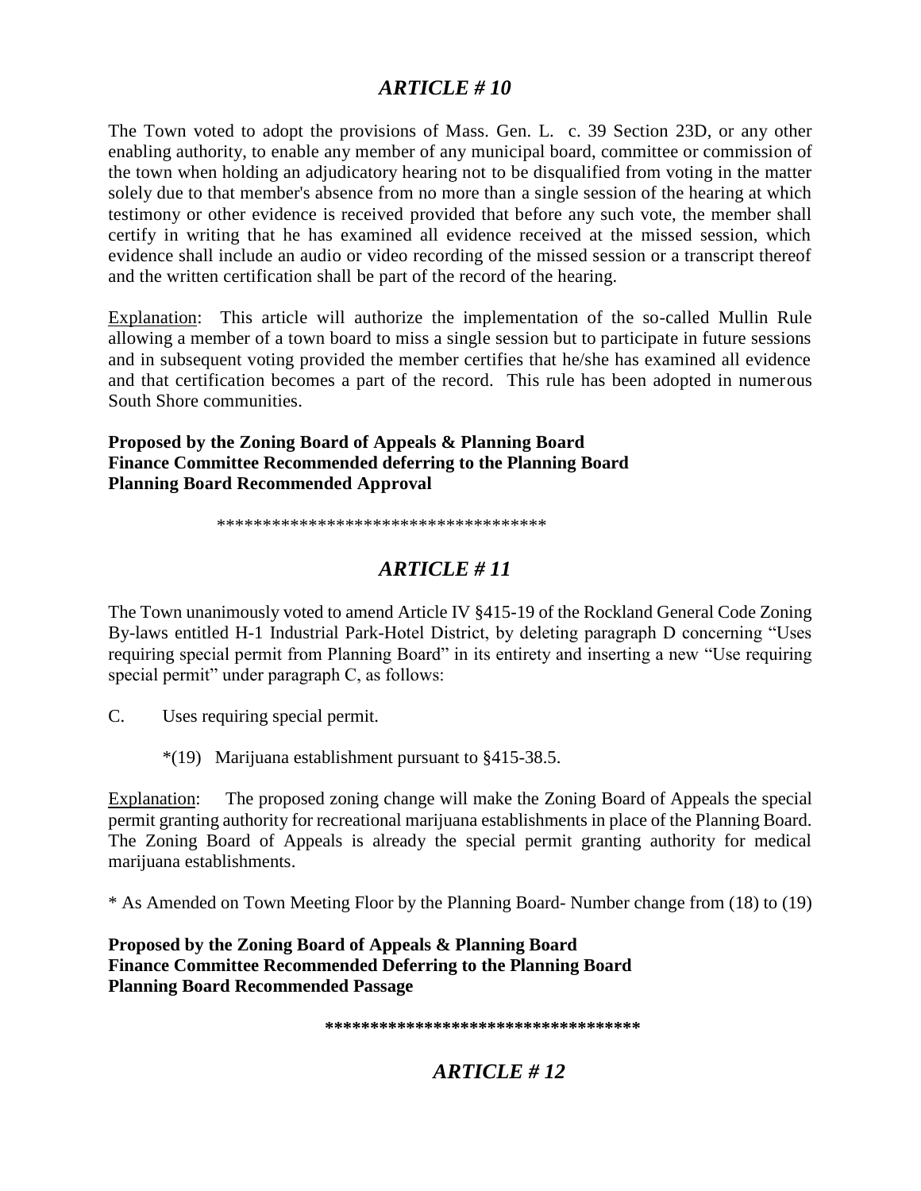## *ARTICLE # 10*

The Town voted to adopt the provisions of Mass. Gen. L. c. 39 Section 23D, or any other enabling authority, to enable any member of any municipal board, committee or commission of the town when holding an adjudicatory hearing not to be disqualified from voting in the matter solely due to that member's absence from no more than a single session of the hearing at which testimony or other evidence is received provided that before any such vote, the member shall certify in writing that he has examined all evidence received at the missed session, which evidence shall include an audio or video recording of the missed session or a transcript thereof and the written certification shall be part of the record of the hearing.

Explanation: This article will authorize the implementation of the so-called Mullin Rule allowing a member of a town board to miss a single session but to participate in future sessions and in subsequent voting provided the member certifies that he/she has examined all evidence and that certification becomes a part of the record. This rule has been adopted in numerous South Shore communities.

**Proposed by the Zoning Board of Appeals & Planning Board**
**Finance Committee Recommended deferring to the Planning Board**
**Planning Board Recommended Approval**

***********************************

## *ARTICLE # 11*

The Town unanimously voted to amend Article IV §415-19 of the Rockland General Code Zoning By-laws entitled H-1 Industrial Park-Hotel District, by deleting paragraph D concerning "Uses requiring special permit from Planning Board" in its entirety and inserting a new "Use requiring special permit" under paragraph C, as follows:

C. Uses requiring special permit.

*(19) Marijuana establishment pursuant to §415-38.5.

Explanation: The proposed zoning change will make the Zoning Board of Appeals the special permit granting authority for recreational marijuana establishments in place of the Planning Board. The Zoning Board of Appeals is already the special permit granting authority for medical marijuana establishments.

* As Amended on Town Meeting Floor by the Planning Board- Number change from (18) to (19)

**Proposed by the Zoning Board of Appeals & Planning Board**
**Finance Committee Recommended Deferring to the Planning Board**
**Planning Board Recommended Passage**

**********************************

## *ARTICLE # 12*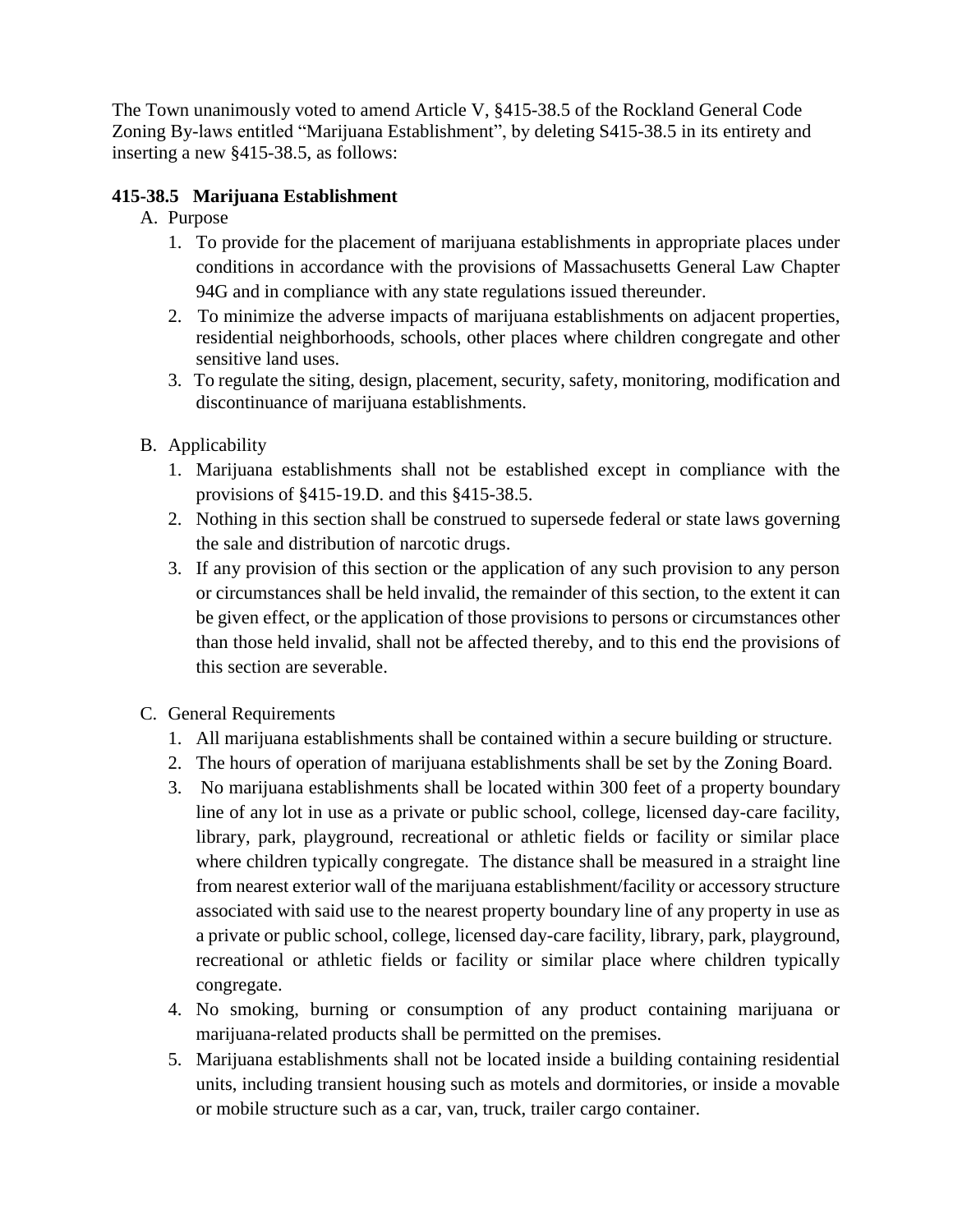The Town unanimously voted to amend Article V, §415-38.5 of the Rockland General Code Zoning By-laws entitled "Marijuana Establishment", by deleting S415-38.5 in its entirety and inserting a new §415-38.5, as follows:

**415-38.5 Marijuana Establishment**

A. Purpose

1. To provide for the placement of marijuana establishments in appropriate places under conditions in accordance with the provisions of Massachusetts General Law Chapter 94G and in compliance with any state regulations issued thereunder.
2. To minimize the adverse impacts of marijuana establishments on adjacent properties, residential neighborhoods, schools, other places where children congregate and other sensitive land uses.
3. To regulate the siting, design, placement, security, safety, monitoring, modification and discontinuance of marijuana establishments.

B. Applicability

1. Marijuana establishments shall not be established except in compliance with the provisions of §415-19.D. and this §415-38.5.
2. Nothing in this section shall be construed to supersede federal or state laws governing the sale and distribution of narcotic drugs.
3. If any provision of this section or the application of any such provision to any person or circumstances shall be held invalid, the remainder of this section, to the extent it can be given effect, or the application of those provisions to persons or circumstances other than those held invalid, shall not be affected thereby, and to this end the provisions of this section are severable.

C. General Requirements

1. All marijuana establishments shall be contained within a secure building or structure.
2. The hours of operation of marijuana establishments shall be set by the Zoning Board.
3. No marijuana establishments shall be located within 300 feet of a property boundary line of any lot in use as a private or public school, college, licensed day-care facility, library, park, playground, recreational or athletic fields or facility or similar place where children typically congregate. The distance shall be measured in a straight line from nearest exterior wall of the marijuana establishment/facility or accessory structure associated with said use to the nearest property boundary line of any property in use as a private or public school, college, licensed day-care facility, library, park, playground, recreational or athletic fields or facility or similar place where children typically congregate.
4. No smoking, burning or consumption of any product containing marijuana or marijuana-related products shall be permitted on the premises.
5. Marijuana establishments shall not be located inside a building containing residential units, including transient housing such as motels and dormitories, or inside a movable or mobile structure such as a car, van, truck, trailer cargo container.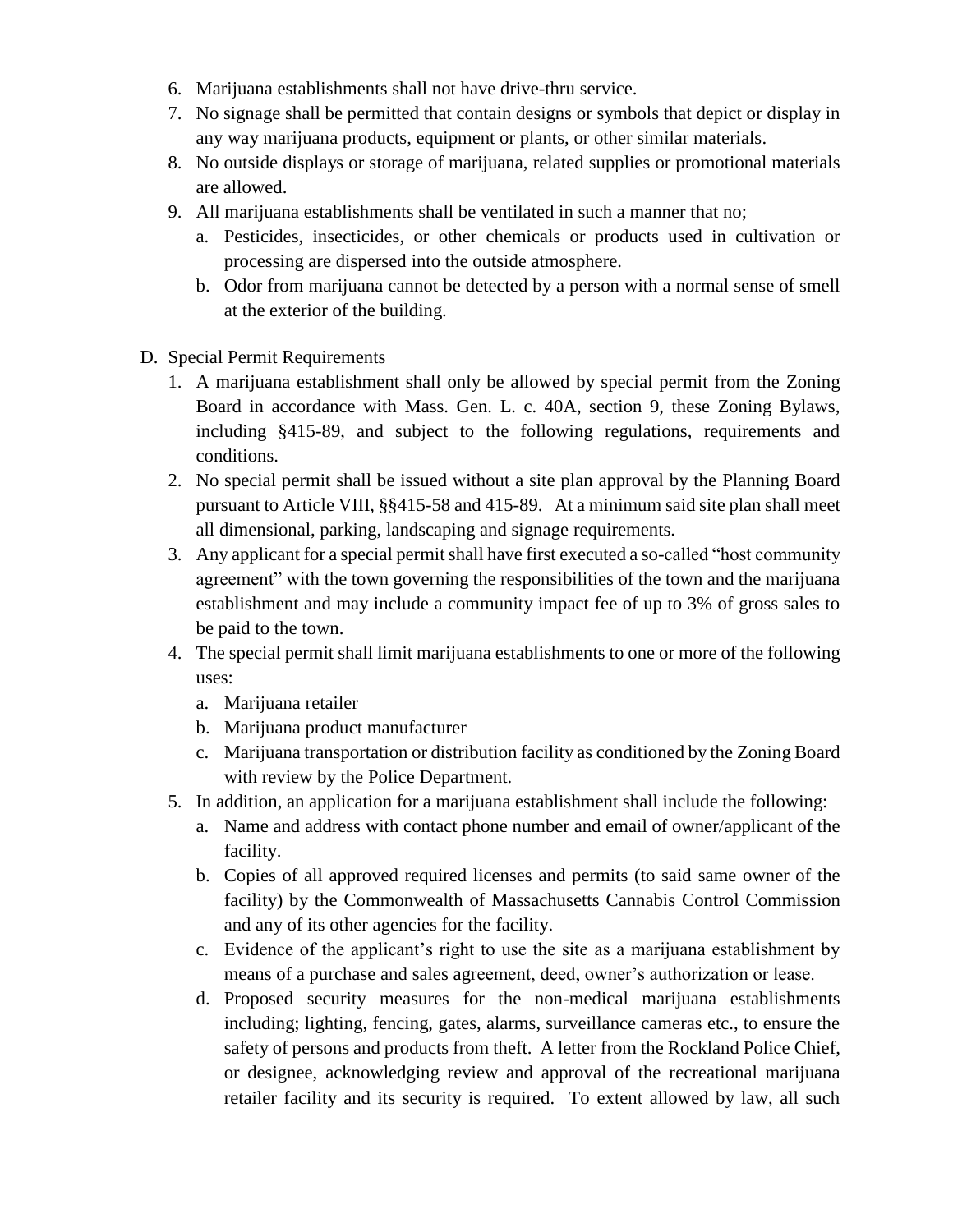6. Marijuana establishments shall not have drive-thru service.
7. No signage shall be permitted that contain designs or symbols that depict or display in any way marijuana products, equipment or plants, or other similar materials.
8. No outside displays or storage of marijuana, related supplies or promotional materials are allowed.
9. All marijuana establishments shall be ventilated in such a manner that no;
   a. Pesticides, insecticides, or other chemicals or products used in cultivation or processing are dispersed into the outside atmosphere.
   b. Odor from marijuana cannot be detected by a person with a normal sense of smell at the exterior of the building.

D. Special Permit Requirements

1. A marijuana establishment shall only be allowed by special permit from the Zoning Board in accordance with Mass. Gen. L. c. 40A, section 9, these Zoning Bylaws, including §415-89, and subject to the following regulations, requirements and conditions.
2. No special permit shall be issued without a site plan approval by the Planning Board pursuant to Article VIII, §§415-58 and 415-89. At a minimum said site plan shall meet all dimensional, parking, landscaping and signage requirements.
3. Any applicant for a special permit shall have first executed a so-called "host community agreement" with the town governing the responsibilities of the town and the marijuana establishment and may include a community impact fee of up to 3% of gross sales to be paid to the town.
4. The special permit shall limit marijuana establishments to one or more of the following uses:
   a. Marijuana retailer
   b. Marijuana product manufacturer
   c. Marijuana transportation or distribution facility as conditioned by the Zoning Board with review by the Police Department.
5. In addition, an application for a marijuana establishment shall include the following:
   a. Name and address with contact phone number and email of owner/applicant of the facility.
   b. Copies of all approved required licenses and permits (to said same owner of the facility) by the Commonwealth of Massachusetts Cannabis Control Commission and any of its other agencies for the facility.
   c. Evidence of the applicant's right to use the site as a marijuana establishment by means of a purchase and sales agreement, deed, owner's authorization or lease.
   d. Proposed security measures for the non-medical marijuana establishments including; lighting, fencing, gates, alarms, surveillance cameras etc., to ensure the safety of persons and products from theft. A letter from the Rockland Police Chief, or designee, acknowledging review and approval of the recreational marijuana retailer facility and its security is required. To extent allowed by law, all such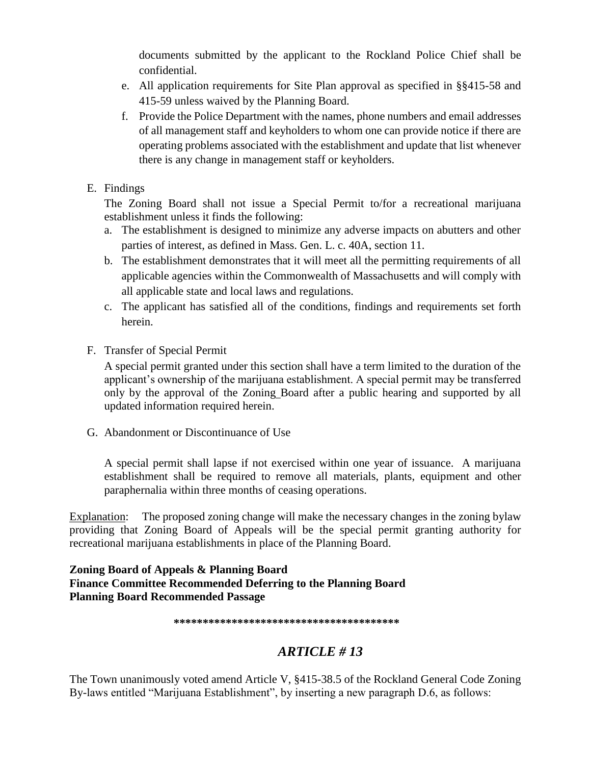documents submitted by the applicant to the Rockland Police Chief shall be confidential.

e. All application requirements for Site Plan approval as specified in §§415-58 and 415-59 unless waived by the Planning Board.
f. Provide the Police Department with the names, phone numbers and email addresses of all management staff and keyholders to whom one can provide notice if there are operating problems associated with the establishment and update that list whenever there is any change in management staff or keyholders.

E. Findings

The Zoning Board shall not issue a Special Permit to/for a recreational marijuana establishment unless it finds the following:

a. The establishment is designed to minimize any adverse impacts on abutters and other parties of interest, as defined in Mass. Gen. L. c. 40A, section 11.
b. The establishment demonstrates that it will meet all the permitting requirements of all applicable agencies within the Commonwealth of Massachusetts and will comply with all applicable state and local laws and regulations.
c. The applicant has satisfied all of the conditions, findings and requirements set forth herein.

F. Transfer of Special Permit

A special permit granted under this section shall have a term limited to the duration of the applicant's ownership of the marijuana establishment. A special permit may be transferred only by the approval of the Zoning_Board after a public hearing and supported by all updated information required herein.

G. Abandonment or Discontinuance of Use

A special permit shall lapse if not exercised within one year of issuance. A marijuana establishment shall be required to remove all materials, plants, equipment and other paraphernalia within three months of ceasing operations.

Explanation: The proposed zoning change will make the necessary changes in the zoning bylaw providing that Zoning Board of Appeals will be the special permit granting authority for recreational marijuana establishments in place of the Planning Board.

**Zoning Board of Appeals & Planning Board**
**Finance Committee Recommended Deferring to the Planning Board**
**Planning Board Recommended Passage**

**************************************

## *ARTICLE # 13*

The Town unanimously voted amend Article V, §415-38.5 of the Rockland General Code Zoning By-laws entitled "Marijuana Establishment", by inserting a new paragraph D.6, as follows: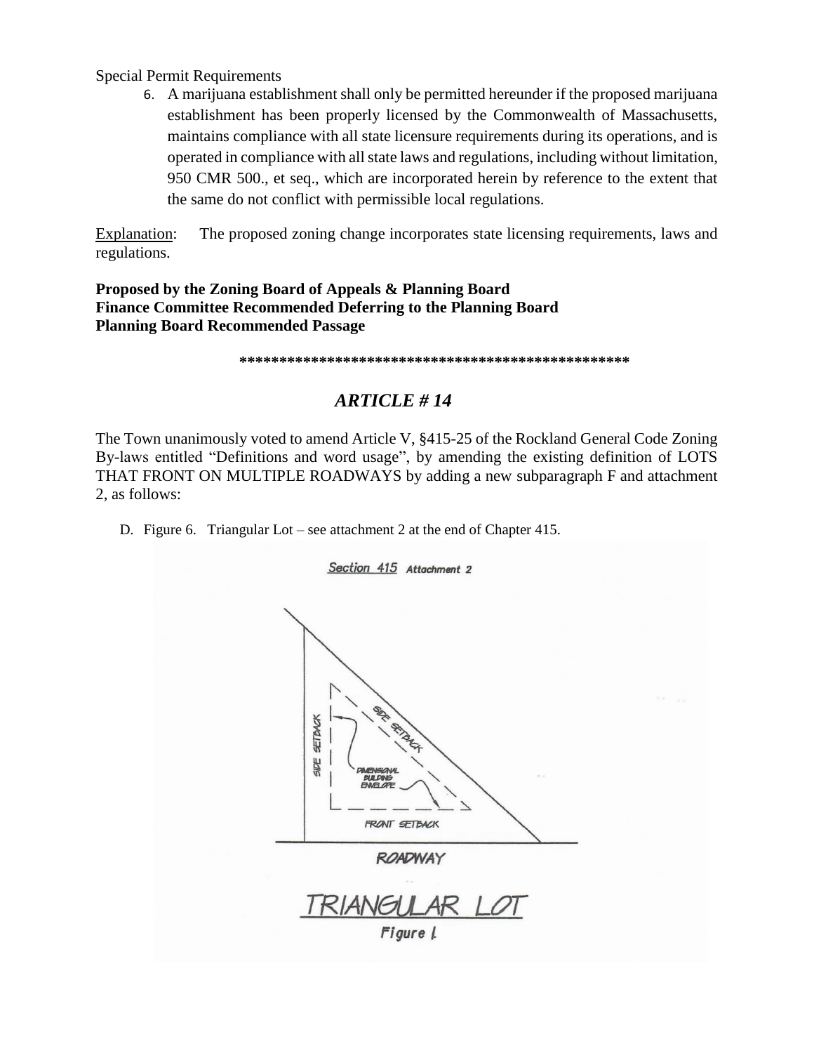Special Permit Requirements

6. A marijuana establishment shall only be permitted hereunder if the proposed marijuana establishment has been properly licensed by the Commonwealth of Massachusetts, maintains compliance with all state licensure requirements during its operations, and is operated in compliance with all state laws and regulations, including without limitation, 950 CMR 500., et seq., which are incorporated herein by reference to the extent that the same do not conflict with permissible local regulations.

Explanation: The proposed zoning change incorporates state licensing requirements, laws and regulations.

**Proposed by the Zoning Board of Appeals & Planning Board**
**Finance Committee Recommended Deferring to the Planning Board**
**Planning Board Recommended Passage**

**************************************************

## *ARTICLE # 14*

The Town unanimously voted to amend Article V, §415-25 of the Rockland General Code Zoning By-laws entitled "Definitions and word usage", by amending the existing definition of LOTS THAT FRONT ON MULTIPLE ROADWAYS by adding a new subparagraph F and attachment 2, as follows:

D. Figure 6. Triangular Lot – see attachment 2 at the end of Chapter 415.

Section 415 Attachment 2

SIDE SETBACK

SIDE SETBACK

DIMENSIONAL BUILDING ENVELOPE

FRONT SETBACK

ROADWAY

TRIANGULAR LOT

Figure 1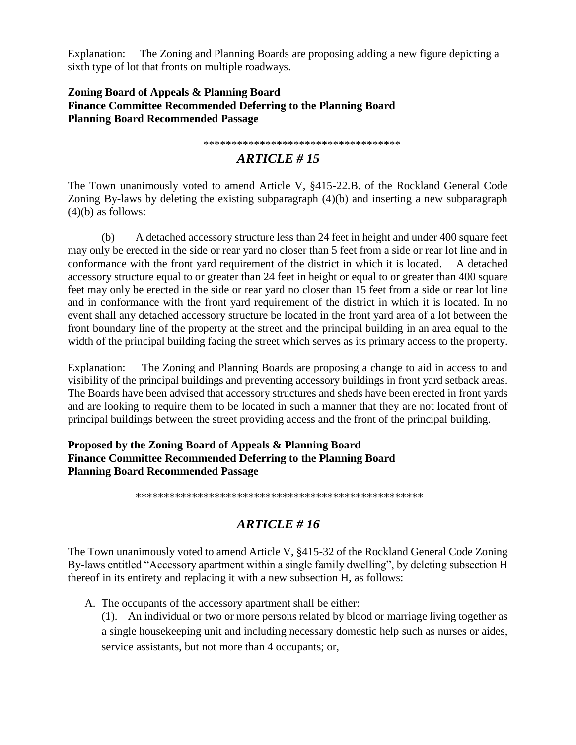Explanation: The Zoning and Planning Boards are proposing adding a new figure depicting a sixth type of lot that fronts on multiple roadways.

**Zoning Board of Appeals & Planning Board**
**Finance Committee Recommended Deferring to the Planning Board**
**Planning Board Recommended Passage**

\*\*\*\*\*\*\*\*\*\*\*\*\*\*\*\*\*\*\*\*\*\*\*\*\*\*\*\*\*\*\*\*\*\*\*\*

## *ARTICLE # 15*

The Town unanimously voted to amend Article V, §415-22.B. of the Rockland General Code Zoning By-laws by deleting the existing subparagraph (4)(b) and inserting a new subparagraph (4)(b) as follows:

(b) A detached accessory structure less than 24 feet in height and under 400 square feet may only be erected in the side or rear yard no closer than 5 feet from a side or rear lot line and in conformance with the front yard requirement of the district in which it is located. A detached accessory structure equal to or greater than 24 feet in height or equal to or greater than 400 square feet may only be erected in the side or rear yard no closer than 15 feet from a side or rear lot line and in conformance with the front yard requirement of the district in which it is located. In no event shall any detached accessory structure be located in the front yard area of a lot between the front boundary line of the property at the street and the principal building in an area equal to the width of the principal building facing the street which serves as its primary access to the property.

Explanation: The Zoning and Planning Boards are proposing a change to aid in access to and visibility of the principal buildings and preventing accessory buildings in front yard setback areas. The Boards have been advised that accessory structures and sheds have been erected in front yards and are looking to require them to be located in such a manner that they are not located front of principal buildings between the street providing access and the front of the principal building.

**Proposed by the Zoning Board of Appeals & Planning Board**
**Finance Committee Recommended Deferring to the Planning Board**
**Planning Board Recommended Passage**

\*\*\*\*\*\*\*\*\*\*\*\*\*\*\*\*\*\*\*\*\*\*\*\*\*\*\*\*\*\*\*\*\*\*\*\*\*\*\*\*\*\*\*\*\*\*\*\*\*\*\*\*

## *ARTICLE # 16*

The Town unanimously voted to amend Article V, §415-32 of the Rockland General Code Zoning By-laws entitled "Accessory apartment within a single family dwelling", by deleting subsection H thereof in its entirety and replacing it with a new subsection H, as follows:

A. The occupants of the accessory apartment shall be either:

(1). An individual or two or more persons related by blood or marriage living together as a single housekeeping unit and including necessary domestic help such as nurses or aides, service assistants, but not more than 4 occupants; or,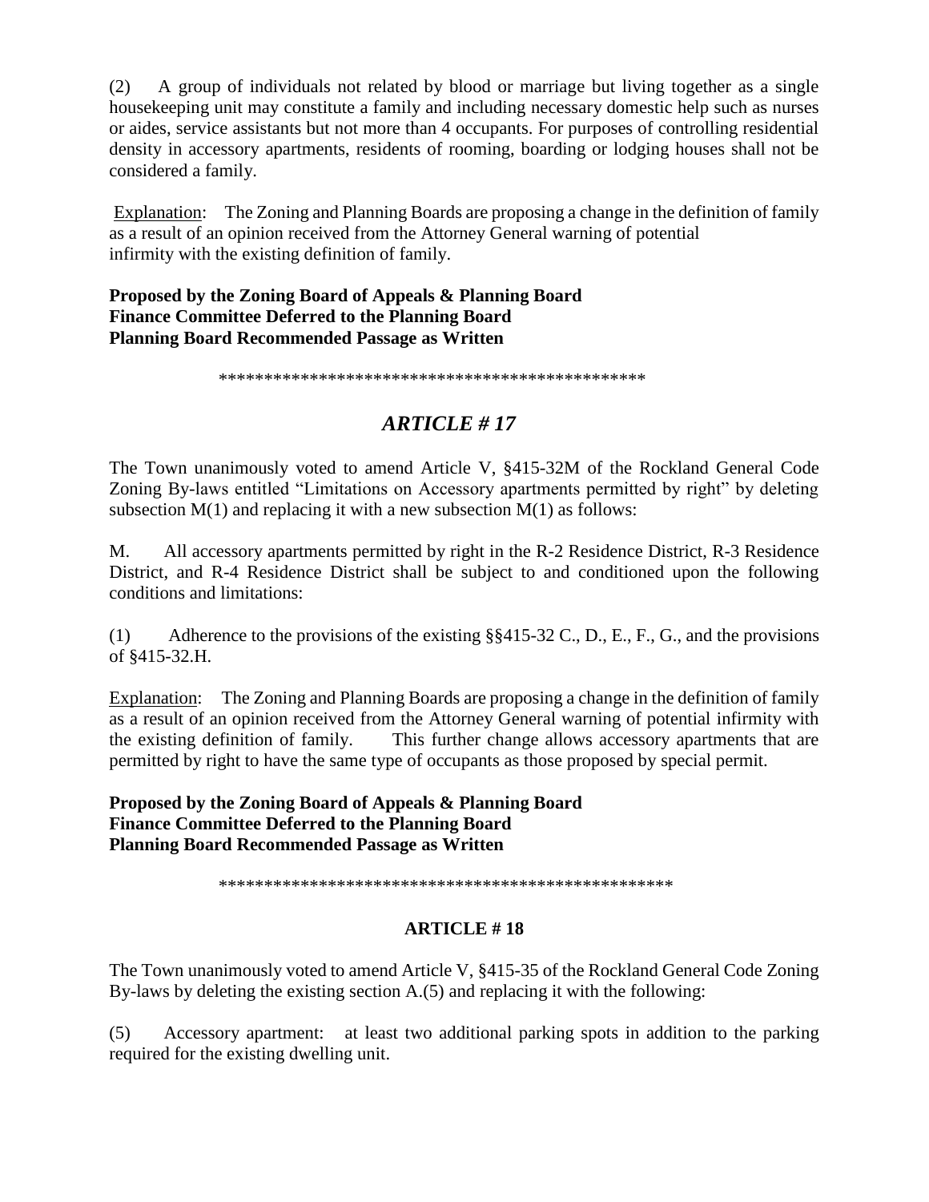(2) A group of individuals not related by blood or marriage but living together as a single housekeeping unit may constitute a family and including necessary domestic help such as nurses or aides, service assistants but not more than 4 occupants. For purposes of controlling residential density in accessory apartments, residents of rooming, boarding or lodging houses shall not be considered a family.

Explanation: The Zoning and Planning Boards are proposing a change in the definition of family as a result of an opinion received from the Attorney General warning of potential infirmity with the existing definition of family.

**Proposed by the Zoning Board of Appeals & Planning Board**
**Finance Committee Deferred to the Planning Board**
**Planning Board Recommended Passage as Written**

\*\*\*\*\*\*\*\*\*\*\*\*\*\*\*\*\*\*\*\*\*\*\*\*\*\*\*\*\*\*\*\*\*\*\*\*\*\*\*\*\*\*\*\*\*\*\*\*

## *ARTICLE # 17*

The Town unanimously voted to amend Article V, §415-32M of the Rockland General Code Zoning By-laws entitled "Limitations on Accessory apartments permitted by right" by deleting subsection M(1) and replacing it with a new subsection M(1) as follows:

M. All accessory apartments permitted by right in the R-2 Residence District, R-3 Residence District, and R-4 Residence District shall be subject to and conditioned upon the following conditions and limitations:

(1) Adherence to the provisions of the existing §§415-32 C., D., E., F., G., and the provisions of §415-32.H.

Explanation: The Zoning and Planning Boards are proposing a change in the definition of family as a result of an opinion received from the Attorney General warning of potential infirmity with the existing definition of family. This further change allows accessory apartments that are permitted by right to have the same type of occupants as those proposed by special permit.

**Proposed by the Zoning Board of Appeals & Planning Board**
**Finance Committee Deferred to the Planning Board**
**Planning Board Recommended Passage as Written**

\*\*\*\*\*\*\*\*\*\*\*\*\*\*\*\*\*\*\*\*\*\*\*\*\*\*\*\*\*\*\*\*\*\*\*\*\*\*\*\*\*\*\*\*\*\*\*\*\*\*\*

### ARTICLE # 18

The Town unanimously voted to amend Article V, §415-35 of the Rockland General Code Zoning By-laws by deleting the existing section A.(5) and replacing it with the following:

(5) Accessory apartment: at least two additional parking spots in addition to the parking required for the existing dwelling unit.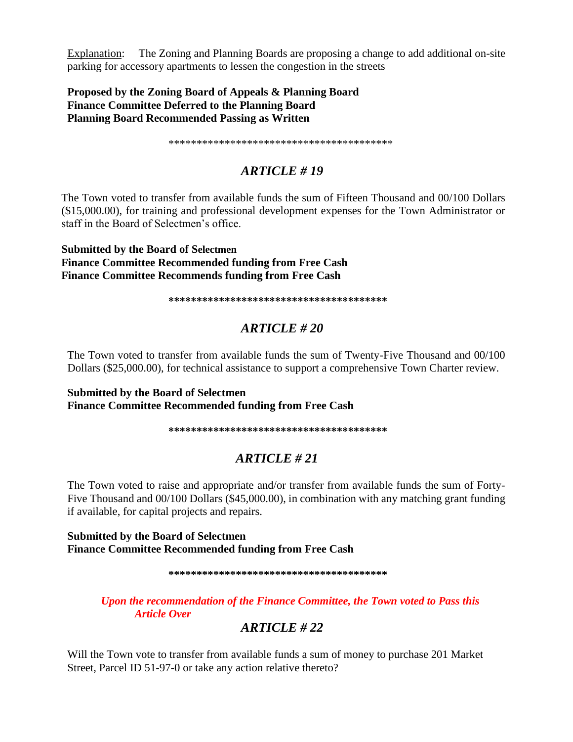Explanation: The Zoning and Planning Boards are proposing a change to add additional on-site parking for accessory apartments to lessen the congestion in the streets

**Proposed by the Zoning Board of Appeals & Planning Board**
**Finance Committee Deferred to the Planning Board**
**Planning Board Recommended Passing as Written**

****************************************

## *ARTICLE # 19*

The Town voted to transfer from available funds the sum of Fifteen Thousand and 00/100 Dollars ($15,000.00), for training and professional development expenses for the Town Administrator or staff in the Board of Selectmen's office.

**Submitted by the Board of Selectmen**
**Finance Committee Recommended funding from Free Cash**
**Finance Committee Recommends funding from Free Cash**

**************************************

## *ARTICLE # 20*

The Town voted to transfer from available funds the sum of Twenty-Five Thousand and 00/100 Dollars ($25,000.00), for technical assistance to support a comprehensive Town Charter review.

**Submitted by the Board of Selectmen**
**Finance Committee Recommended funding from Free Cash**

**************************************

## *ARTICLE # 21*

The Town voted to raise and appropriate and/or transfer from available funds the sum of Forty-Five Thousand and 00/100 Dollars ($45,000.00), in combination with any matching grant funding if available, for capital projects and repairs.

**Submitted by the Board of Selectmen**
**Finance Committee Recommended funding from Free Cash**

**************************************

***Upon the recommendation of the Finance Committee, the Town voted to Pass this Article Over***

## *ARTICLE # 22*

Will the Town vote to transfer from available funds a sum of money to purchase 201 Market Street, Parcel ID 51-97-0 or take any action relative thereto?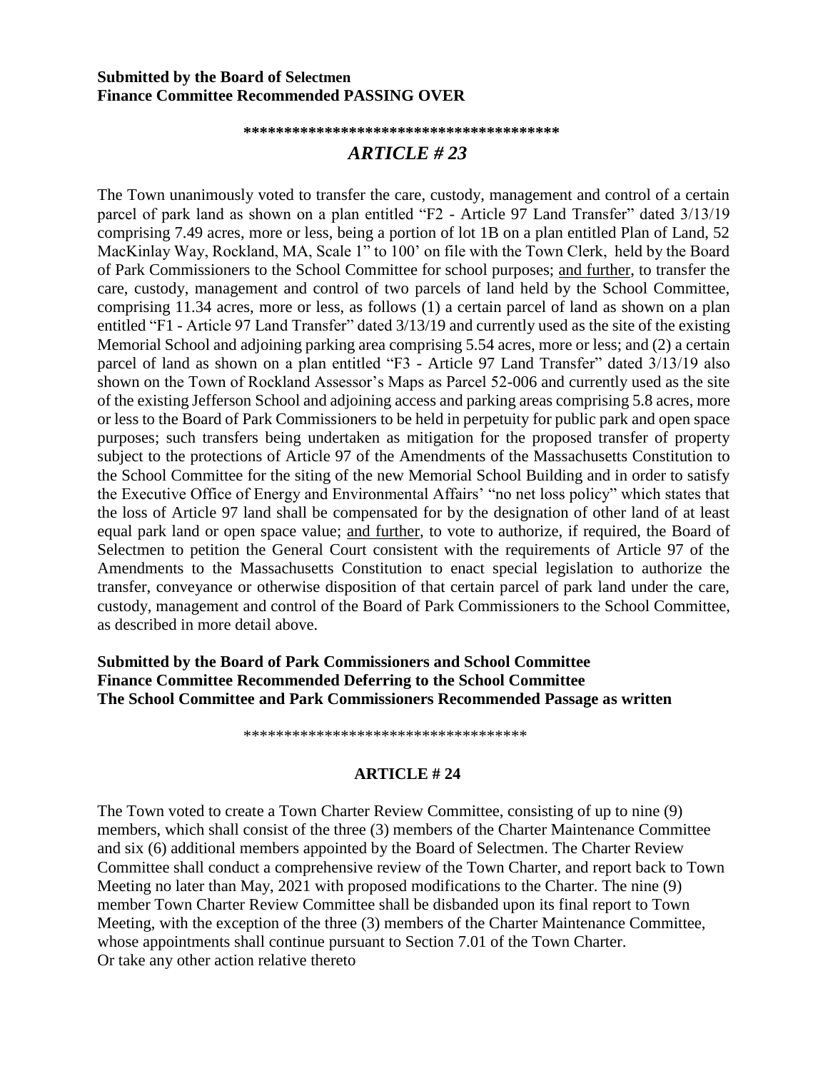**Submitted by the Board of Selectmen**
**Finance Committee Recommended PASSING OVER**

**************************************

## *ARTICLE # 23*

The Town unanimously voted to transfer the care, custody, management and control of a certain parcel of park land as shown on a plan entitled "F2 - Article 97 Land Transfer" dated 3/13/19 comprising 7.49 acres, more or less, being a portion of lot 1B on a plan entitled Plan of Land, 52 MacKinlay Way, Rockland, MA, Scale 1" to 100' on file with the Town Clerk, held by the Board of Park Commissioners to the School Committee for school purposes; <u>and further</u>, to transfer the care, custody, management and control of two parcels of land held by the School Committee, comprising 11.34 acres, more or less, as follows (1) a certain parcel of land as shown on a plan entitled "F1 - Article 97 Land Transfer" dated 3/13/19 and currently used as the site of the existing Memorial School and adjoining parking area comprising 5.54 acres, more or less; and (2) a certain parcel of land as shown on a plan entitled "F3 - Article 97 Land Transfer" dated 3/13/19 also shown on the Town of Rockland Assessor's Maps as Parcel 52-006 and currently used as the site of the existing Jefferson School and adjoining access and parking areas comprising 5.8 acres, more or less to the Board of Park Commissioners to be held in perpetuity for public park and open space purposes; such transfers being undertaken as mitigation for the proposed transfer of property subject to the protections of Article 97 of the Amendments of the Massachusetts Constitution to the School Committee for the siting of the new Memorial School Building and in order to satisfy the Executive Office of Energy and Environmental Affairs' "no net loss policy" which states that the loss of Article 97 land shall be compensated for by the designation of other land of at least equal park land or open space value; <u>and further</u>, to vote to authorize, if required, the Board of Selectmen to petition the General Court consistent with the requirements of Article 97 of the Amendments to the Massachusetts Constitution to enact special legislation to authorize the transfer, conveyance or otherwise disposition of that certain parcel of park land under the care, custody, management and control of the Board of Park Commissioners to the School Committee, as described in more detail above.

**Submitted by the Board of Park Commissioners and School Committee**
**Finance Committee Recommended Deferring to the School Committee**
**The School Committee and Park Commissioners Recommended Passage as written**

***********************************

## ARTICLE # 24

The Town voted to create a Town Charter Review Committee, consisting of up to nine (9) members, which shall consist of the three (3) members of the Charter Maintenance Committee and six (6) additional members appointed by the Board of Selectmen. The Charter Review Committee shall conduct a comprehensive review of the Town Charter, and report back to Town Meeting no later than May, 2021 with proposed modifications to the Charter. The nine (9) member Town Charter Review Committee shall be disbanded upon its final report to Town Meeting, with the exception of the three (3) members of the Charter Maintenance Committee, whose appointments shall continue pursuant to Section 7.01 of the Town Charter.
Or take any other action relative thereto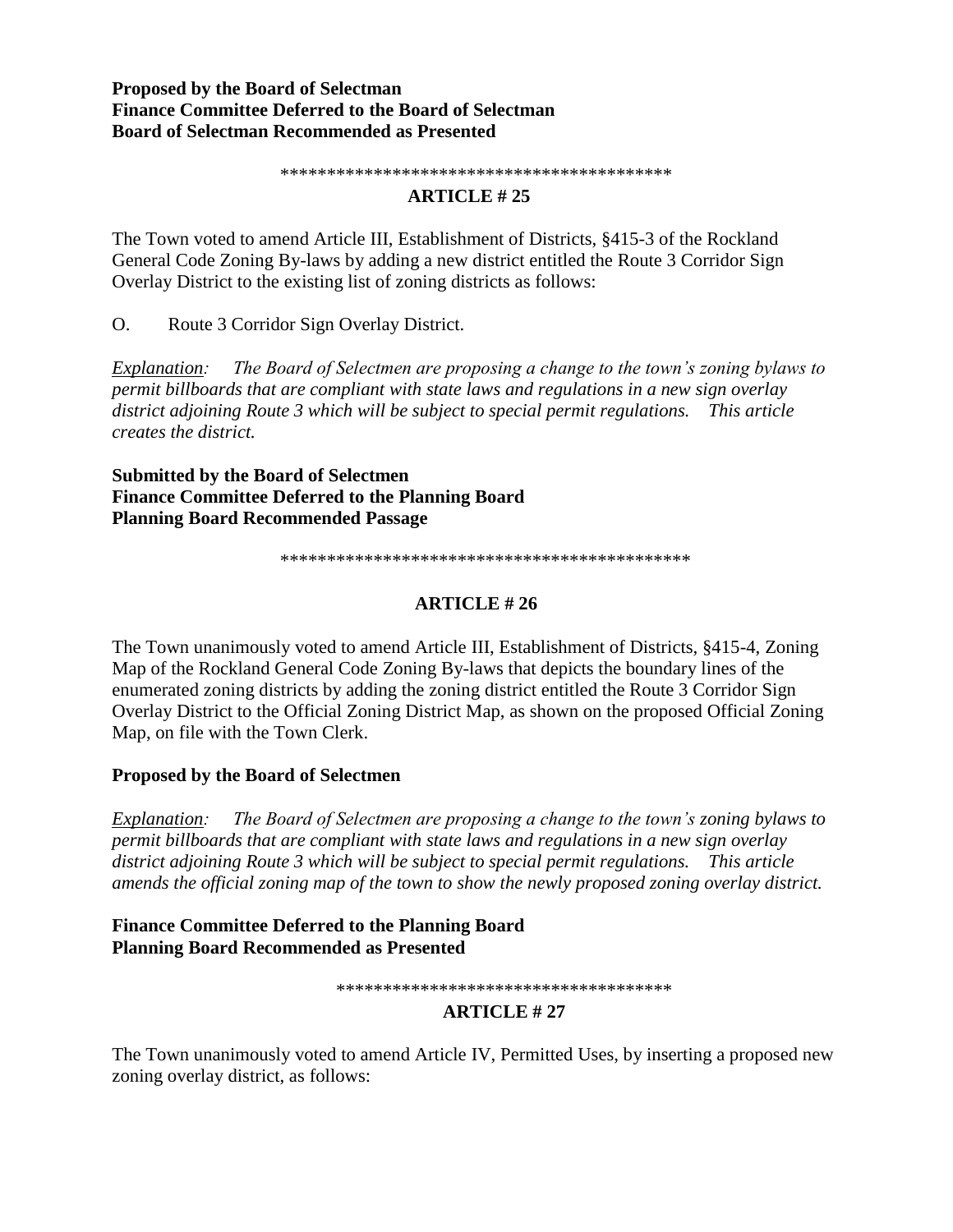**Proposed by the Board of Selectman**
**Finance Committee Deferred to the Board of Selectman**
**Board of Selectman Recommended as Presented**

*******************************************

## ARTICLE # 25

The Town voted to amend Article III, Establishment of Districts, §415-3 of the Rockland General Code Zoning By-laws by adding a new district entitled the Route 3 Corridor Sign Overlay District to the existing list of zoning districts as follows:

O. Route 3 Corridor Sign Overlay District.

*Explanation: The Board of Selectmen are proposing a change to the town's zoning bylaws to permit billboards that are compliant with state laws and regulations in a new sign overlay district adjoining Route 3 which will be subject to special permit regulations. This article creates the district.*

**Submitted by the Board of Selectmen**
**Finance Committee Deferred to the Planning Board**
**Planning Board Recommended Passage**

*********************************************

## ARTICLE # 26

The Town unanimously voted to amend Article III, Establishment of Districts, §415-4, Zoning Map of the Rockland General Code Zoning By-laws that depicts the boundary lines of the enumerated zoning districts by adding the zoning district entitled the Route 3 Corridor Sign Overlay District to the Official Zoning District Map, as shown on the proposed Official Zoning Map, on file with the Town Clerk.

**Proposed by the Board of Selectmen**

*Explanation: The Board of Selectmen are proposing a change to the town's zoning bylaws to permit billboards that are compliant with state laws and regulations in a new sign overlay district adjoining Route 3 which will be subject to special permit regulations. This article amends the official zoning map of the town to show the newly proposed zoning overlay district.*

**Finance Committee Deferred to the Planning Board**
**Planning Board Recommended as Presented**

************************************

## ARTICLE # 27

The Town unanimously voted to amend Article IV, Permitted Uses, by inserting a proposed new zoning overlay district, as follows: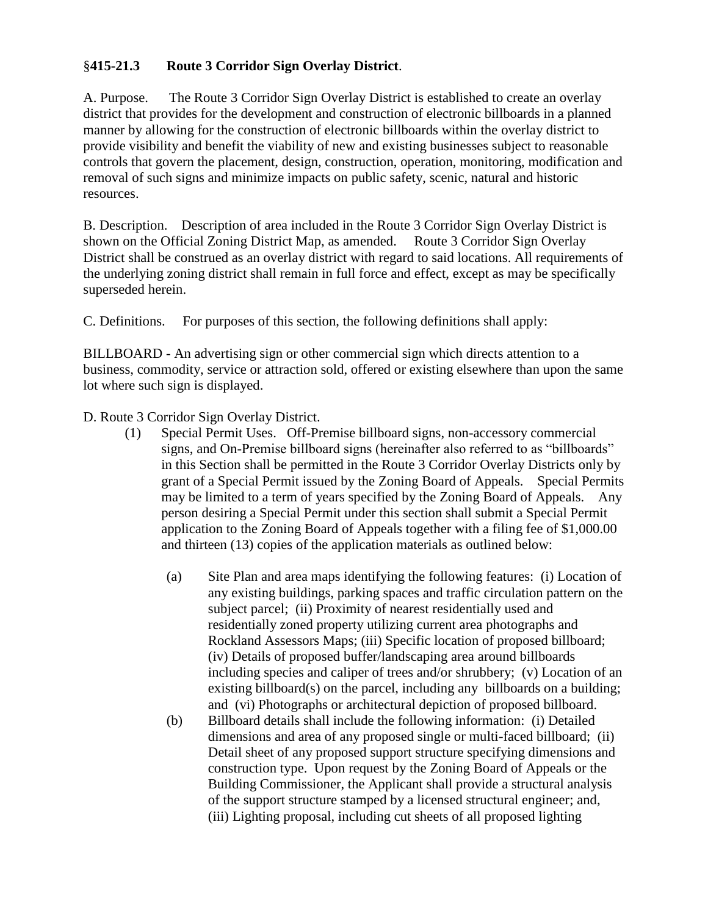## §415-21.3 Route 3 Corridor Sign Overlay District.

A. Purpose. The Route 3 Corridor Sign Overlay District is established to create an overlay district that provides for the development and construction of electronic billboards in a planned manner by allowing for the construction of electronic billboards within the overlay district to provide visibility and benefit the viability of new and existing businesses subject to reasonable controls that govern the placement, design, construction, operation, monitoring, modification and removal of such signs and minimize impacts on public safety, scenic, natural and historic resources.

B. Description. Description of area included in the Route 3 Corridor Sign Overlay District is shown on the Official Zoning District Map, as amended. Route 3 Corridor Sign Overlay District shall be construed as an overlay district with regard to said locations. All requirements of the underlying zoning district shall remain in full force and effect, except as may be specifically superseded herein.

C. Definitions. For purposes of this section, the following definitions shall apply:

BILLBOARD - An advertising sign or other commercial sign which directs attention to a business, commodity, service or attraction sold, offered or existing elsewhere than upon the same lot where such sign is displayed.

D. Route 3 Corridor Sign Overlay District.

(1) Special Permit Uses. Off-Premise billboard signs, non-accessory commercial signs, and On-Premise billboard signs (hereinafter also referred to as "billboards" in this Section shall be permitted in the Route 3 Corridor Overlay Districts only by grant of a Special Permit issued by the Zoning Board of Appeals. Special Permits may be limited to a term of years specified by the Zoning Board of Appeals. Any person desiring a Special Permit under this section shall submit a Special Permit application to the Zoning Board of Appeals together with a filing fee of $1,000.00 and thirteen (13) copies of the application materials as outlined below:

(a) Site Plan and area maps identifying the following features: (i) Location of any existing buildings, parking spaces and traffic circulation pattern on the subject parcel; (ii) Proximity of nearest residentially used and residentially zoned property utilizing current area photographs and Rockland Assessors Maps; (iii) Specific location of proposed billboard; (iv) Details of proposed buffer/landscaping area around billboards including species and caliper of trees and/or shrubbery; (v) Location of an existing billboard(s) on the parcel, including any billboards on a building; and (vi) Photographs or architectural depiction of proposed billboard.

(b) Billboard details shall include the following information: (i) Detailed dimensions and area of any proposed single or multi-faced billboard; (ii) Detail sheet of any proposed support structure specifying dimensions and construction type. Upon request by the Zoning Board of Appeals or the Building Commissioner, the Applicant shall provide a structural analysis of the support structure stamped by a licensed structural engineer; and, (iii) Lighting proposal, including cut sheets of all proposed lighting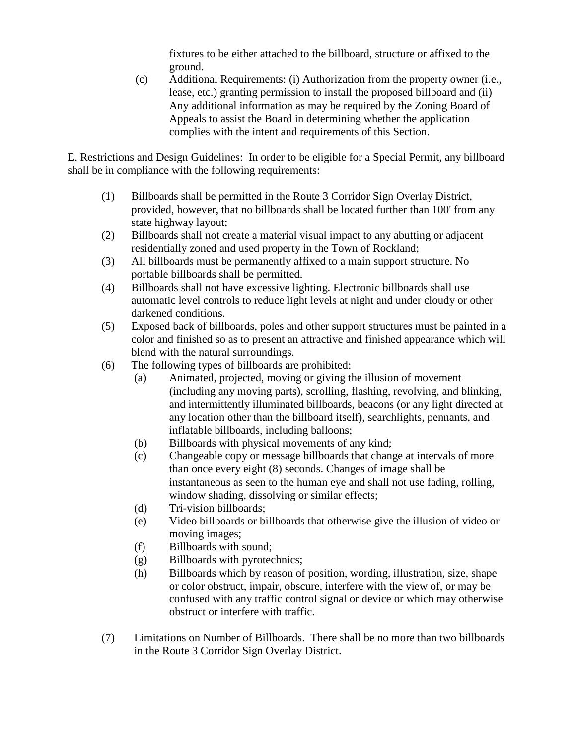fixtures to be either attached to the billboard, structure or affixed to the ground.

(c) Additional Requirements: (i) Authorization from the property owner (i.e., lease, etc.) granting permission to install the proposed billboard and (ii) Any additional information as may be required by the Zoning Board of Appeals to assist the Board in determining whether the application complies with the intent and requirements of this Section.

E. Restrictions and Design Guidelines: In order to be eligible for a Special Permit, any billboard shall be in compliance with the following requirements:

(1) Billboards shall be permitted in the Route 3 Corridor Sign Overlay District, provided, however, that no billboards shall be located further than 100' from any state highway layout;

(2) Billboards shall not create a material visual impact to any abutting or adjacent residentially zoned and used property in the Town of Rockland;

(3) All billboards must be permanently affixed to a main support structure. No portable billboards shall be permitted.

(4) Billboards shall not have excessive lighting. Electronic billboards shall use automatic level controls to reduce light levels at night and under cloudy or other darkened conditions.

(5) Exposed back of billboards, poles and other support structures must be painted in a color and finished so as to present an attractive and finished appearance which will blend with the natural surroundings.

(6) The following types of billboards are prohibited:

(a) Animated, projected, moving or giving the illusion of movement (including any moving parts), scrolling, flashing, revolving, and blinking, and intermittently illuminated billboards, beacons (or any light directed at any location other than the billboard itself), searchlights, pennants, and inflatable billboards, including balloons;

(b) Billboards with physical movements of any kind;

(c) Changeable copy or message billboards that change at intervals of more than once every eight (8) seconds. Changes of image shall be instantaneous as seen to the human eye and shall not use fading, rolling, window shading, dissolving or similar effects;

(d) Tri-vision billboards;

(e) Video billboards or billboards that otherwise give the illusion of video or moving images;

(f) Billboards with sound;

(g) Billboards with pyrotechnics;

(h) Billboards which by reason of position, wording, illustration, size, shape or color obstruct, impair, obscure, interfere with the view of, or may be confused with any traffic control signal or device or which may otherwise obstruct or interfere with traffic.

(7) Limitations on Number of Billboards. There shall be no more than two billboards in the Route 3 Corridor Sign Overlay District.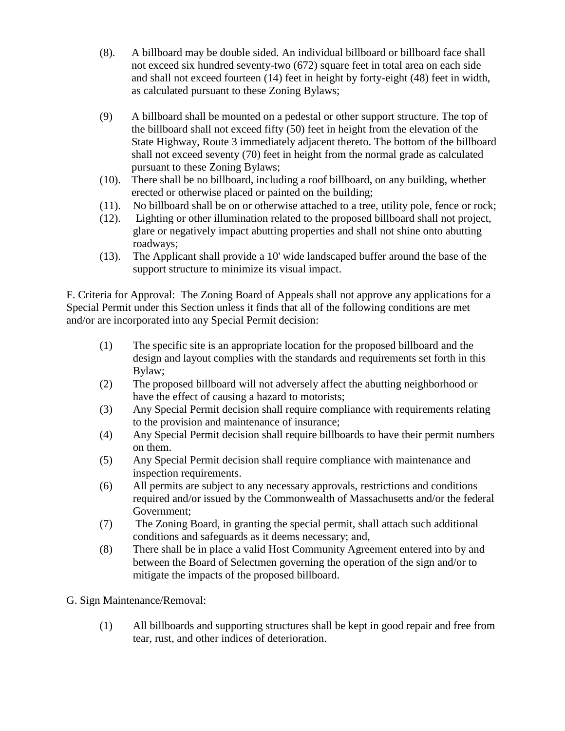(8). A billboard may be double sided. An individual billboard or billboard face shall not exceed six hundred seventy-two (672) square feet in total area on each side and shall not exceed fourteen (14) feet in height by forty-eight (48) feet in width, as calculated pursuant to these Zoning Bylaws;

(9) A billboard shall be mounted on a pedestal or other support structure. The top of the billboard shall not exceed fifty (50) feet in height from the elevation of the State Highway, Route 3 immediately adjacent thereto. The bottom of the billboard shall not exceed seventy (70) feet in height from the normal grade as calculated pursuant to these Zoning Bylaws;

(10). There shall be no billboard, including a roof billboard, on any building, whether erected or otherwise placed or painted on the building;

(11). No billboard shall be on or otherwise attached to a tree, utility pole, fence or rock;

(12). Lighting or other illumination related to the proposed billboard shall not project, glare or negatively impact abutting properties and shall not shine onto abutting roadways;

(13). The Applicant shall provide a 10' wide landscaped buffer around the base of the support structure to minimize its visual impact.

F. Criteria for Approval: The Zoning Board of Appeals shall not approve any applications for a Special Permit under this Section unless it finds that all of the following conditions are met and/or are incorporated into any Special Permit decision:

(1) The specific site is an appropriate location for the proposed billboard and the design and layout complies with the standards and requirements set forth in this Bylaw;

(2) The proposed billboard will not adversely affect the abutting neighborhood or have the effect of causing a hazard to motorists;

(3) Any Special Permit decision shall require compliance with requirements relating to the provision and maintenance of insurance;

(4) Any Special Permit decision shall require billboards to have their permit numbers on them.

(5) Any Special Permit decision shall require compliance with maintenance and inspection requirements.

(6) All permits are subject to any necessary approvals, restrictions and conditions required and/or issued by the Commonwealth of Massachusetts and/or the federal Government;

(7) The Zoning Board, in granting the special permit, shall attach such additional conditions and safeguards as it deems necessary; and,

(8) There shall be in place a valid Host Community Agreement entered into by and between the Board of Selectmen governing the operation of the sign and/or to mitigate the impacts of the proposed billboard.

G. Sign Maintenance/Removal:

(1) All billboards and supporting structures shall be kept in good repair and free from tear, rust, and other indices of deterioration.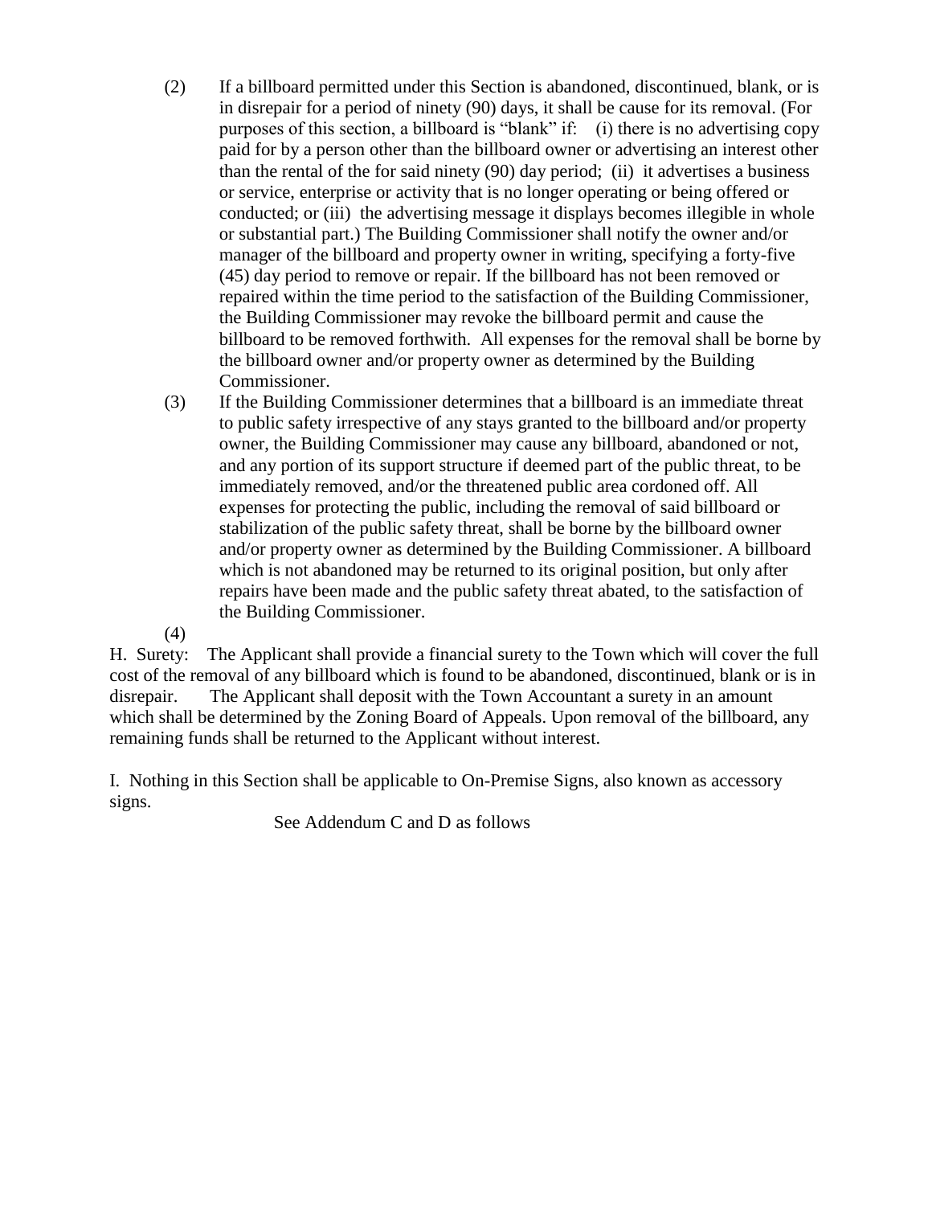(2) If a billboard permitted under this Section is abandoned, discontinued, blank, or is in disrepair for a period of ninety (90) days, it shall be cause for its removal. (For purposes of this section, a billboard is "blank" if: (i) there is no advertising copy paid for by a person other than the billboard owner or advertising an interest other than the rental of the for said ninety (90) day period; (ii) it advertises a business or service, enterprise or activity that is no longer operating or being offered or conducted; or (iii) the advertising message it displays becomes illegible in whole or substantial part.) The Building Commissioner shall notify the owner and/or manager of the billboard and property owner in writing, specifying a forty-five (45) day period to remove or repair. If the billboard has not been removed or repaired within the time period to the satisfaction of the Building Commissioner, the Building Commissioner may revoke the billboard permit and cause the billboard to be removed forthwith. All expenses for the removal shall be borne by the billboard owner and/or property owner as determined by the Building Commissioner.

(3) If the Building Commissioner determines that a billboard is an immediate threat to public safety irrespective of any stays granted to the billboard and/or property owner, the Building Commissioner may cause any billboard, abandoned or not, and any portion of its support structure if deemed part of the public threat, to be immediately removed, and/or the threatened public area cordoned off. All expenses for protecting the public, including the removal of said billboard or stabilization of the public safety threat, shall be borne by the billboard owner and/or property owner as determined by the Building Commissioner. A billboard which is not abandoned may be returned to its original position, but only after repairs have been made and the public safety threat abated, to the satisfaction of the Building Commissioner.

(4)

H. Surety: The Applicant shall provide a financial surety to the Town which will cover the full cost of the removal of any billboard which is found to be abandoned, discontinued, blank or is in disrepair. The Applicant shall deposit with the Town Accountant a surety in an amount which shall be determined by the Zoning Board of Appeals. Upon removal of the billboard, any remaining funds shall be returned to the Applicant without interest.

I. Nothing in this Section shall be applicable to On-Premise Signs, also known as accessory signs.

See Addendum C and D as follows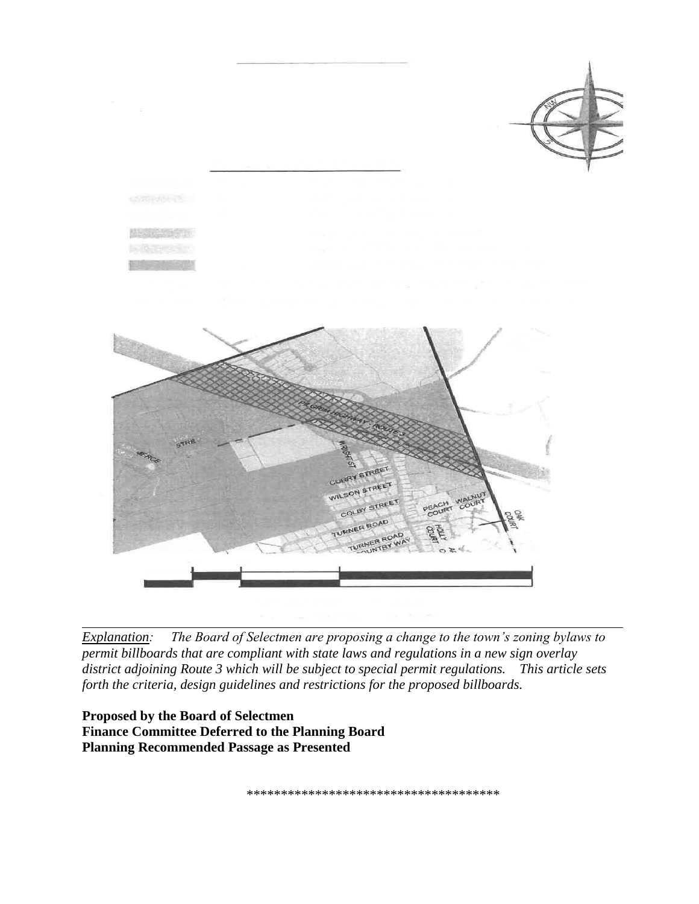*Explanation: The Board of Selectmen are proposing a change to the town's zoning bylaws to permit billboards that are compliant with state laws and regulations in a new sign overlay district adjoining Route 3 which will be subject to special permit regulations. This article sets forth the criteria, design guidelines and restrictions for the proposed billboards.*

**Proposed by the Board of Selectmen**
**Finance Committee Deferred to the Planning Board**
**Planning Recommended Passage as Presented**

*************************************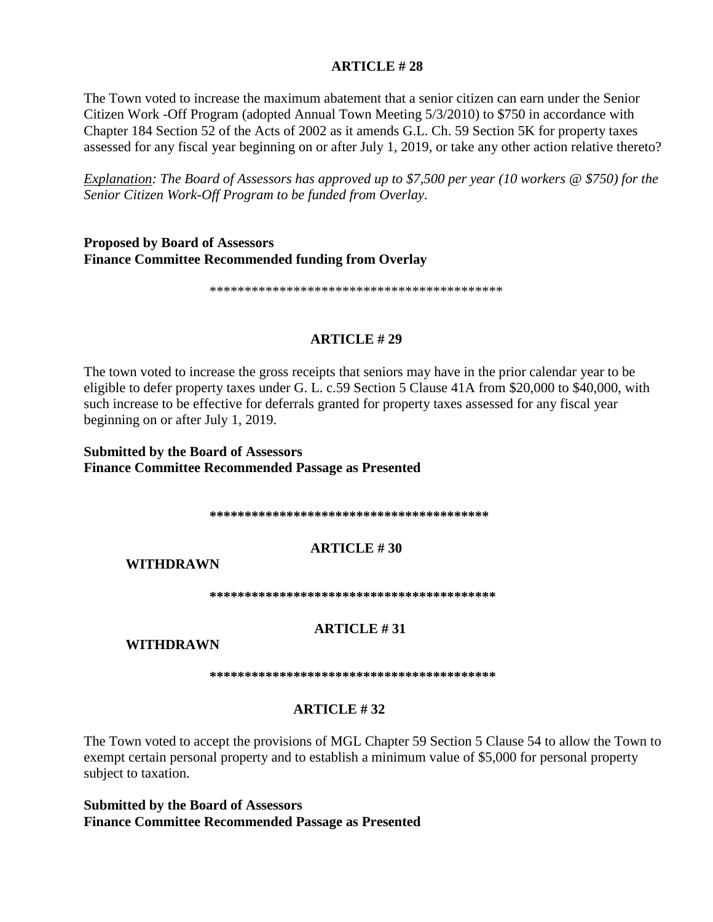## ARTICLE # 28

The Town voted to increase the maximum abatement that a senior citizen can earn under the Senior Citizen Work -Off Program (adopted Annual Town Meeting 5/3/2010) to $750 in accordance with Chapter 184 Section 52 of the Acts of 2002 as it amends G.L. Ch. 59 Section 5K for property taxes assessed for any fiscal year beginning on or after July 1, 2019, or take any other action relative thereto?

*Explanation: The Board of Assessors has approved up to $7,500 per year (10 workers @ $750) for the Senior Citizen Work-Off Program to be funded from Overlay.*

**Proposed by Board of Assessors**
**Finance Committee Recommended funding from Overlay**

*******************************************

## ARTICLE # 29

The town voted to increase the gross receipts that seniors may have in the prior calendar year to be eligible to defer property taxes under G. L. c.59 Section 5 Clause 41A from $20,000 to $40,000, with such increase to be effective for deferrals granted for property taxes assessed for any fiscal year beginning on or after July 1, 2019.

**Submitted by the Board of Assessors**
**Finance Committee Recommended Passage as Presented**

*****************************************

## ARTICLE # 30

**WITHDRAWN**

*****************************************

## ARTICLE # 31

**WITHDRAWN**

*****************************************

## ARTICLE # 32

The Town voted to accept the provisions of MGL Chapter 59 Section 5 Clause 54 to allow the Town to exempt certain personal property and to establish a minimum value of $5,000 for personal property subject to taxation.

**Submitted by the Board of Assessors**
**Finance Committee Recommended Passage as Presented**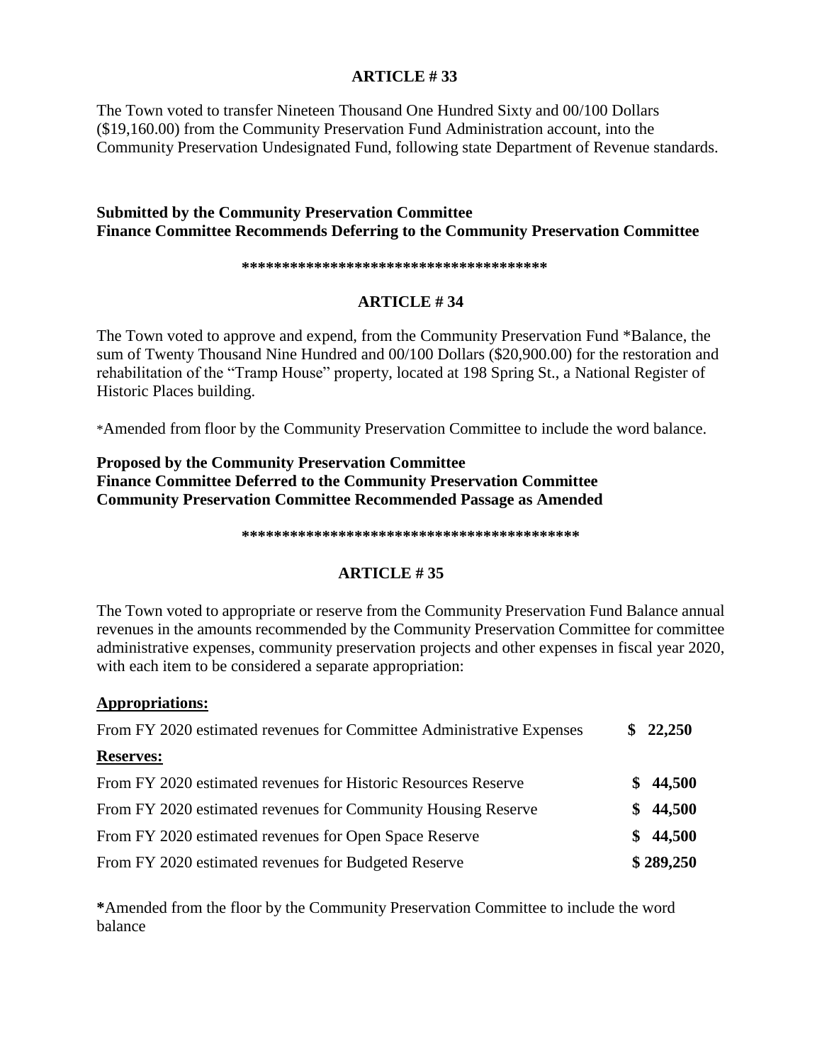## ARTICLE # 33

The Town voted to transfer Nineteen Thousand One Hundred Sixty and 00/100 Dollars ($19,160.00) from the Community Preservation Fund Administration account, into the Community Preservation Undesignated Fund, following state Department of Revenue standards.

**Submitted by the Community Preservation Committee**
**Finance Committee Recommends Deferring to the Community Preservation Committee**

**\*\*\*\*\*\*\*\*\*\*\*\*\*\*\*\*\*\*\*\*\*\*\*\*\*\*\*\*\*\*\*\*\*\*\*\*\*\***

## ARTICLE # 34

The Town voted to approve and expend, from the Community Preservation Fund *Balance, the sum of Twenty Thousand Nine Hundred and 00/100 Dollars ($20,900.00) for the restoration and rehabilitation of the "Tramp House" property, located at 198 Spring St., a National Register of Historic Places building.

*Amended from floor by the Community Preservation Committee to include the word balance.

**Proposed by the Community Preservation Committee**
**Finance Committee Deferred to the Community Preservation Committee**
**Community Preservation Committee Recommended Passage as Amended**

**\*\*\*\*\*\*\*\*\*\*\*\*\*\*\*\*\*\*\*\*\*\*\*\*\*\*\*\*\*\*\*\*\*\*\*\*\*\*\*\*\*\*\*\***

## ARTICLE # 35

The Town voted to appropriate or reserve from the Community Preservation Fund Balance annual revenues in the amounts recommended by the Community Preservation Committee for committee administrative expenses, community preservation projects and other expenses in fiscal year 2020, with each item to be considered a separate appropriation:

**<u>Appropriations:</u>**

| | |
|---|---|
| From FY 2020 estimated revenues for Committee Administrative Expenses | **$ 22,250** |
| **<u>Reserves:</u>** | |
| From FY 2020 estimated revenues for Historic Resources Reserve | **$ 44,500** |
| From FY 2020 estimated revenues for Community Housing Reserve | **$ 44,500** |
| From FY 2020 estimated revenues for Open Space Reserve | **$ 44,500** |
| From FY 2020 estimated revenues for Budgeted Reserve | **$ 289,250** |

**\***Amended from the floor by the Community Preservation Committee to include the word balance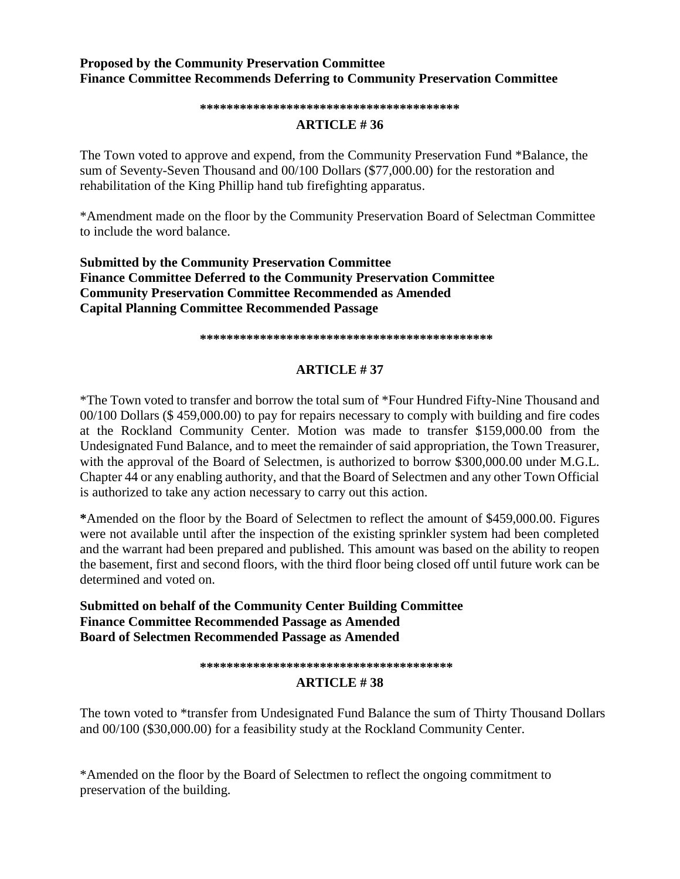**Proposed by the Community Preservation Committee**
**Finance Committee Recommends Deferring to Community Preservation Committee**

**\*\*\*\*\*\*\*\*\*\*\*\*\*\*\*\*\*\*\*\*\*\*\*\*\*\*\*\*\*\*\*\*\*\*\*\*\*\*\***

## ARTICLE # 36

The Town voted to approve and expend, from the Community Preservation Fund *Balance, the sum of Seventy-Seven Thousand and 00/100 Dollars ($77,000.00) for the restoration and rehabilitation of the King Phillip hand tub firefighting apparatus.

*Amendment made on the floor by the Community Preservation Board of Selectman Committee to include the word balance.

**Submitted by the Community Preservation Committee**
**Finance Committee Deferred to the Community Preservation Committee**
**Community Preservation Committee Recommended as Amended**
**Capital Planning Committee Recommended Passage**

**\*\*\*\*\*\*\*\*\*\*\*\*\*\*\*\*\*\*\*\*\*\*\*\*\*\*\*\*\*\*\*\*\*\*\*\*\*\*\*\*\*\*\*\*\***

## ARTICLE # 37

*The Town voted to transfer and borrow the total sum of *Four Hundred Fifty-Nine Thousand and 00/100 Dollars ($ 459,000.00) to pay for repairs necessary to comply with building and fire codes at the Rockland Community Center. Motion was made to transfer $159,000.00 from the Undesignated Fund Balance, and to meet the remainder of said appropriation, the Town Treasurer, with the approval of the Board of Selectmen, is authorized to borrow $300,000.00 under M.G.L. Chapter 44 or any enabling authority, and that the Board of Selectmen and any other Town Official is authorized to take any action necessary to carry out this action.

**\***Amended on the floor by the Board of Selectmen to reflect the amount of $459,000.00. Figures were not available until after the inspection of the existing sprinkler system had been completed and the warrant had been prepared and published. This amount was based on the ability to reopen the basement, first and second floors, with the third floor being closed off until future work can be determined and voted on.

**Submitted on behalf of the Community Center Building Committee**
**Finance Committee Recommended Passage as Amended**
**Board of Selectmen Recommended Passage as Amended**

**\*\*\*\*\*\*\*\*\*\*\*\*\*\*\*\*\*\*\*\*\*\*\*\*\*\*\*\*\*\*\*\*\*\*\*\*\*\***

## ARTICLE # 38

The town voted to *transfer from Undesignated Fund Balance the sum of Thirty Thousand Dollars and 00/100 ($30,000.00) for a feasibility study at the Rockland Community Center.

*Amended on the floor by the Board of Selectmen to reflect the ongoing commitment to preservation of the building.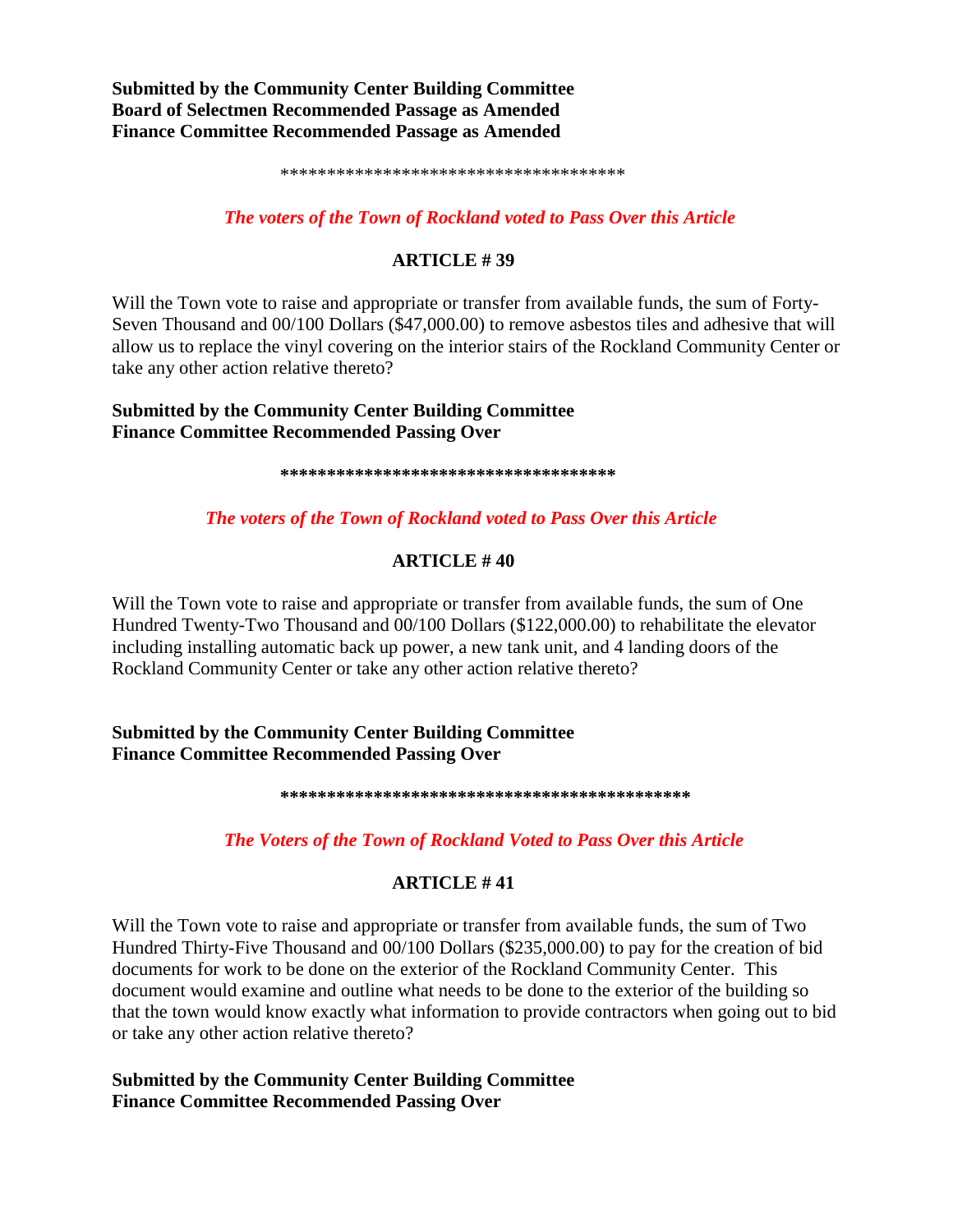**Submitted by the Community Center Building Committee**
**Board of Selectmen Recommended Passage as Amended**
**Finance Committee Recommended Passage as Amended**

\*\*\*\*\*\*\*\*\*\*\*\*\*\*\*\*\*\*\*\*\*\*\*\*\*\*\*\*\*\*\*\*\*\*\*\*\*\*

***The voters of the Town of Rockland voted to Pass Over this Article***

## ARTICLE # 39

Will the Town vote to raise and appropriate or transfer from available funds, the sum of Forty-Seven Thousand and 00/100 Dollars ($47,000.00) to remove asbestos tiles and adhesive that will allow us to replace the vinyl covering on the interior stairs of the Rockland Community Center or take any other action relative thereto?

**Submitted by the Community Center Building Committee**
**Finance Committee Recommended Passing Over**

\*\*\*\*\*\*\*\*\*\*\*\*\*\*\*\*\*\*\*\*\*\*\*\*\*\*\*\*\*\*\*\*\*\*\*\*\*\*

***The voters of the Town of Rockland voted to Pass Over this Article***

## ARTICLE # 40

Will the Town vote to raise and appropriate or transfer from available funds, the sum of One Hundred Twenty-Two Thousand and 00/100 Dollars ($122,000.00) to rehabilitate the elevator including installing automatic back up power, a new tank unit, and 4 landing doors of the Rockland Community Center or take any other action relative thereto?

**Submitted by the Community Center Building Committee**
**Finance Committee Recommended Passing Over**

\*\*\*\*\*\*\*\*\*\*\*\*\*\*\*\*\*\*\*\*\*\*\*\*\*\*\*\*\*\*\*\*\*\*\*\*\*\*\*\*\*\*\*\*

***The Voters of the Town of Rockland Voted to Pass Over this Article***

## ARTICLE # 41

Will the Town vote to raise and appropriate or transfer from available funds, the sum of Two Hundred Thirty-Five Thousand and 00/100 Dollars ($235,000.00) to pay for the creation of bid documents for work to be done on the exterior of the Rockland Community Center. This document would examine and outline what needs to be done to the exterior of the building so that the town would know exactly what information to provide contractors when going out to bid or take any other action relative thereto?

**Submitted by the Community Center Building Committee**
**Finance Committee Recommended Passing Over**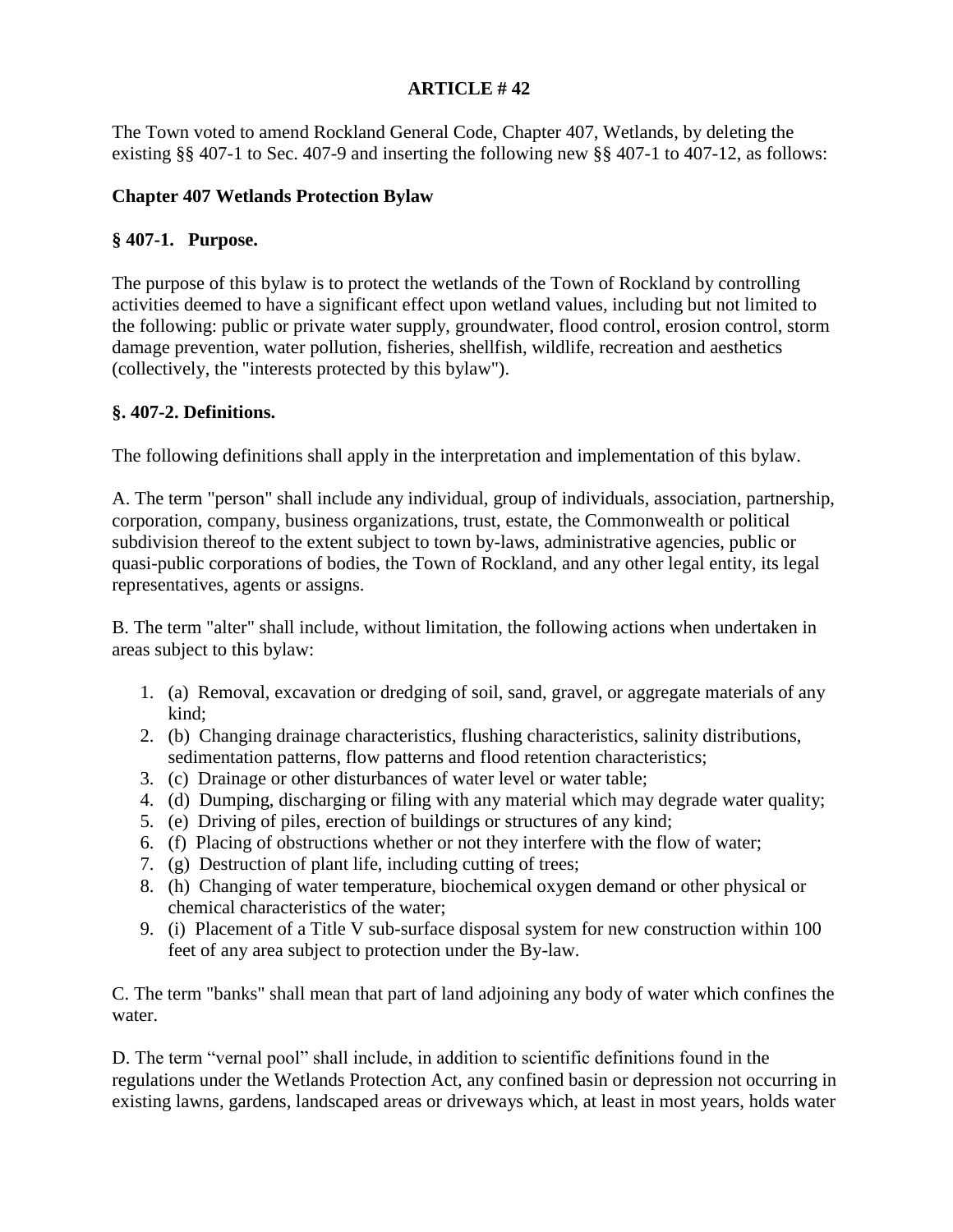**ARTICLE # 42**

The Town voted to amend Rockland General Code, Chapter 407, Wetlands, by deleting the existing §§ 407-1 to Sec. 407-9 and inserting the following new §§ 407-1 to 407-12, as follows:

**Chapter 407 Wetlands Protection Bylaw**

**§ 407-1. Purpose.**

The purpose of this bylaw is to protect the wetlands of the Town of Rockland by controlling activities deemed to have a significant effect upon wetland values, including but not limited to the following: public or private water supply, groundwater, flood control, erosion control, storm damage prevention, water pollution, fisheries, shellfish, wildlife, recreation and aesthetics (collectively, the "interests protected by this bylaw").

**§. 407-2. Definitions.**

The following definitions shall apply in the interpretation and implementation of this bylaw.

A. The term "person" shall include any individual, group of individuals, association, partnership, corporation, company, business organizations, trust, estate, the Commonwealth or political subdivision thereof to the extent subject to town by-laws, administrative agencies, public or quasi-public corporations of bodies, the Town of Rockland, and any other legal entity, its legal representatives, agents or assigns.

B. The term "alter" shall include, without limitation, the following actions when undertaken in areas subject to this bylaw:

1. (a) Removal, excavation or dredging of soil, sand, gravel, or aggregate materials of any kind;
2. (b) Changing drainage characteristics, flushing characteristics, salinity distributions, sedimentation patterns, flow patterns and flood retention characteristics;
3. (c) Drainage or other disturbances of water level or water table;
4. (d) Dumping, discharging or filing with any material which may degrade water quality;
5. (e) Driving of piles, erection of buildings or structures of any kind;
6. (f) Placing of obstructions whether or not they interfere with the flow of water;
7. (g) Destruction of plant life, including cutting of trees;
8. (h) Changing of water temperature, biochemical oxygen demand or other physical or chemical characteristics of the water;
9. (i) Placement of a Title V sub-surface disposal system for new construction within 100 feet of any area subject to protection under the By-law.

C. The term "banks" shall mean that part of land adjoining any body of water which confines the water.

D. The term "vernal pool" shall include, in addition to scientific definitions found in the regulations under the Wetlands Protection Act, any confined basin or depression not occurring in existing lawns, gardens, landscaped areas or driveways which, at least in most years, holds water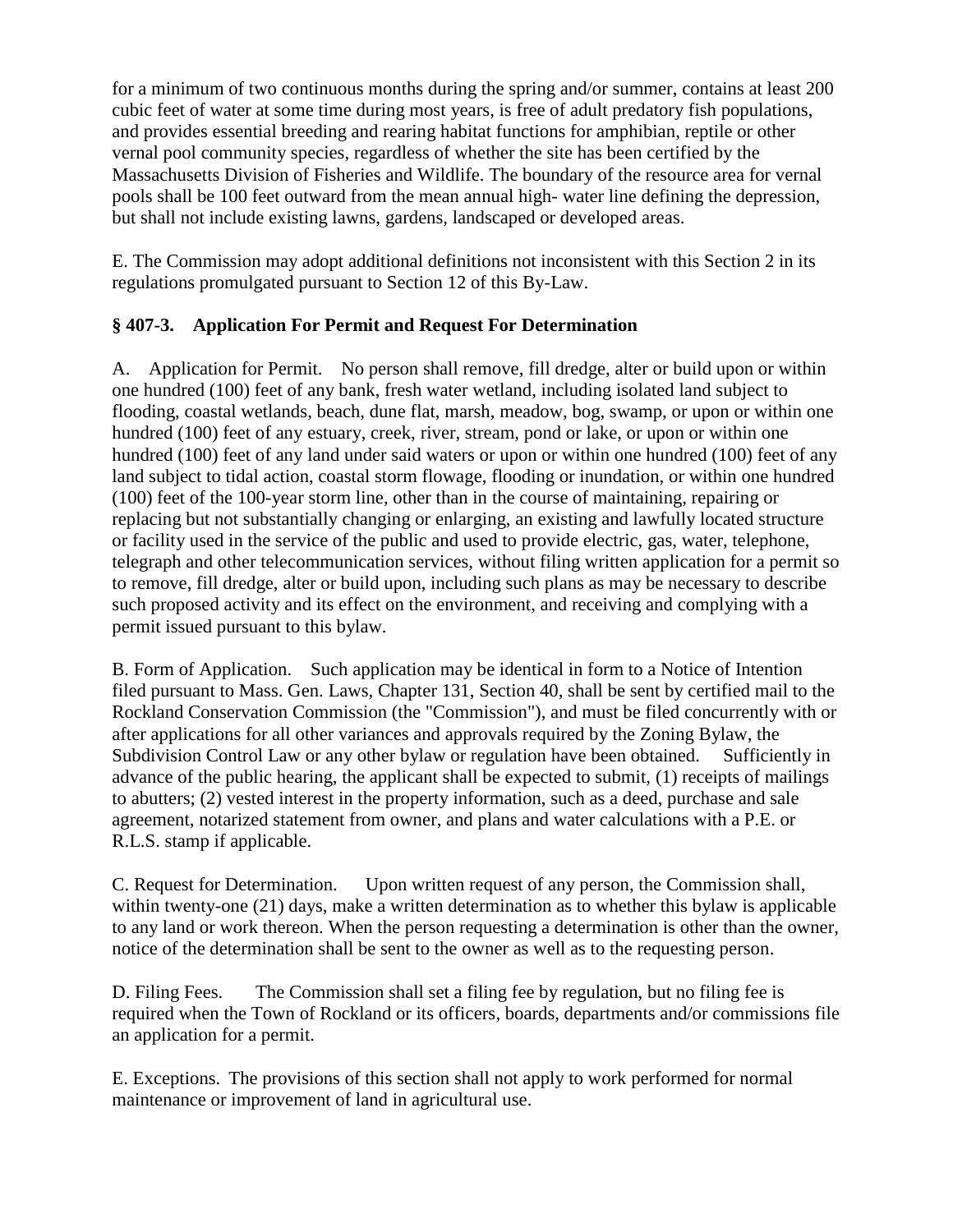for a minimum of two continuous months during the spring and/or summer, contains at least 200 cubic feet of water at some time during most years, is free of adult predatory fish populations, and provides essential breeding and rearing habitat functions for amphibian, reptile or other vernal pool community species, regardless of whether the site has been certified by the Massachusetts Division of Fisheries and Wildlife. The boundary of the resource area for vernal pools shall be 100 feet outward from the mean annual high- water line defining the depression, but shall not include existing lawns, gardens, landscaped or developed areas.

E. The Commission may adopt additional definitions not inconsistent with this Section 2 in its regulations promulgated pursuant to Section 12 of this By-Law.

### § 407-3. Application For Permit and Request For Determination

A. Application for Permit. No person shall remove, fill dredge, alter or build upon or within one hundred (100) feet of any bank, fresh water wetland, including isolated land subject to flooding, coastal wetlands, beach, dune flat, marsh, meadow, bog, swamp, or upon or within one hundred (100) feet of any estuary, creek, river, stream, pond or lake, or upon or within one hundred (100) feet of any land under said waters or upon or within one hundred (100) feet of any land subject to tidal action, coastal storm flowage, flooding or inundation, or within one hundred (100) feet of the 100-year storm line, other than in the course of maintaining, repairing or replacing but not substantially changing or enlarging, an existing and lawfully located structure or facility used in the service of the public and used to provide electric, gas, water, telephone, telegraph and other telecommunication services, without filing written application for a permit so to remove, fill dredge, alter or build upon, including such plans as may be necessary to describe such proposed activity and its effect on the environment, and receiving and complying with a permit issued pursuant to this bylaw.

B. Form of Application. Such application may be identical in form to a Notice of Intention filed pursuant to Mass. Gen. Laws, Chapter 131, Section 40, shall be sent by certified mail to the Rockland Conservation Commission (the "Commission"), and must be filed concurrently with or after applications for all other variances and approvals required by the Zoning Bylaw, the Subdivision Control Law or any other bylaw or regulation have been obtained. Sufficiently in advance of the public hearing, the applicant shall be expected to submit, (1) receipts of mailings to abutters; (2) vested interest in the property information, such as a deed, purchase and sale agreement, notarized statement from owner, and plans and water calculations with a P.E. or R.L.S. stamp if applicable.

C. Request for Determination. Upon written request of any person, the Commission shall, within twenty-one (21) days, make a written determination as to whether this bylaw is applicable to any land or work thereon. When the person requesting a determination is other than the owner, notice of the determination shall be sent to the owner as well as to the requesting person.

D. Filing Fees. The Commission shall set a filing fee by regulation, but no filing fee is required when the Town of Rockland or its officers, boards, departments and/or commissions file an application for a permit.

E. Exceptions. The provisions of this section shall not apply to work performed for normal maintenance or improvement of land in agricultural use.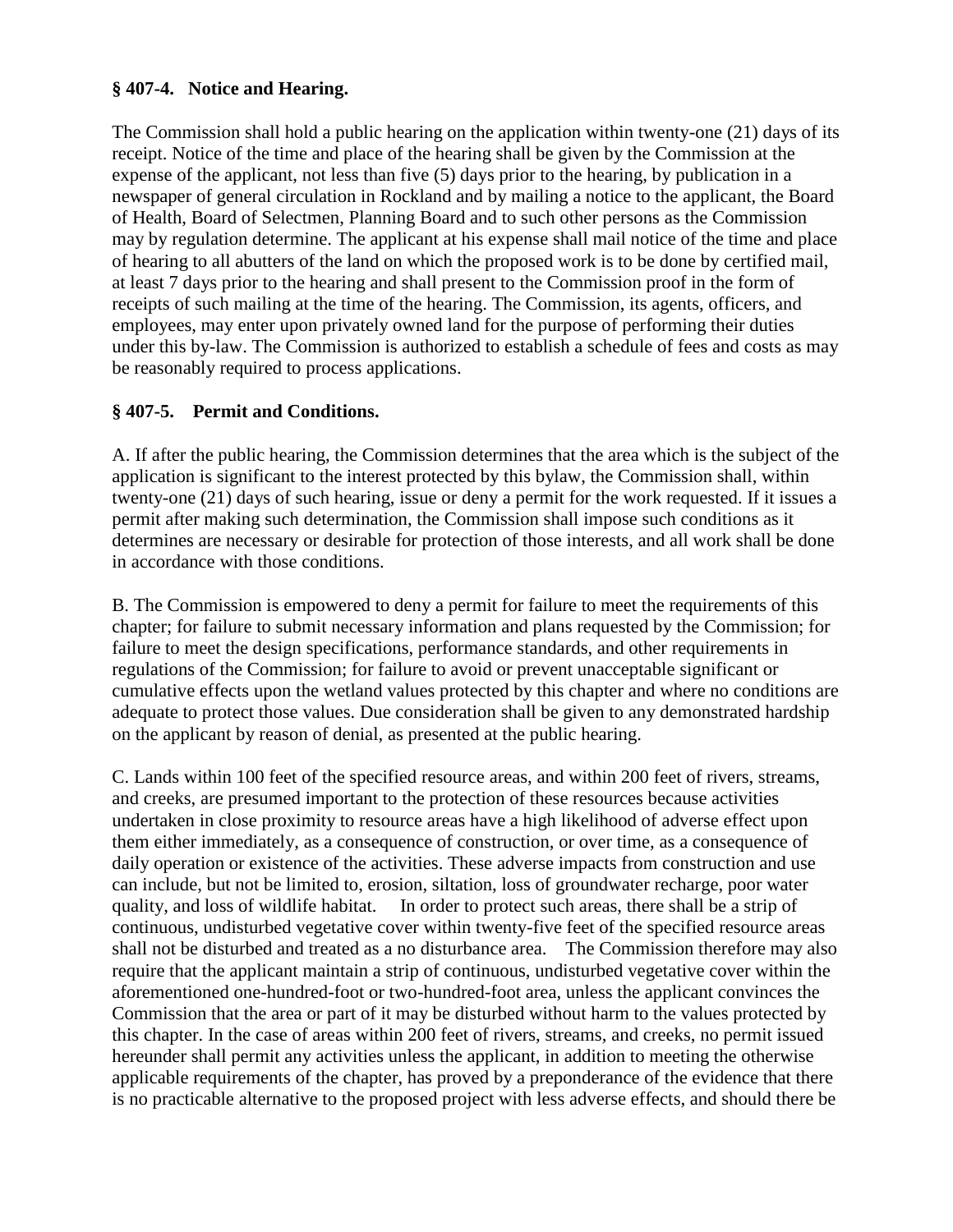### § 407-4. Notice and Hearing.

The Commission shall hold a public hearing on the application within twenty-one (21) days of its receipt. Notice of the time and place of the hearing shall be given by the Commission at the expense of the applicant, not less than five (5) days prior to the hearing, by publication in a newspaper of general circulation in Rockland and by mailing a notice to the applicant, the Board of Health, Board of Selectmen, Planning Board and to such other persons as the Commission may by regulation determine. The applicant at his expense shall mail notice of the time and place of hearing to all abutters of the land on which the proposed work is to be done by certified mail, at least 7 days prior to the hearing and shall present to the Commission proof in the form of receipts of such mailing at the time of the hearing. The Commission, its agents, officers, and employees, may enter upon privately owned land for the purpose of performing their duties under this by-law. The Commission is authorized to establish a schedule of fees and costs as may be reasonably required to process applications.

### § 407-5. Permit and Conditions.

A. If after the public hearing, the Commission determines that the area which is the subject of the application is significant to the interest protected by this bylaw, the Commission shall, within twenty-one (21) days of such hearing, issue or deny a permit for the work requested. If it issues a permit after making such determination, the Commission shall impose such conditions as it determines are necessary or desirable for protection of those interests, and all work shall be done in accordance with those conditions.

B. The Commission is empowered to deny a permit for failure to meet the requirements of this chapter; for failure to submit necessary information and plans requested by the Commission; for failure to meet the design specifications, performance standards, and other requirements in regulations of the Commission; for failure to avoid or prevent unacceptable significant or cumulative effects upon the wetland values protected by this chapter and where no conditions are adequate to protect those values. Due consideration shall be given to any demonstrated hardship on the applicant by reason of denial, as presented at the public hearing.

C. Lands within 100 feet of the specified resource areas, and within 200 feet of rivers, streams, and creeks, are presumed important to the protection of these resources because activities undertaken in close proximity to resource areas have a high likelihood of adverse effect upon them either immediately, as a consequence of construction, or over time, as a consequence of daily operation or existence of the activities. These adverse impacts from construction and use can include, but not be limited to, erosion, siltation, loss of groundwater recharge, poor water quality, and loss of wildlife habitat. In order to protect such areas, there shall be a strip of continuous, undisturbed vegetative cover within twenty-five feet of the specified resource areas shall not be disturbed and treated as a no disturbance area. The Commission therefore may also require that the applicant maintain a strip of continuous, undisturbed vegetative cover within the aforementioned one-hundred-foot or two-hundred-foot area, unless the applicant convinces the Commission that the area or part of it may be disturbed without harm to the values protected by this chapter. In the case of areas within 200 feet of rivers, streams, and creeks, no permit issued hereunder shall permit any activities unless the applicant, in addition to meeting the otherwise applicable requirements of the chapter, has proved by a preponderance of the evidence that there is no practicable alternative to the proposed project with less adverse effects, and should there be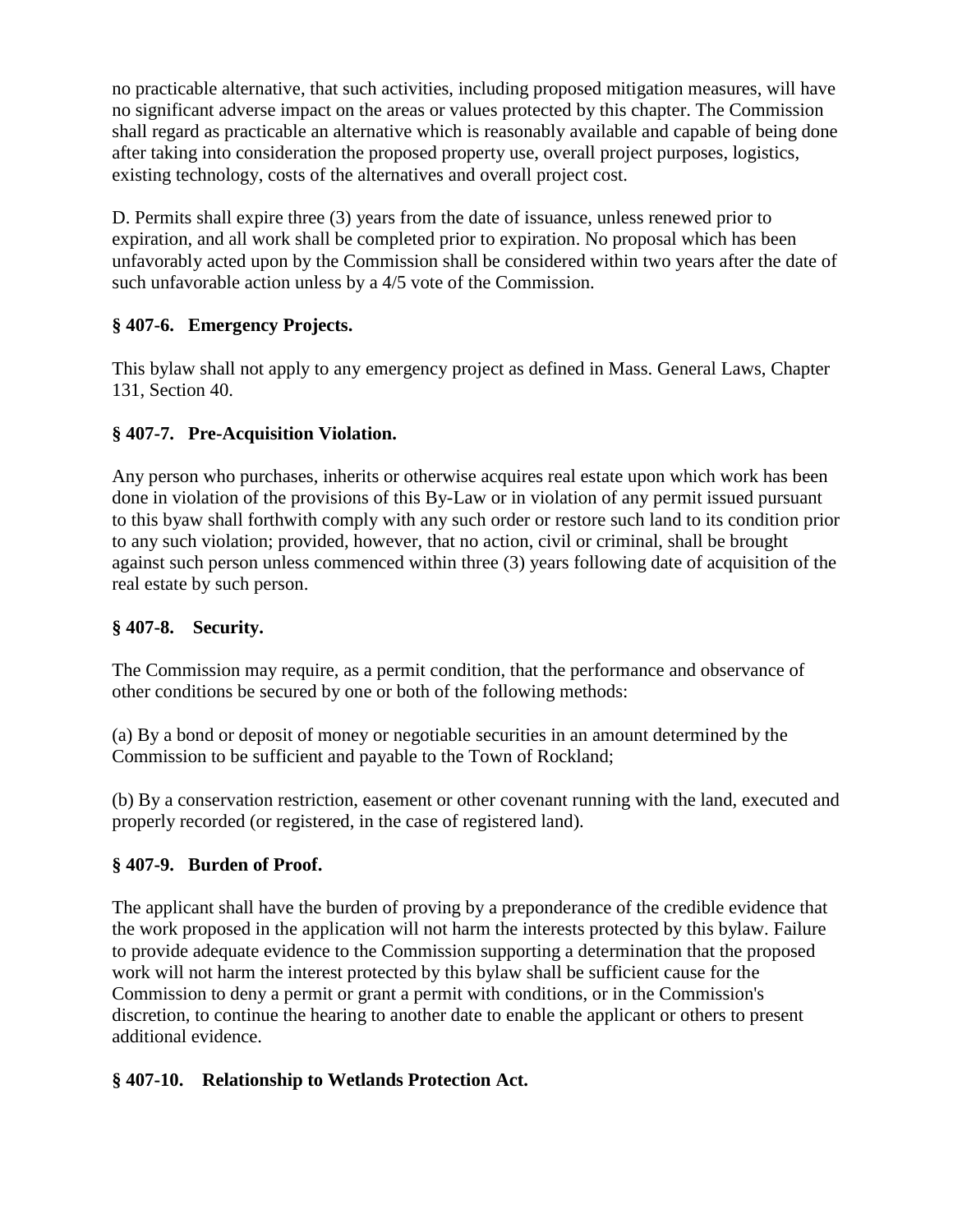no practicable alternative, that such activities, including proposed mitigation measures, will have no significant adverse impact on the areas or values protected by this chapter. The Commission shall regard as practicable an alternative which is reasonably available and capable of being done after taking into consideration the proposed property use, overall project purposes, logistics, existing technology, costs of the alternatives and overall project cost.

D. Permits shall expire three (3) years from the date of issuance, unless renewed prior to expiration, and all work shall be completed prior to expiration. No proposal which has been unfavorably acted upon by the Commission shall be considered within two years after the date of such unfavorable action unless by a 4/5 vote of the Commission.

### § 407-6. Emergency Projects.

This bylaw shall not apply to any emergency project as defined in Mass. General Laws, Chapter 131, Section 40.

### § 407-7. Pre-Acquisition Violation.

Any person who purchases, inherits or otherwise acquires real estate upon which work has been done in violation of the provisions of this By-Law or in violation of any permit issued pursuant to this byaw shall forthwith comply with any such order or restore such land to its condition prior to any such violation; provided, however, that no action, civil or criminal, shall be brought against such person unless commenced within three (3) years following date of acquisition of the real estate by such person.

### § 407-8. Security.

The Commission may require, as a permit condition, that the performance and observance of other conditions be secured by one or both of the following methods:

(a) By a bond or deposit of money or negotiable securities in an amount determined by the Commission to be sufficient and payable to the Town of Rockland;

(b) By a conservation restriction, easement or other covenant running with the land, executed and properly recorded (or registered, in the case of registered land).

### § 407-9. Burden of Proof.

The applicant shall have the burden of proving by a preponderance of the credible evidence that the work proposed in the application will not harm the interests protected by this bylaw. Failure to provide adequate evidence to the Commission supporting a determination that the proposed work will not harm the interest protected by this bylaw shall be sufficient cause for the Commission to deny a permit or grant a permit with conditions, or in the Commission's discretion, to continue the hearing to another date to enable the applicant or others to present additional evidence.

### § 407-10. Relationship to Wetlands Protection Act.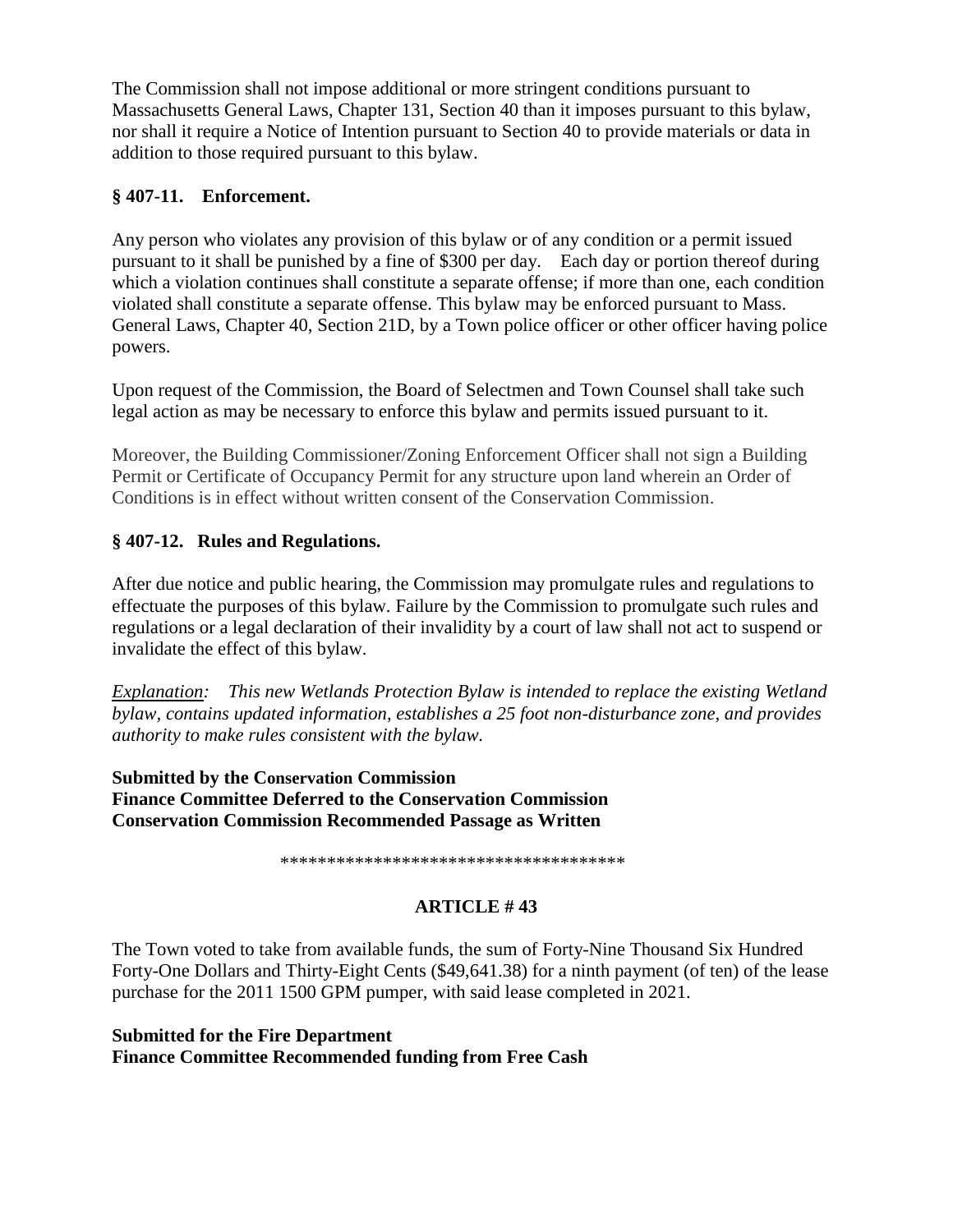The Commission shall not impose additional or more stringent conditions pursuant to Massachusetts General Laws, Chapter 131, Section 40 than it imposes pursuant to this bylaw, nor shall it require a Notice of Intention pursuant to Section 40 to provide materials or data in addition to those required pursuant to this bylaw.

### § 407-11. Enforcement.

Any person who violates any provision of this bylaw or of any condition or a permit issued pursuant to it shall be punished by a fine of $300 per day. Each day or portion thereof during which a violation continues shall constitute a separate offense; if more than one, each condition violated shall constitute a separate offense. This bylaw may be enforced pursuant to Mass. General Laws, Chapter 40, Section 21D, by a Town police officer or other officer having police powers.

Upon request of the Commission, the Board of Selectmen and Town Counsel shall take such legal action as may be necessary to enforce this bylaw and permits issued pursuant to it.

Moreover, the Building Commissioner/Zoning Enforcement Officer shall not sign a Building Permit or Certificate of Occupancy Permit for any structure upon land wherein an Order of Conditions is in effect without written consent of the Conservation Commission.

### § 407-12. Rules and Regulations.

After due notice and public hearing, the Commission may promulgate rules and regulations to effectuate the purposes of this bylaw. Failure by the Commission to promulgate such rules and regulations or a legal declaration of their invalidity by a court of law shall not act to suspend or invalidate the effect of this bylaw.

*Explanation: This new Wetlands Protection Bylaw is intended to replace the existing Wetland bylaw, contains updated information, establishes a 25 foot non-disturbance zone, and provides authority to make rules consistent with the bylaw.*

**Submitted by the Conservation Commission**
**Finance Committee Deferred to the Conservation Commission**
**Conservation Commission Recommended Passage as Written**

*************************************

## ARTICLE # 43

The Town voted to take from available funds, the sum of Forty-Nine Thousand Six Hundred Forty-One Dollars and Thirty-Eight Cents ($49,641.38) for a ninth payment (of ten) of the lease purchase for the 2011 1500 GPM pumper, with said lease completed in 2021.

**Submitted for the Fire Department**
**Finance Committee Recommended funding from Free Cash**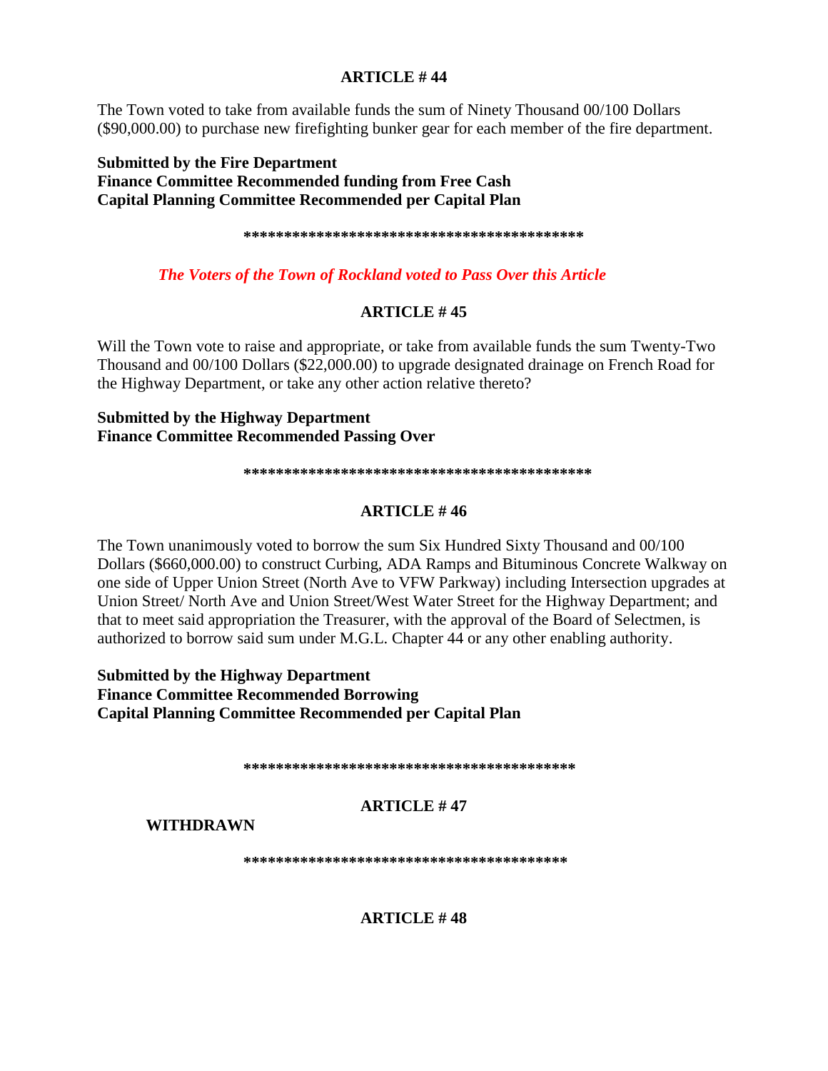### ARTICLE # 44

The Town voted to take from available funds the sum of Ninety Thousand 00/100 Dollars ($90,000.00) to purchase new firefighting bunker gear for each member of the fire department.

**Submitted by the Fire Department**
**Finance Committee Recommended funding from Free Cash**
**Capital Planning Committee Recommended per Capital Plan**

**\*\*\*\*\*\*\*\*\*\*\*\*\*\*\*\*\*\*\*\*\*\*\*\*\*\*\*\*\*\*\*\*\*\*\*\*\*\*\*\*\*\*\***

***The Voters of the Town of Rockland voted to Pass Over this Article***

### ARTICLE # 45

Will the Town vote to raise and appropriate, or take from available funds the sum Twenty-Two Thousand and 00/100 Dollars ($22,000.00) to upgrade designated drainage on French Road for the Highway Department, or take any other action relative thereto?

**Submitted by the Highway Department**
**Finance Committee Recommended Passing Over**

**\*\*\*\*\*\*\*\*\*\*\*\*\*\*\*\*\*\*\*\*\*\*\*\*\*\*\*\*\*\*\*\*\*\*\*\*\*\*\*\*\*\*\*\***

### ARTICLE # 46

The Town unanimously voted to borrow the sum Six Hundred Sixty Thousand and 00/100 Dollars ($660,000.00) to construct Curbing, ADA Ramps and Bituminous Concrete Walkway on one side of Upper Union Street (North Ave to VFW Parkway) including Intersection upgrades at Union Street/ North Ave and Union Street/West Water Street for the Highway Department; and that to meet said appropriation the Treasurer, with the approval of the Board of Selectmen, is authorized to borrow said sum under M.G.L. Chapter 44 or any other enabling authority.

**Submitted by the Highway Department**
**Finance Committee Recommended Borrowing**
**Capital Planning Committee Recommended per Capital Plan**

**\*\*\*\*\*\*\*\*\*\*\*\*\*\*\*\*\*\*\*\*\*\*\*\*\*\*\*\*\*\*\*\*\*\*\*\*\*\*\*\*\*\***

### ARTICLE # 47

**WITHDRAWN**

**\*\*\*\*\*\*\*\*\*\*\*\*\*\*\*\*\*\*\*\*\*\*\*\*\*\*\*\*\*\*\*\*\*\*\*\*\*\*\*\***

### ARTICLE # 48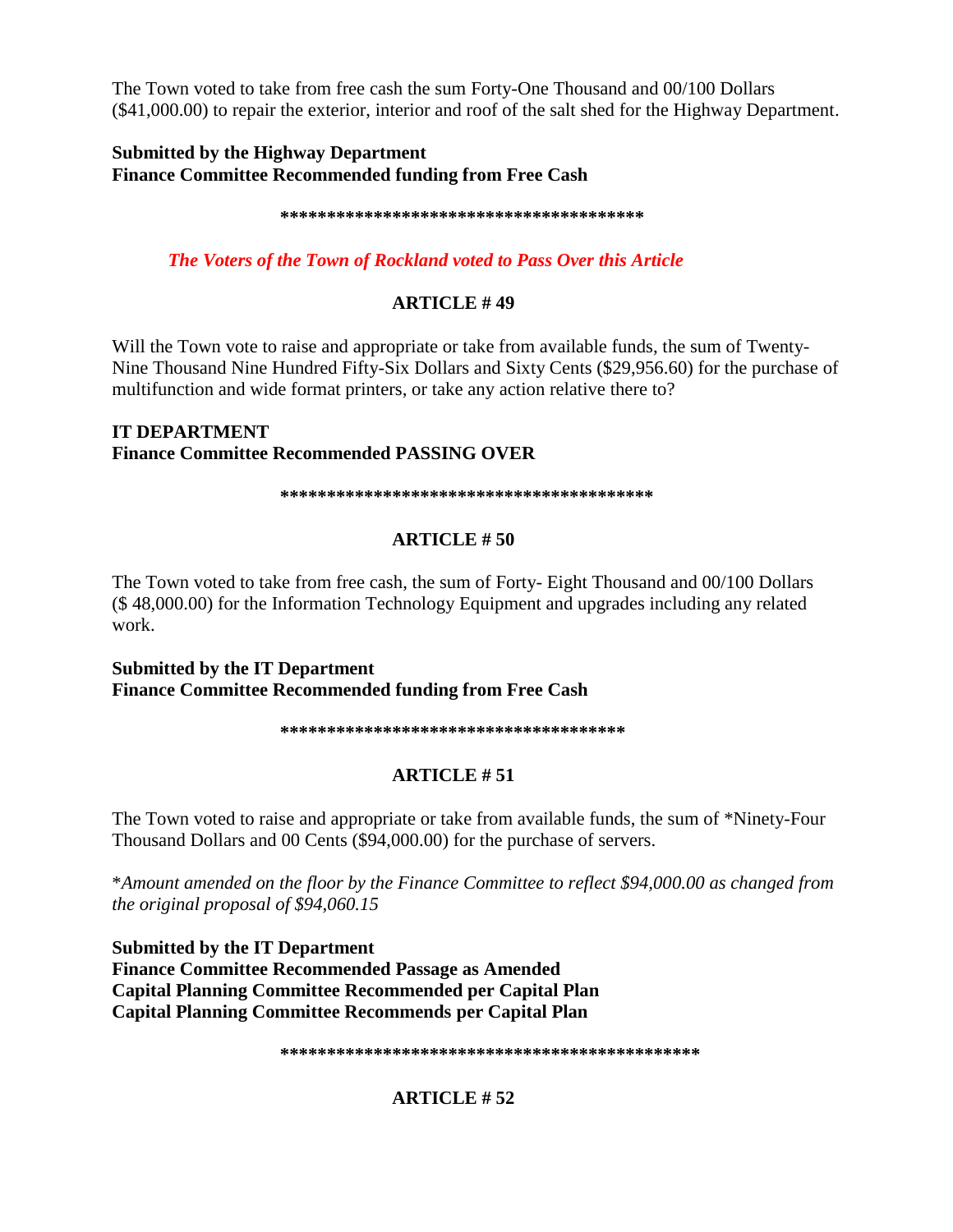The Town voted to take from free cash the sum Forty-One Thousand and 00/100 Dollars ($41,000.00) to repair the exterior, interior and roof of the salt shed for the Highway Department.

**Submitted by the Highway Department**
**Finance Committee Recommended funding from Free Cash**

**\*\*\*\*\*\*\*\*\*\*\*\*\*\*\*\*\*\*\*\*\*\*\*\*\*\*\*\*\*\*\*\*\*\*\*\*\*\*\*\*\***

***The Voters of the Town of Rockland voted to Pass Over this Article***

## ARTICLE # 49

Will the Town vote to raise and appropriate or take from available funds, the sum of Twenty-Nine Thousand Nine Hundred Fifty-Six Dollars and Sixty Cents ($29,956.60) for the purchase of multifunction and wide format printers, or take any action relative there to?

**IT DEPARTMENT**
**Finance Committee Recommended PASSING OVER**

**\*\*\*\*\*\*\*\*\*\*\*\*\*\*\*\*\*\*\*\*\*\*\*\*\*\*\*\*\*\*\*\*\*\*\*\*\*\*\*\*\*\***

## ARTICLE # 50

The Town voted to take from free cash, the sum of Forty- Eight Thousand and 00/100 Dollars ($ 48,000.00) for the Information Technology Equipment and upgrades including any related work.

**Submitted by the IT Department**
**Finance Committee Recommended funding from Free Cash**

**\*\*\*\*\*\*\*\*\*\*\*\*\*\*\*\*\*\*\*\*\*\*\*\*\*\*\*\*\*\*\*\*\*\*\*\*\*\***

## ARTICLE # 51

The Town voted to raise and appropriate or take from available funds, the sum of \*Ninety-Four Thousand Dollars and 00 Cents ($94,000.00) for the purchase of servers.

\**Amount amended on the floor by the Finance Committee to reflect $94,000.00 as changed from the original proposal of $94,060.15*

**Submitted by the IT Department**
**Finance Committee Recommended Passage as Amended**
**Capital Planning Committee Recommended per Capital Plan**
**Capital Planning Committee Recommends per Capital Plan**

**\*\*\*\*\*\*\*\*\*\*\*\*\*\*\*\*\*\*\*\*\*\*\*\*\*\*\*\*\*\*\*\*\*\*\*\*\*\*\*\*\*\*\*\*\*\*\***

## ARTICLE # 52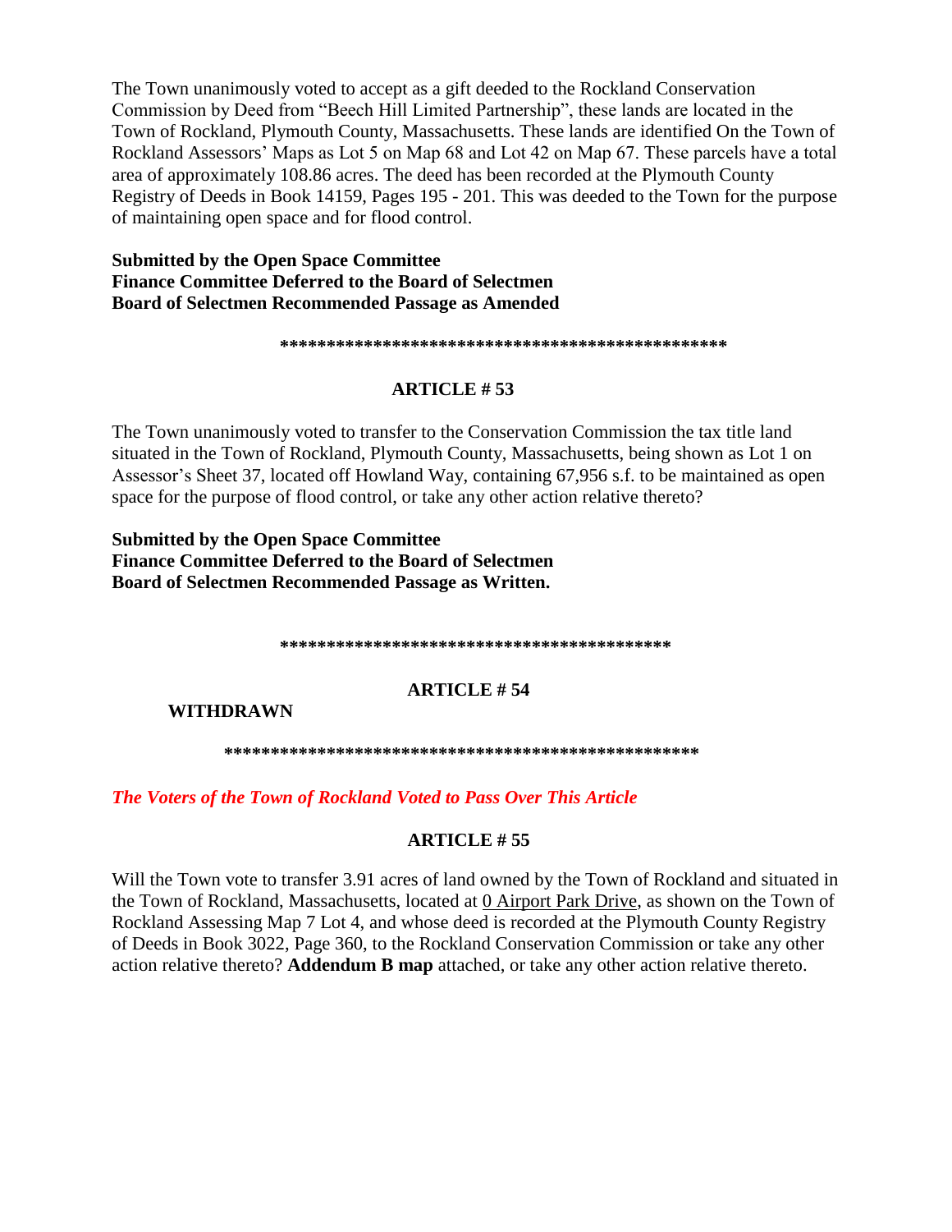The Town unanimously voted to accept as a gift deeded to the Rockland Conservation Commission by Deed from "Beech Hill Limited Partnership", these lands are located in the Town of Rockland, Plymouth County, Massachusetts. These lands are identified On the Town of Rockland Assessors' Maps as Lot 5 on Map 68 and Lot 42 on Map 67. These parcels have a total area of approximately 108.86 acres. The deed has been recorded at the Plymouth County Registry of Deeds in Book 14159, Pages 195 - 201. This was deeded to the Town for the purpose of maintaining open space and for flood control.

**Submitted by the Open Space Committee**
**Finance Committee Deferred to the Board of Selectmen**
**Board of Selectmen Recommended Passage as Amended**

**************************************************

## ARTICLE # 53

The Town unanimously voted to transfer to the Conservation Commission the tax title land situated in the Town of Rockland, Plymouth County, Massachusetts, being shown as Lot 1 on Assessor's Sheet 37, located off Howland Way, containing 67,956 s.f. to be maintained as open space for the purpose of flood control, or take any other action relative thereto?

**Submitted by the Open Space Committee**
**Finance Committee Deferred to the Board of Selectmen**
**Board of Selectmen Recommended Passage as Written.**

******************************************

## ARTICLE # 54

**WITHDRAWN**

****************************************************

***The Voters of the Town of Rockland Voted to Pass Over This Article***

## ARTICLE # 55

Will the Town vote to transfer 3.91 acres of land owned by the Town of Rockland and situated in the Town of Rockland, Massachusetts, located at 0 Airport Park Drive, as shown on the Town of Rockland Assessing Map 7 Lot 4, and whose deed is recorded at the Plymouth County Registry of Deeds in Book 3022, Page 360, to the Rockland Conservation Commission or take any other action relative thereto? **Addendum B map** attached, or take any other action relative thereto.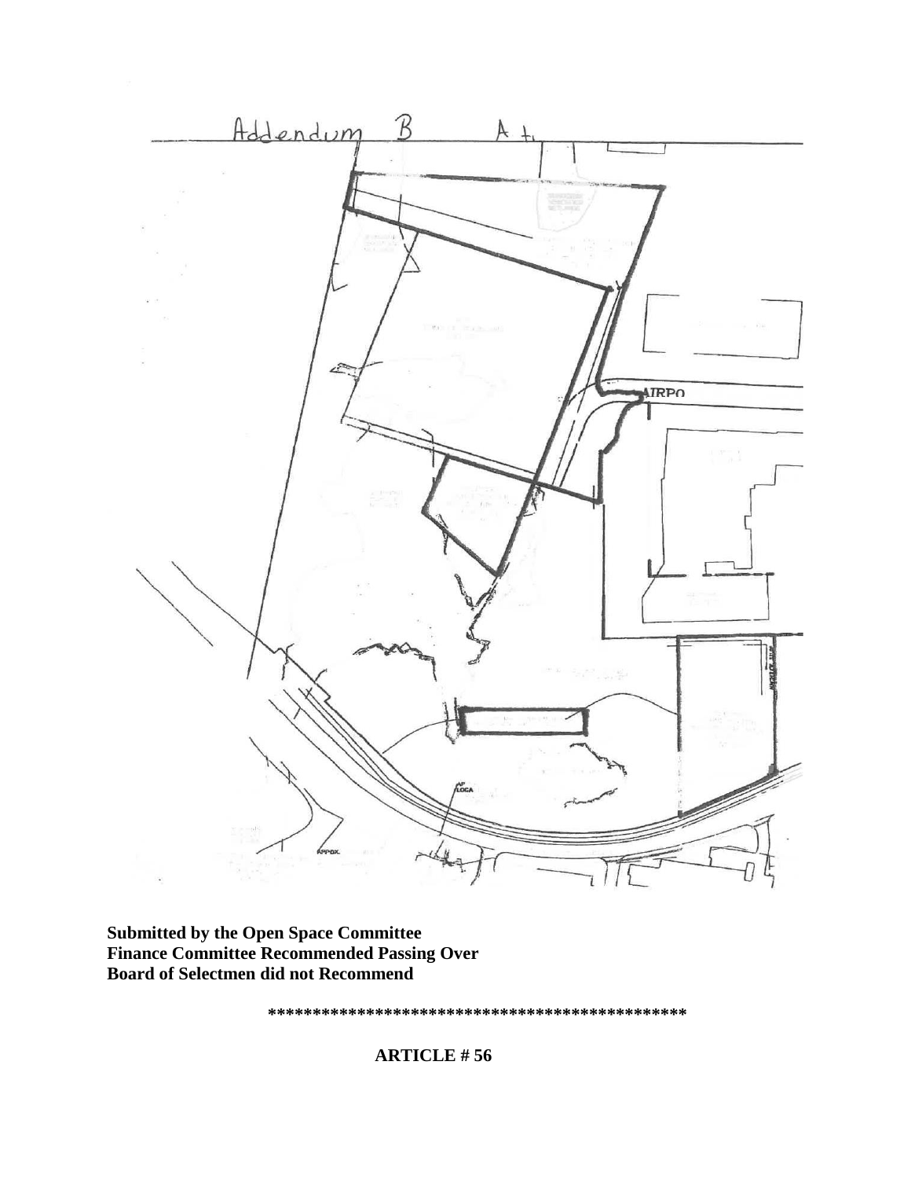Addendum B A

**Submitted by the Open Space Committee**
**Finance Committee Recommended Passing Over**
**Board of Selectmen did not Recommend**

\*\*\*\*\*\*\*\*\*\*\*\*\*\*\*\*\*\*\*\*\*\*\*\*\*\*\*\*\*\*\*\*\*\*\*\*\*\*\*\*\*\*\*\*\*\*\*\*

**ARTICLE # 56**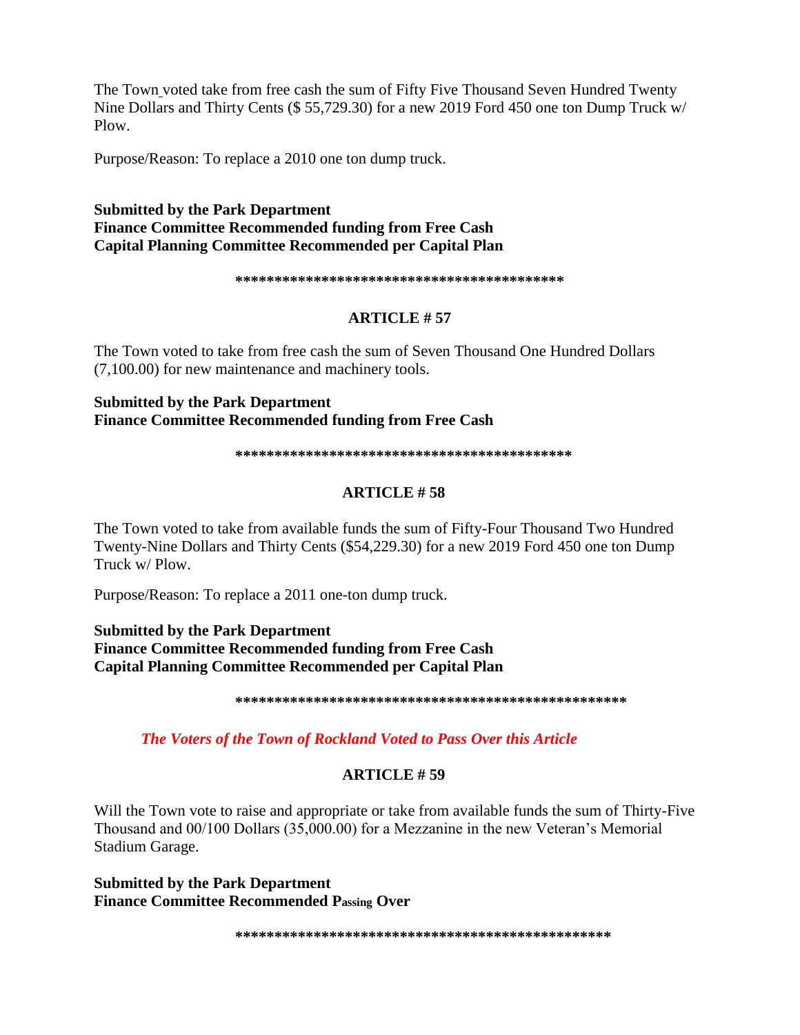The Town voted take from free cash the sum of Fifty Five Thousand Seven Hundred Twenty Nine Dollars and Thirty Cents ($ 55,729.30) for a new 2019 Ford 450 one ton Dump Truck w/ Plow.

Purpose/Reason: To replace a 2010 one ton dump truck.

**Submitted by the Park Department**
**Finance Committee Recommended funding from Free Cash**
**Capital Planning Committee Recommended per Capital Plan**

**\*\*\*\*\*\*\*\*\*\*\*\*\*\*\*\*\*\*\*\*\*\*\*\*\*\*\*\*\*\*\*\*\*\*\*\*\*\*\*\*\*\*\***

## ARTICLE # 57

The Town voted to take from free cash the sum of Seven Thousand One Hundred Dollars (7,100.00) for new maintenance and machinery tools.

**Submitted by the Park Department**
**Finance Committee Recommended funding from Free Cash**

**\*\*\*\*\*\*\*\*\*\*\*\*\*\*\*\*\*\*\*\*\*\*\*\*\*\*\*\*\*\*\*\*\*\*\*\*\*\*\*\*\*\*\***

## ARTICLE # 58

The Town voted to take from available funds the sum of Fifty-Four Thousand Two Hundred Twenty-Nine Dollars and Thirty Cents ($54,229.30) for a new 2019 Ford 450 one ton Dump Truck w/ Plow.

Purpose/Reason: To replace a 2011 one-ton dump truck.

**Submitted by the Park Department**
**Finance Committee Recommended funding from Free Cash**
**Capital Planning Committee Recommended per Capital Plan**

**\*\*\*\*\*\*\*\*\*\*\*\*\*\*\*\*\*\*\*\*\*\*\*\*\*\*\*\*\*\*\*\*\*\*\*\*\*\*\*\*\*\*\*\*\*\*\*\*\*\*\***

***The Voters of the Town of Rockland Voted to Pass Over this Article***

## ARTICLE # 59

Will the Town vote to raise and appropriate or take from available funds the sum of Thirty-Five Thousand and 00/100 Dollars (35,000.00) for a Mezzanine in the new Veteran's Memorial Stadium Garage.

**Submitted by the Park Department**
**Finance Committee Recommended Passing Over**

**\*\*\*\*\*\*\*\*\*\*\*\*\*\*\*\*\*\*\*\*\*\*\*\*\*\*\*\*\*\*\*\*\*\*\*\*\*\*\*\*\*\*\*\*\*\*\*\*\***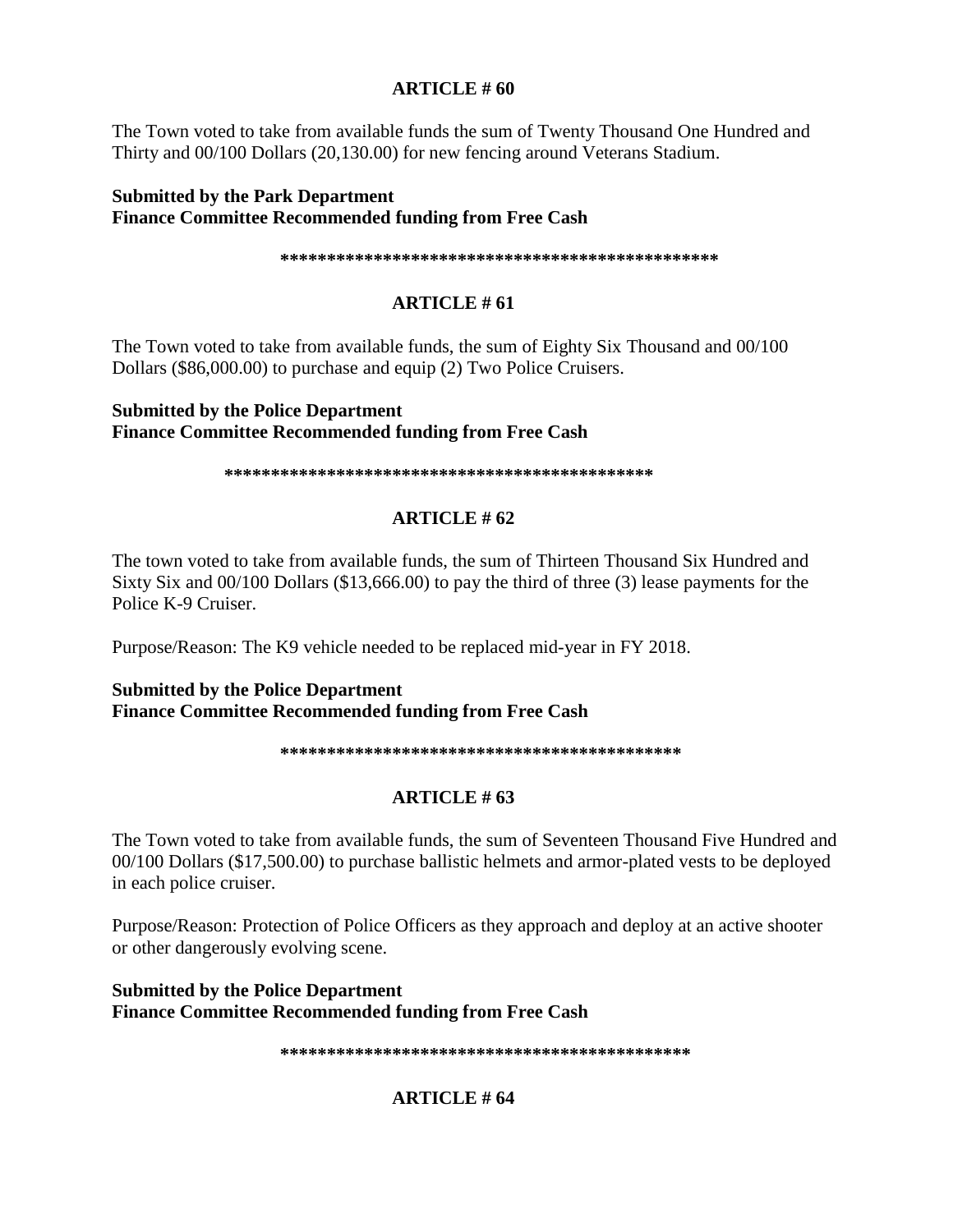## ARTICLE # 60

The Town voted to take from available funds the sum of Twenty Thousand One Hundred and Thirty and 00/100 Dollars (20,130.00) for new fencing around Veterans Stadium.

**Submitted by the Park Department**
**Finance Committee Recommended funding from Free Cash**

**************************************************

## ARTICLE # 61

The Town voted to take from available funds, the sum of Eighty Six Thousand and 00/100 Dollars ($86,000.00) to purchase and equip (2) Two Police Cruisers.

**Submitted by the Police Department**
**Finance Committee Recommended funding from Free Cash**

**************************************************

## ARTICLE # 62

The town voted to take from available funds, the sum of Thirteen Thousand Six Hundred and Sixty Six and 00/100 Dollars ($13,666.00) to pay the third of three (3) lease payments for the Police K-9 Cruiser.

Purpose/Reason: The K9 vehicle needed to be replaced mid-year in FY 2018.

**Submitted by the Police Department**
**Finance Committee Recommended funding from Free Cash**

**************************************************

## ARTICLE # 63

The Town voted to take from available funds, the sum of Seventeen Thousand Five Hundred and 00/100 Dollars ($17,500.00) to purchase ballistic helmets and armor-plated vests to be deployed in each police cruiser.

Purpose/Reason: Protection of Police Officers as they approach and deploy at an active shooter or other dangerously evolving scene.

**Submitted by the Police Department**
**Finance Committee Recommended funding from Free Cash**

**************************************************

## ARTICLE # 64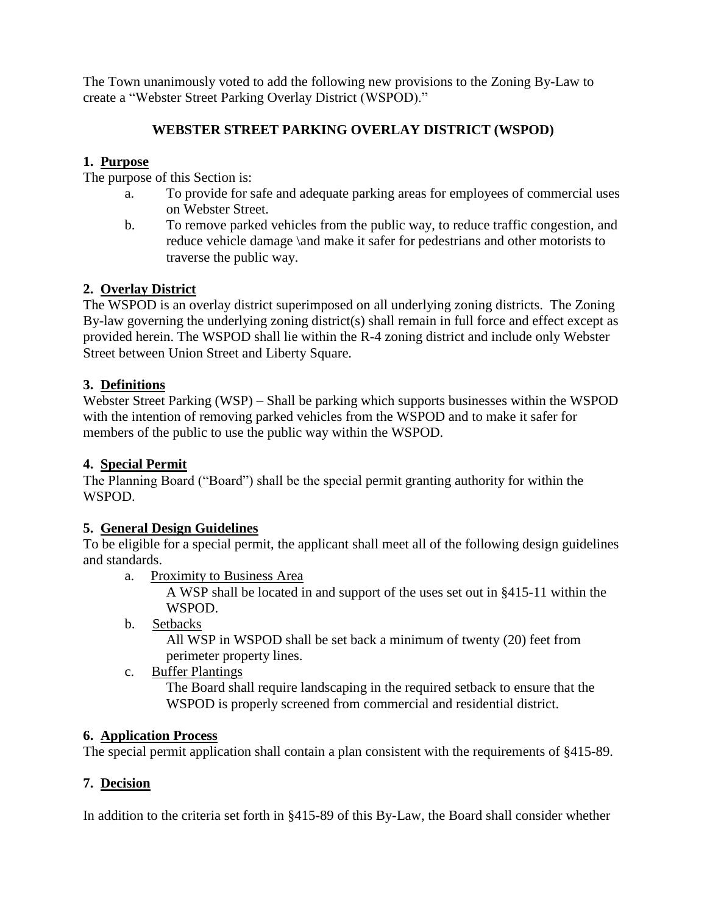The Town unanimously voted to add the following new provisions to the Zoning By-Law to create a "Webster Street Parking Overlay District (WSPOD)."

## WEBSTER STREET PARKING OVERLAY DISTRICT (WSPOD)

### 1. Purpose

The purpose of this Section is:

a. To provide for safe and adequate parking areas for employees of commercial uses on Webster Street.

b. To remove parked vehicles from the public way, to reduce traffic congestion, and reduce vehicle damage \and make it safer for pedestrians and other motorists to traverse the public way.

### 2. Overlay District

The WSPOD is an overlay district superimposed on all underlying zoning districts. The Zoning By-law governing the underlying zoning district(s) shall remain in full force and effect except as provided herein. The WSPOD shall lie within the R-4 zoning district and include only Webster Street between Union Street and Liberty Square.

### 3. Definitions

Webster Street Parking (WSP) – Shall be parking which supports businesses within the WSPOD with the intention of removing parked vehicles from the WSPOD and to make it safer for members of the public to use the public way within the WSPOD.

### 4. Special Permit

The Planning Board ("Board") shall be the special permit granting authority for within the WSPOD.

### 5. General Design Guidelines

To be eligible for a special permit, the applicant shall meet all of the following design guidelines and standards.

a. Proximity to Business Area

A WSP shall be located in and support of the uses set out in §415-11 within the WSPOD.

b. Setbacks

All WSP in WSPOD shall be set back a minimum of twenty (20) feet from perimeter property lines.

c. Buffer Plantings

The Board shall require landscaping in the required setback to ensure that the WSPOD is properly screened from commercial and residential district.

### 6. Application Process

The special permit application shall contain a plan consistent with the requirements of §415-89.

### 7. Decision

In addition to the criteria set forth in §415-89 of this By-Law, the Board shall consider whether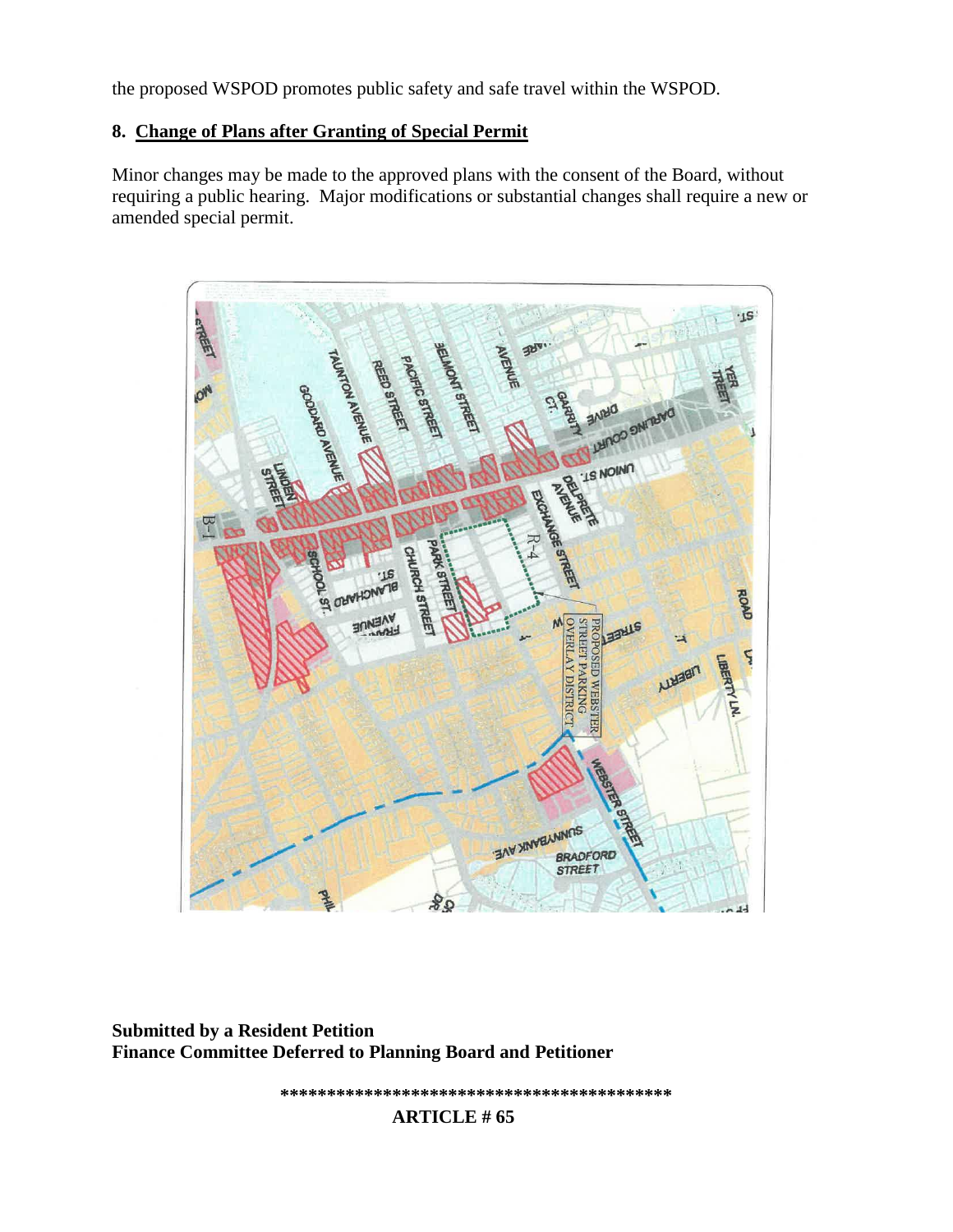the proposed WSPOD promotes public safety and safe travel within the WSPOD.

**8. Change of Plans after Granting of Special Permit**

Minor changes may be made to the approved plans with the consent of the Board, without requiring a public hearing. Major modifications or substantial changes shall require a new or amended special permit.

**Submitted by a Resident Petition**
**Finance Committee Deferred to Planning Board and Petitioner**

*****************************************

**ARTICLE # 65**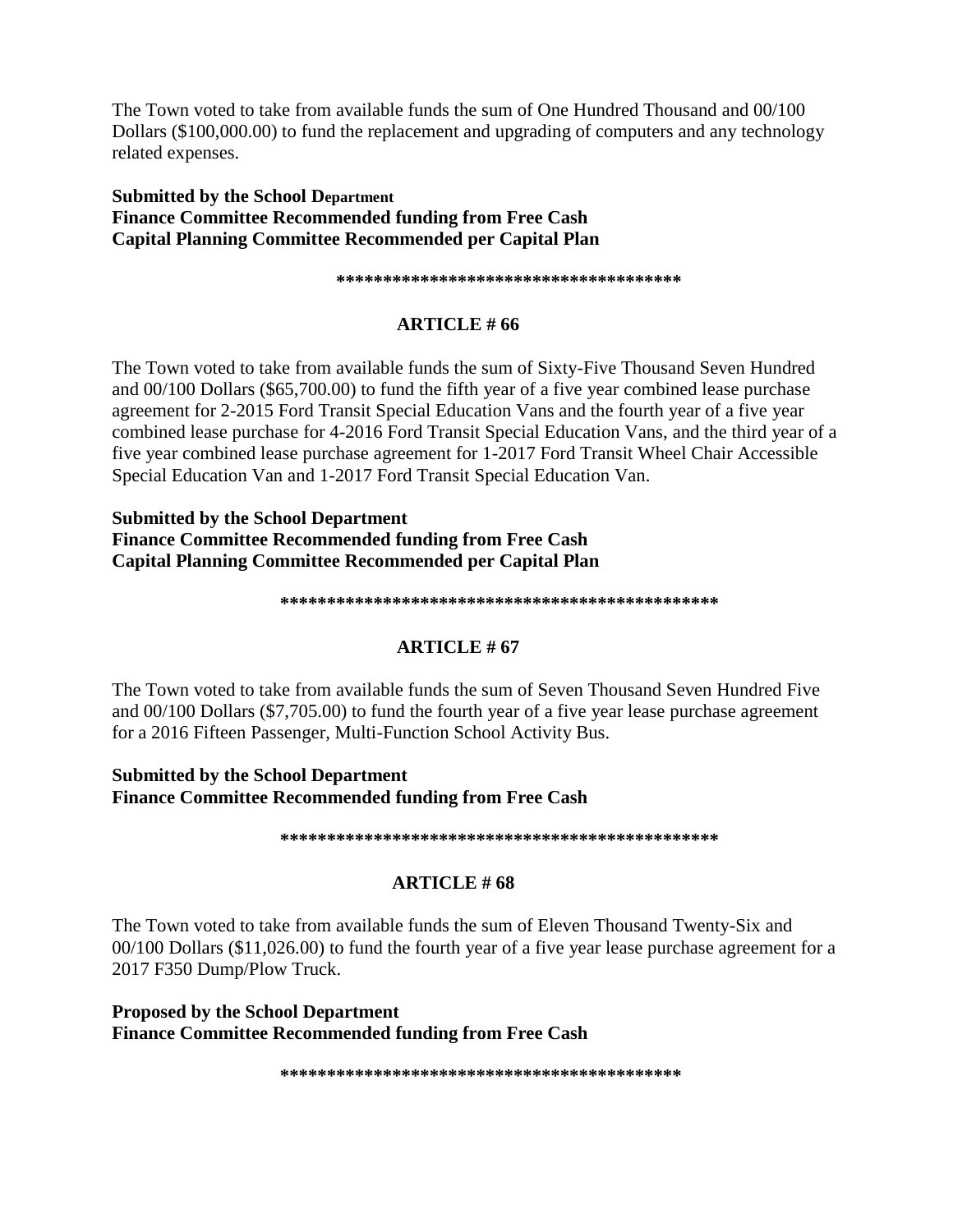The Town voted to take from available funds the sum of One Hundred Thousand and 00/100 Dollars ($100,000.00) to fund the replacement and upgrading of computers and any technology related expenses.

**Submitted by the School Department**
**Finance Committee Recommended funding from Free Cash**
**Capital Planning Committee Recommended per Capital Plan**

**************************************

## ARTICLE # 66

The Town voted to take from available funds the sum of Sixty-Five Thousand Seven Hundred and 00/100 Dollars ($65,700.00) to fund the fifth year of a five year combined lease purchase agreement for 2-2015 Ford Transit Special Education Vans and the fourth year of a five year combined lease purchase for 4-2016 Ford Transit Special Education Vans, and the third year of a five year combined lease purchase agreement for 1-2017 Ford Transit Wheel Chair Accessible Special Education Van and 1-2017 Ford Transit Special Education Van.

**Submitted by the School Department**
**Finance Committee Recommended funding from Free Cash**
**Capital Planning Committee Recommended per Capital Plan**

***********************************************

## ARTICLE # 67

The Town voted to take from available funds the sum of Seven Thousand Seven Hundred Five and 00/100 Dollars ($7,705.00) to fund the fourth year of a five year lease purchase agreement for a 2016 Fifteen Passenger, Multi-Function School Activity Bus.

**Submitted by the School Department**
**Finance Committee Recommended funding from Free Cash**

***********************************************

## ARTICLE # 68

The Town voted to take from available funds the sum of Eleven Thousand Twenty-Six and 00/100 Dollars ($11,026.00) to fund the fourth year of a five year lease purchase agreement for a 2017 F350 Dump/Plow Truck.

**Proposed by the School Department**
**Finance Committee Recommended funding from Free Cash**

*******************************************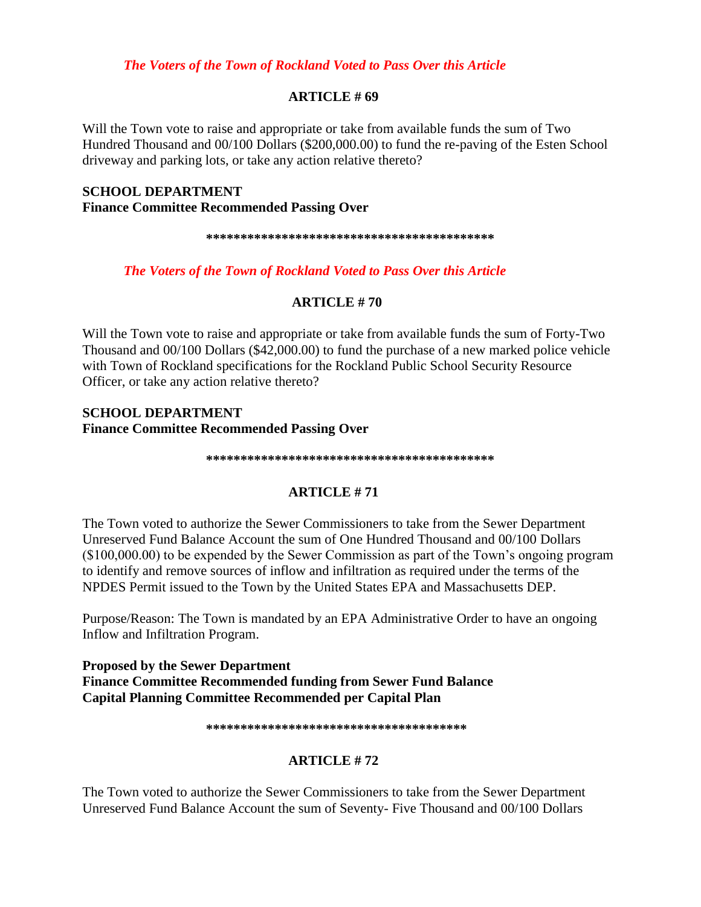*The Voters of the Town of Rockland Voted to Pass Over this Article*

## ARTICLE # 69

Will the Town vote to raise and appropriate or take from available funds the sum of Two Hundred Thousand and 00/100 Dollars ($200,000.00) to fund the re-paving of the Esten School driveway and parking lots, or take any action relative thereto?

**SCHOOL DEPARTMENT**
**Finance Committee Recommended Passing Over**

******************************************

*The Voters of the Town of Rockland Voted to Pass Over this Article*

## ARTICLE # 70

Will the Town vote to raise and appropriate or take from available funds the sum of Forty-Two Thousand and 00/100 Dollars ($42,000.00) to fund the purchase of a new marked police vehicle with Town of Rockland specifications for the Rockland Public School Security Resource Officer, or take any action relative thereto?

**SCHOOL DEPARTMENT**
**Finance Committee Recommended Passing Over**

******************************************

## ARTICLE # 71

The Town voted to authorize the Sewer Commissioners to take from the Sewer Department Unreserved Fund Balance Account the sum of One Hundred Thousand and 00/100 Dollars ($100,000.00) to be expended by the Sewer Commission as part of the Town's ongoing program to identify and remove sources of inflow and infiltration as required under the terms of the NPDES Permit issued to the Town by the United States EPA and Massachusetts DEP.

Purpose/Reason: The Town is mandated by an EPA Administrative Order to have an ongoing Inflow and Infiltration Program.

**Proposed by the Sewer Department**
**Finance Committee Recommended funding from Sewer Fund Balance**
**Capital Planning Committee Recommended per Capital Plan**

**************************************

## ARTICLE # 72

The Town voted to authorize the Sewer Commissioners to take from the Sewer Department Unreserved Fund Balance Account the sum of Seventy- Five Thousand and 00/100 Dollars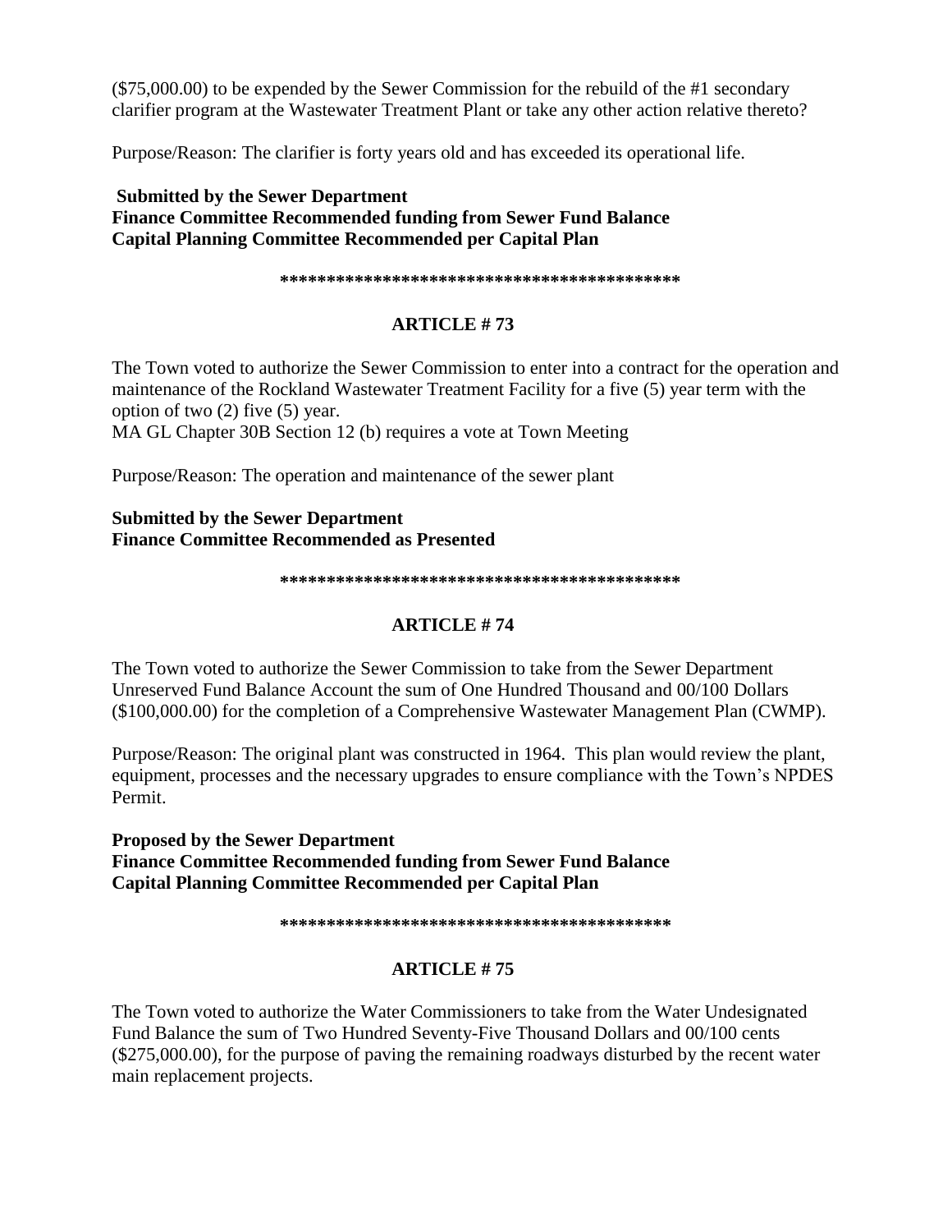($75,000.00) to be expended by the Sewer Commission for the rebuild of the #1 secondary clarifier program at the Wastewater Treatment Plant or take any other action relative thereto?

Purpose/Reason: The clarifier is forty years old and has exceeded its operational life.

**Submitted by the Sewer Department**
**Finance Committee Recommended funding from Sewer Fund Balance**
**Capital Planning Committee Recommended per Capital Plan**

**\*\*\*\*\*\*\*\*\*\*\*\*\*\*\*\*\*\*\*\*\*\*\*\*\*\*\*\*\*\*\*\*\*\*\*\*\*\*\*\*\*\*\***

## ARTICLE # 73

The Town voted to authorize the Sewer Commission to enter into a contract for the operation and maintenance of the Rockland Wastewater Treatment Facility for a five (5) year term with the option of two (2) five (5) year.
MA GL Chapter 30B Section 12 (b) requires a vote at Town Meeting

Purpose/Reason: The operation and maintenance of the sewer plant

**Submitted by the Sewer Department**
**Finance Committee Recommended as Presented**

**\*\*\*\*\*\*\*\*\*\*\*\*\*\*\*\*\*\*\*\*\*\*\*\*\*\*\*\*\*\*\*\*\*\*\*\*\*\*\*\*\*\*\***

## ARTICLE # 74

The Town voted to authorize the Sewer Commission to take from the Sewer Department Unreserved Fund Balance Account the sum of One Hundred Thousand and 00/100 Dollars ($100,000.00) for the completion of a Comprehensive Wastewater Management Plan (CWMP).

Purpose/Reason: The original plant was constructed in 1964. This plan would review the plant, equipment, processes and the necessary upgrades to ensure compliance with the Town's NPDES Permit.

**Proposed by the Sewer Department**
**Finance Committee Recommended funding from Sewer Fund Balance**
**Capital Planning Committee Recommended per Capital Plan**

**\*\*\*\*\*\*\*\*\*\*\*\*\*\*\*\*\*\*\*\*\*\*\*\*\*\*\*\*\*\*\*\*\*\*\*\*\*\*\*\*\*\***

## ARTICLE # 75

The Town voted to authorize the Water Commissioners to take from the Water Undesignated Fund Balance the sum of Two Hundred Seventy-Five Thousand Dollars and 00/100 cents ($275,000.00), for the purpose of paving the remaining roadways disturbed by the recent water main replacement projects.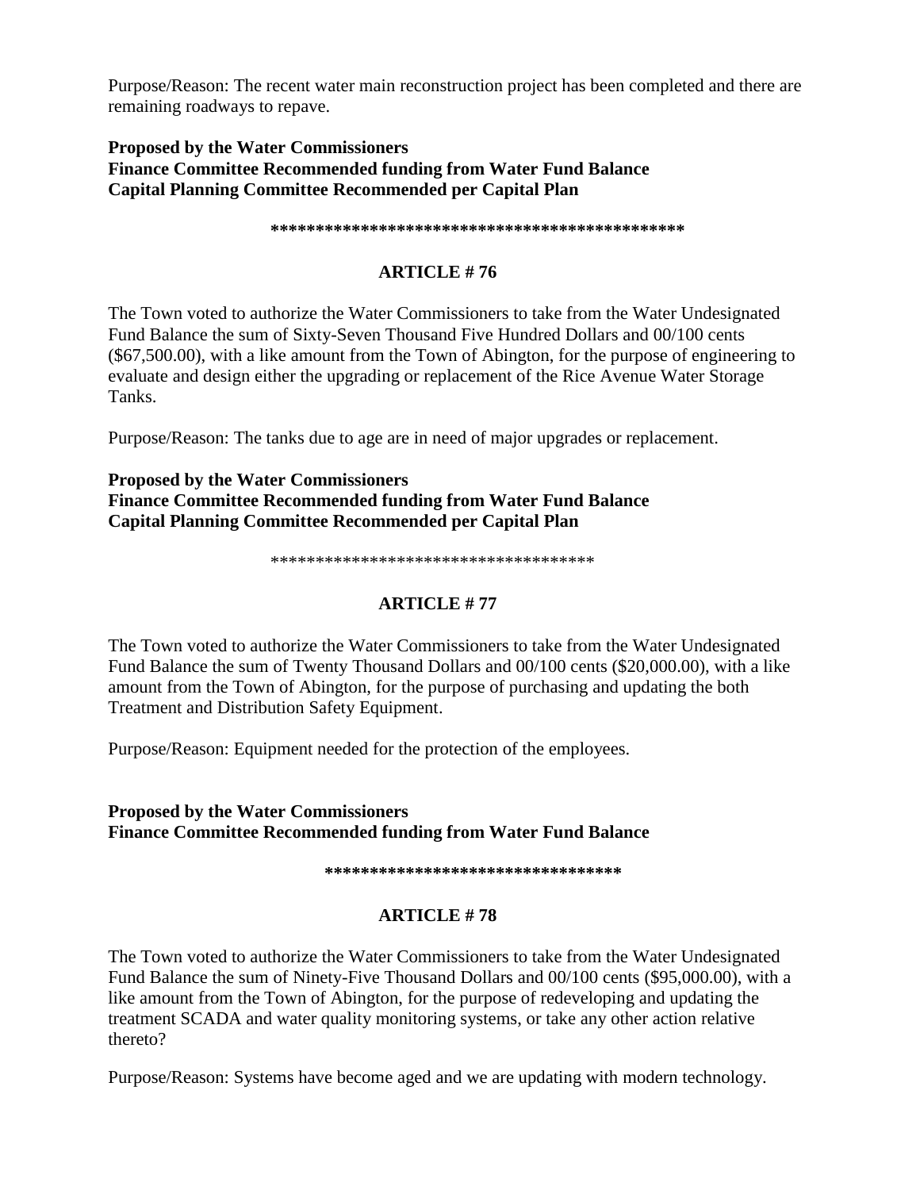Purpose/Reason: The recent water main reconstruction project has been completed and there are remaining roadways to repave.

**Proposed by the Water Commissioners**
**Finance Committee Recommended funding from Water Fund Balance**
**Capital Planning Committee Recommended per Capital Plan**

**\*\*\*\*\*\*\*\*\*\*\*\*\*\*\*\*\*\*\*\*\*\*\*\*\*\*\*\*\*\*\*\*\*\*\*\*\*\*\*\*\*\*\*\*\*\*\***

## ARTICLE # 76

The Town voted to authorize the Water Commissioners to take from the Water Undesignated Fund Balance the sum of Sixty-Seven Thousand Five Hundred Dollars and 00/100 cents ($67,500.00), with a like amount from the Town of Abington, for the purpose of engineering to evaluate and design either the upgrading or replacement of the Rice Avenue Water Storage Tanks.

Purpose/Reason: The tanks due to age are in need of major upgrades or replacement.

**Proposed by the Water Commissioners**
**Finance Committee Recommended funding from Water Fund Balance**
**Capital Planning Committee Recommended per Capital Plan**

\*\*\*\*\*\*\*\*\*\*\*\*\*\*\*\*\*\*\*\*\*\*\*\*\*\*\*\*\*\*\*\*\*\*\*\*

## ARTICLE # 77

The Town voted to authorize the Water Commissioners to take from the Water Undesignated Fund Balance the sum of Twenty Thousand Dollars and 00/100 cents ($20,000.00), with a like amount from the Town of Abington, for the purpose of purchasing and updating the both Treatment and Distribution Safety Equipment.

Purpose/Reason: Equipment needed for the protection of the employees.

**Proposed by the Water Commissioners**
**Finance Committee Recommended funding from Water Fund Balance**

**\*\*\*\*\*\*\*\*\*\*\*\*\*\*\*\*\*\*\*\*\*\*\*\*\*\*\*\*\*\*\*\*\***

## ARTICLE # 78

The Town voted to authorize the Water Commissioners to take from the Water Undesignated Fund Balance the sum of Ninety-Five Thousand Dollars and 00/100 cents ($95,000.00), with a like amount from the Town of Abington, for the purpose of redeveloping and updating the treatment SCADA and water quality monitoring systems, or take any other action relative thereto?

Purpose/Reason: Systems have become aged and we are updating with modern technology.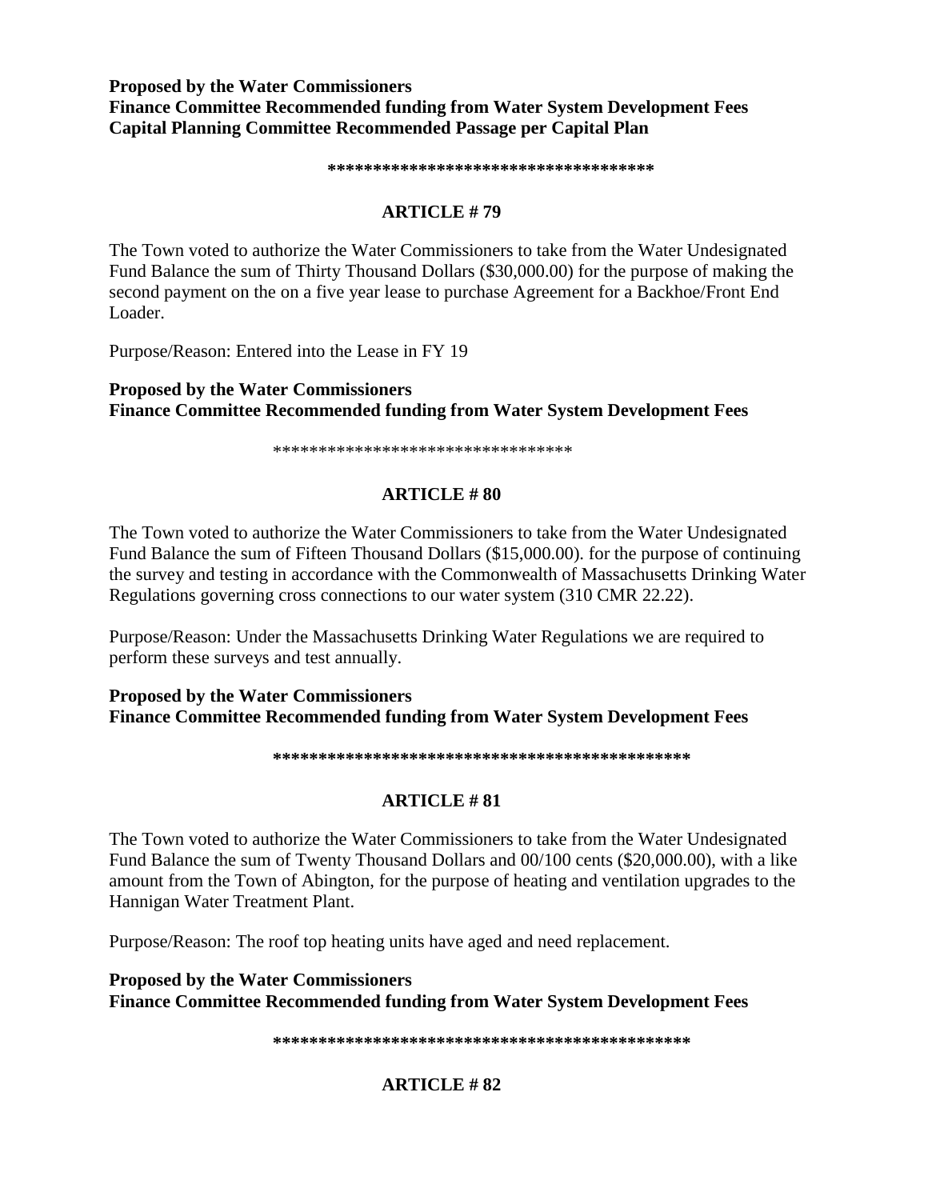**Proposed by the Water Commissioners**
**Finance Committee Recommended funding from Water System Development Fees**
**Capital Planning Committee Recommended Passage per Capital Plan**

**************************************

## ARTICLE # 79

The Town voted to authorize the Water Commissioners to take from the Water Undesignated Fund Balance the sum of Thirty Thousand Dollars ($30,000.00) for the purpose of making the second payment on the on a five year lease to purchase Agreement for a Backhoe/Front End Loader.

Purpose/Reason: Entered into the Lease in FY 19

**Proposed by the Water Commissioners**
**Finance Committee Recommended funding from Water System Development Fees**

**********************************

## ARTICLE # 80

The Town voted to authorize the Water Commissioners to take from the Water Undesignated Fund Balance the sum of Fifteen Thousand Dollars ($15,000.00). for the purpose of continuing the survey and testing in accordance with the Commonwealth of Massachusetts Drinking Water Regulations governing cross connections to our water system (310 CMR 22.22).

Purpose/Reason: Under the Massachusetts Drinking Water Regulations we are required to perform these surveys and test annually.

**Proposed by the Water Commissioners**
**Finance Committee Recommended funding from Water System Development Fees**

**********************************************

## ARTICLE # 81

The Town voted to authorize the Water Commissioners to take from the Water Undesignated Fund Balance the sum of Twenty Thousand Dollars and 00/100 cents ($20,000.00), with a like amount from the Town of Abington, for the purpose of heating and ventilation upgrades to the Hannigan Water Treatment Plant.

Purpose/Reason: The roof top heating units have aged and need replacement.

**Proposed by the Water Commissioners**
**Finance Committee Recommended funding from Water System Development Fees**

**********************************************

## ARTICLE # 82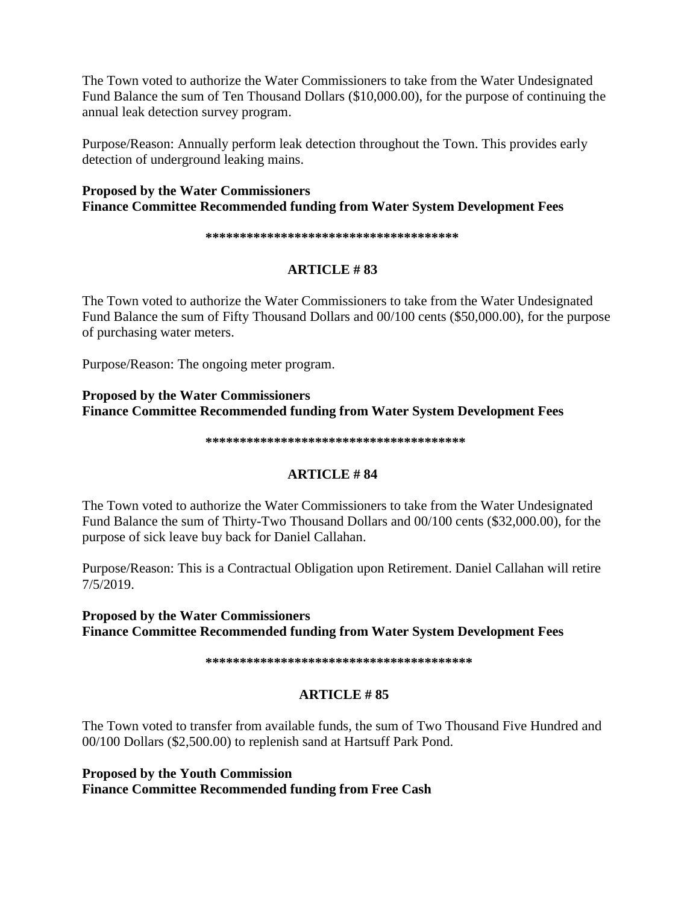The Town voted to authorize the Water Commissioners to take from the Water Undesignated Fund Balance the sum of Ten Thousand Dollars ($10,000.00), for the purpose of continuing the annual leak detection survey program.

Purpose/Reason: Annually perform leak detection throughout the Town. This provides early detection of underground leaking mains.

**Proposed by the Water Commissioners**
**Finance Committee Recommended funding from Water System Development Fees**

**************************************

## ARTICLE # 83

The Town voted to authorize the Water Commissioners to take from the Water Undesignated Fund Balance the sum of Fifty Thousand Dollars and 00/100 cents ($50,000.00), for the purpose of purchasing water meters.

Purpose/Reason: The ongoing meter program.

**Proposed by the Water Commissioners**
**Finance Committee Recommended funding from Water System Development Fees**

**************************************

## ARTICLE # 84

The Town voted to authorize the Water Commissioners to take from the Water Undesignated Fund Balance the sum of Thirty-Two Thousand Dollars and 00/100 cents ($32,000.00), for the purpose of sick leave buy back for Daniel Callahan.

Purpose/Reason: This is a Contractual Obligation upon Retirement. Daniel Callahan will retire 7/5/2019.

**Proposed by the Water Commissioners**
**Finance Committee Recommended funding from Water System Development Fees**

**************************************

## ARTICLE # 85

The Town voted to transfer from available funds, the sum of Two Thousand Five Hundred and 00/100 Dollars ($2,500.00) to replenish sand at Hartsuff Park Pond.

**Proposed by the Youth Commission**
**Finance Committee Recommended funding from Free Cash**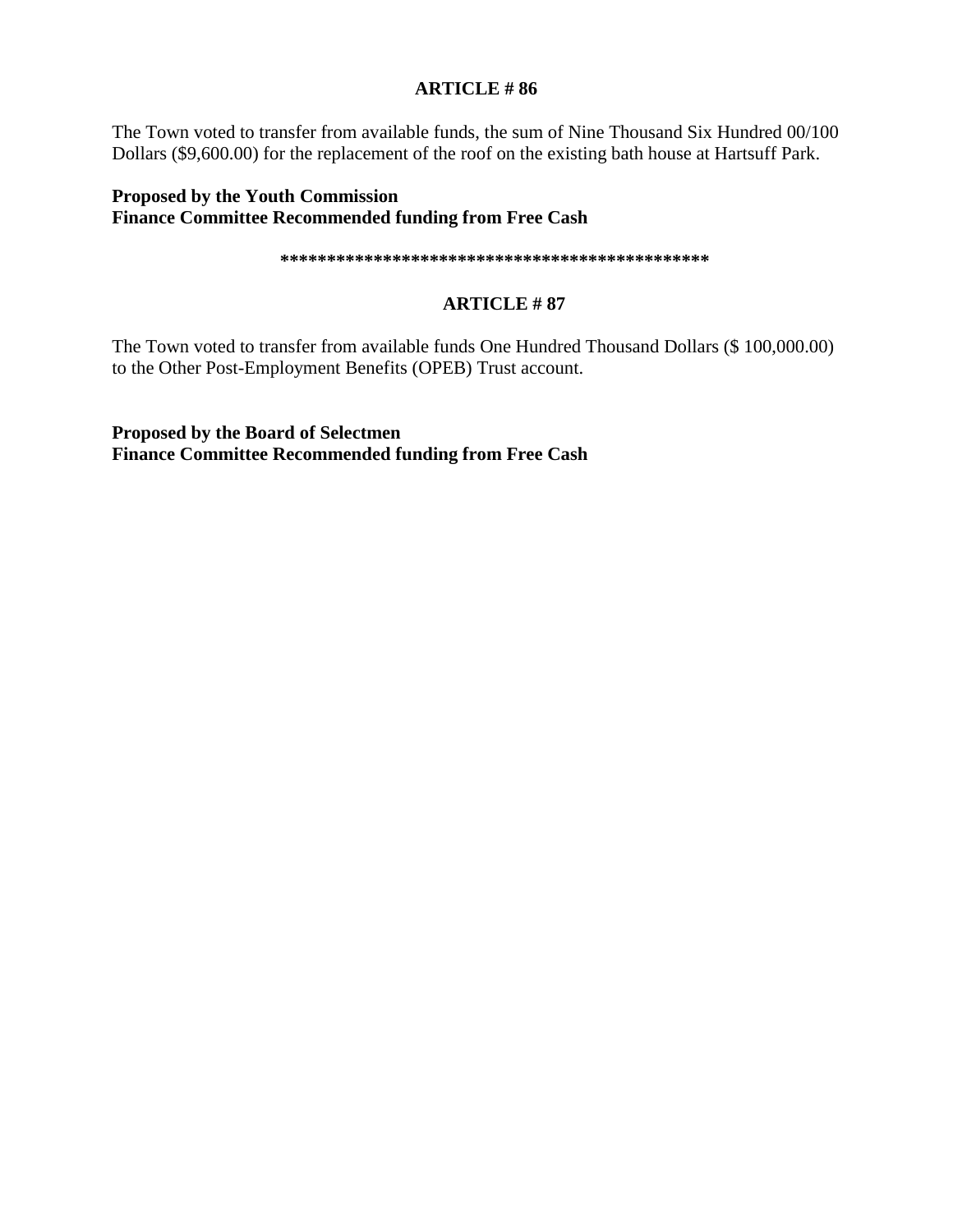## ARTICLE # 86

The Town voted to transfer from available funds, the sum of Nine Thousand Six Hundred 00/100 Dollars ($9,600.00) for the replacement of the roof on the existing bath house at Hartsuff Park.

**Proposed by the Youth Commission**
**Finance Committee Recommended funding from Free Cash**

**********************************************

## ARTICLE # 87

The Town voted to transfer from available funds One Hundred Thousand Dollars ($ 100,000.00) to the Other Post-Employment Benefits (OPEB) Trust account.

**Proposed by the Board of Selectmen**
**Finance Committee Recommended funding from Free Cash**